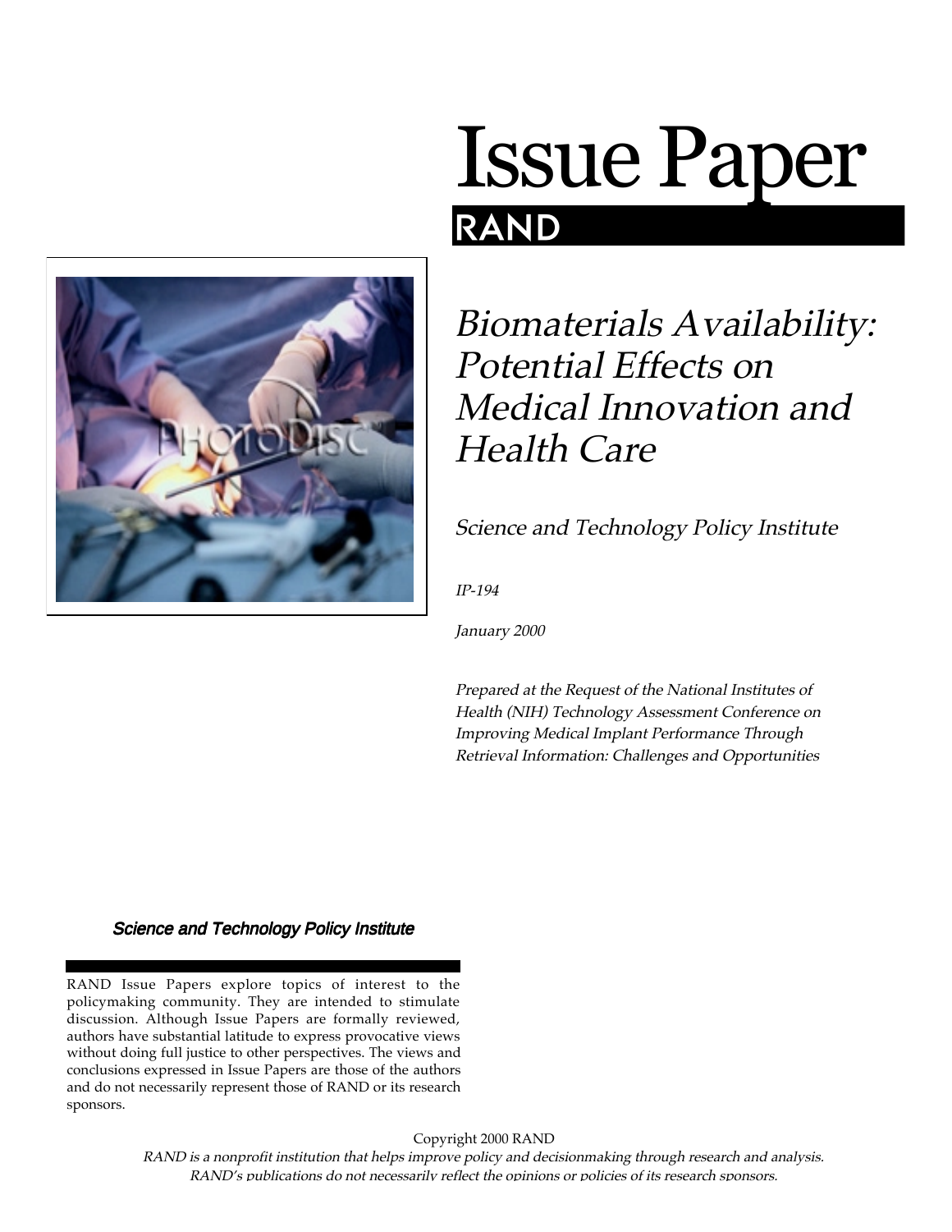# Issue Paper

RAND

## *Biomaterials Availability: Potential Effects on Medical Innovation and Health Care*

*Science and Technology Policy Institute*

*IP-194*

*January 2000*

*Prepared at the Request of the National Institutes of Health (NIH) Technology Assessment Conference on Improving Medical Implant Performance Through Retrieval Information: Challenges and Opportunities*

***Science and Technology Policy Institute***

RAND Issue Papers explore topics of interest to the policymaking community. They are intended to stimulate discussion. Although Issue Papers are formally reviewed, authors have substantial latitude to express provocative views without doing full justice to other perspectives. The views and conclusions expressed in Issue Papers are those of the authors and do not necessarily represent those of RAND or its research sponsors.

Copyright 2000 RAND

*RAND is a nonprofit institution that helps improve policy and decisionmaking through research and analysis. RAND's publications do not necessarily reflect the opinions or policies of its research sponsors.*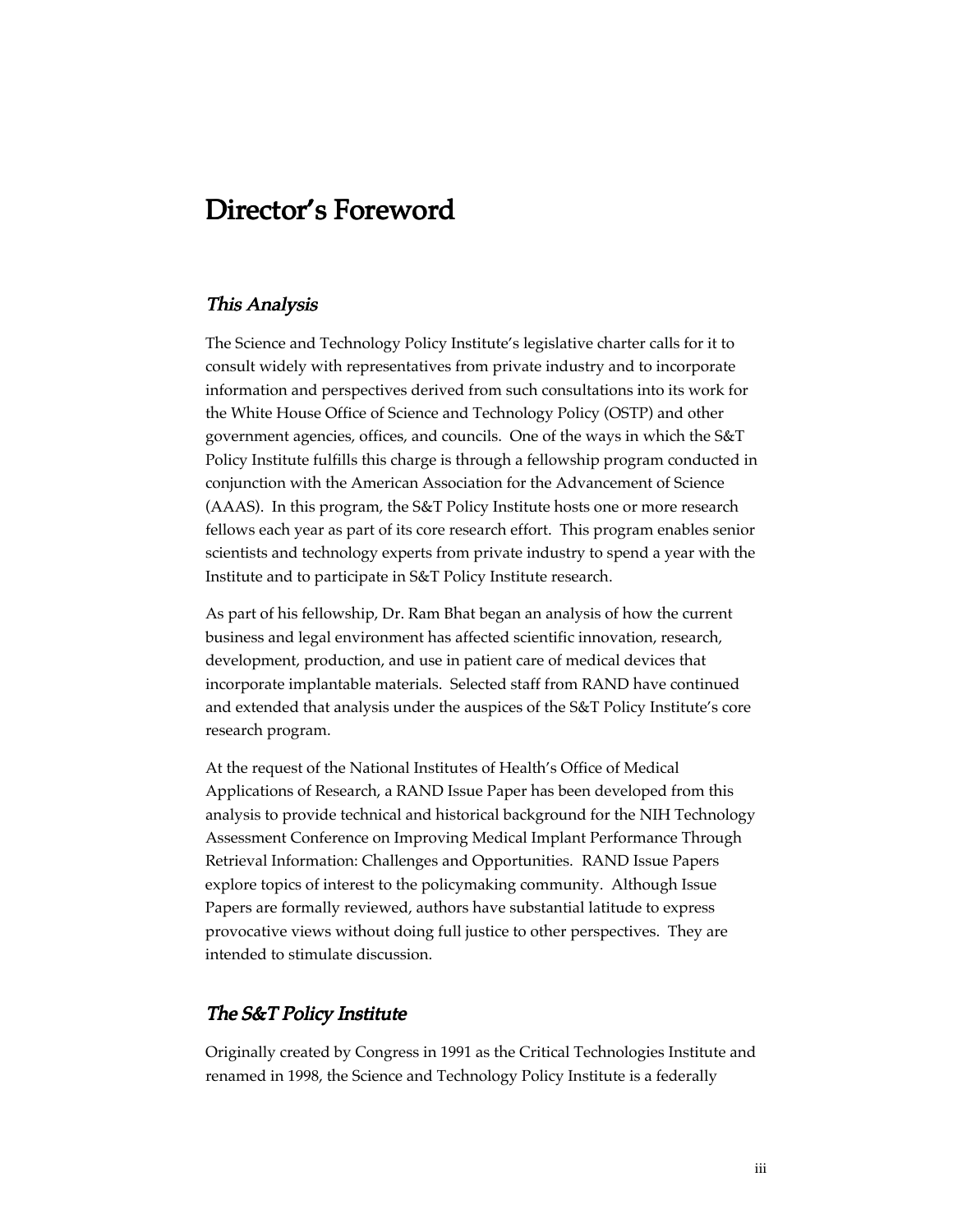# Director's Foreword

## *This Analysis*

The Science and Technology Policy Institute's legislative charter calls for it to consult widely with representatives from private industry and to incorporate information and perspectives derived from such consultations into its work for the White House Office of Science and Technology Policy (OSTP) and other government agencies, offices, and councils. One of the ways in which the S&T Policy Institute fulfills this charge is through a fellowship program conducted in conjunction with the American Association for the Advancement of Science (AAAS). In this program, the S&T Policy Institute hosts one or more research fellows each year as part of its core research effort. This program enables senior scientists and technology experts from private industry to spend a year with the Institute and to participate in S&T Policy Institute research.

As part of his fellowship, Dr. Ram Bhat began an analysis of how the current business and legal environment has affected scientific innovation, research, development, production, and use in patient care of medical devices that incorporate implantable materials. Selected staff from RAND have continued and extended that analysis under the auspices of the S&T Policy Institute's core research program.

At the request of the National Institutes of Health's Office of Medical Applications of Research, a RAND Issue Paper has been developed from this analysis to provide technical and historical background for the NIH Technology Assessment Conference on Improving Medical Implant Performance Through Retrieval Information: Challenges and Opportunities. RAND Issue Papers explore topics of interest to the policymaking community. Although Issue Papers are formally reviewed, authors have substantial latitude to express provocative views without doing full justice to other perspectives. They are intended to stimulate discussion.

## *The S&T Policy Institute*

Originally created by Congress in 1991 as the Critical Technologies Institute and renamed in 1998, the Science and Technology Policy Institute is a federally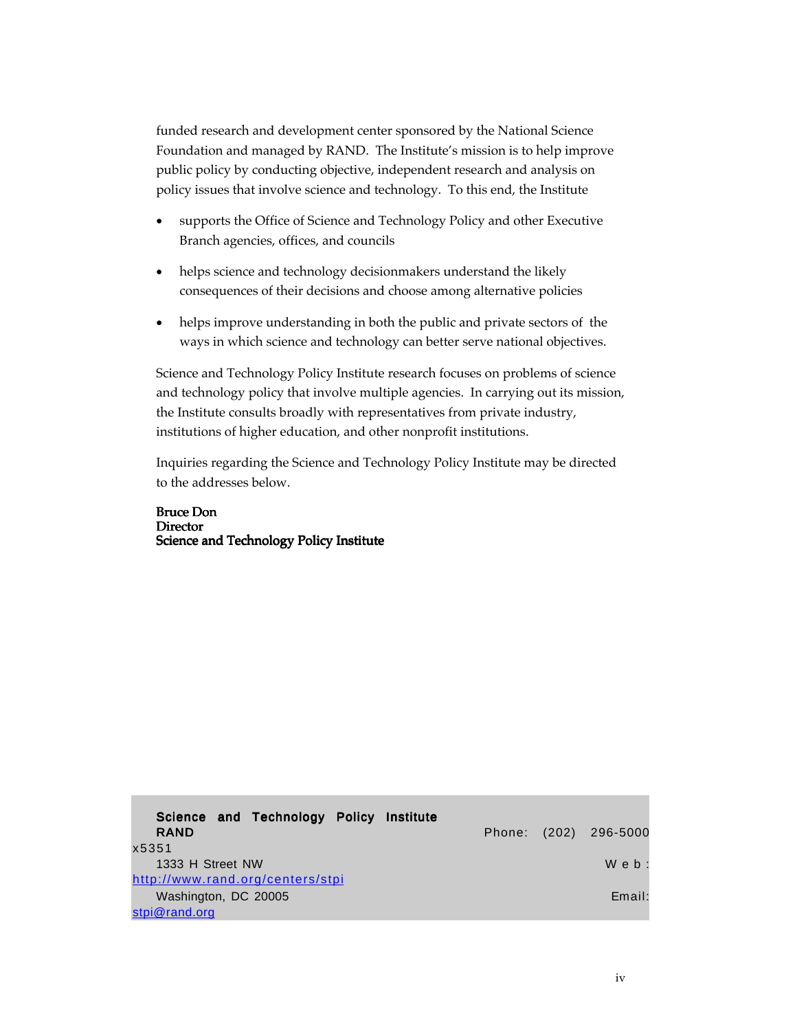funded research and development center sponsored by the National Science Foundation and managed by RAND. The Institute's mission is to help improve public policy by conducting objective, independent research and analysis on policy issues that involve science and technology. To this end, the Institute

- supports the Office of Science and Technology Policy and other Executive Branch agencies, offices, and councils
- helps science and technology decisionmakers understand the likely consequences of their decisions and choose among alternative policies
- helps improve understanding in both the public and private sectors of the ways in which science and technology can better serve national objectives.

Science and Technology Policy Institute research focuses on problems of science and technology policy that involve multiple agencies. In carrying out its mission, the Institute consults broadly with representatives from private industry, institutions of higher education, and other nonprofit institutions.

Inquiries regarding the Science and Technology Policy Institute may be directed to the addresses below.

**Bruce Don**
**Director**
**Science and Technology Policy Institute**

**Science and Technology Policy Institute**
**RAND**
1333 H Street NW
Washington, DC 20005

Phone: (202) 296-5000 x5351
Web: http://www.rand.org/centers/stpi
Email: stpi@rand.org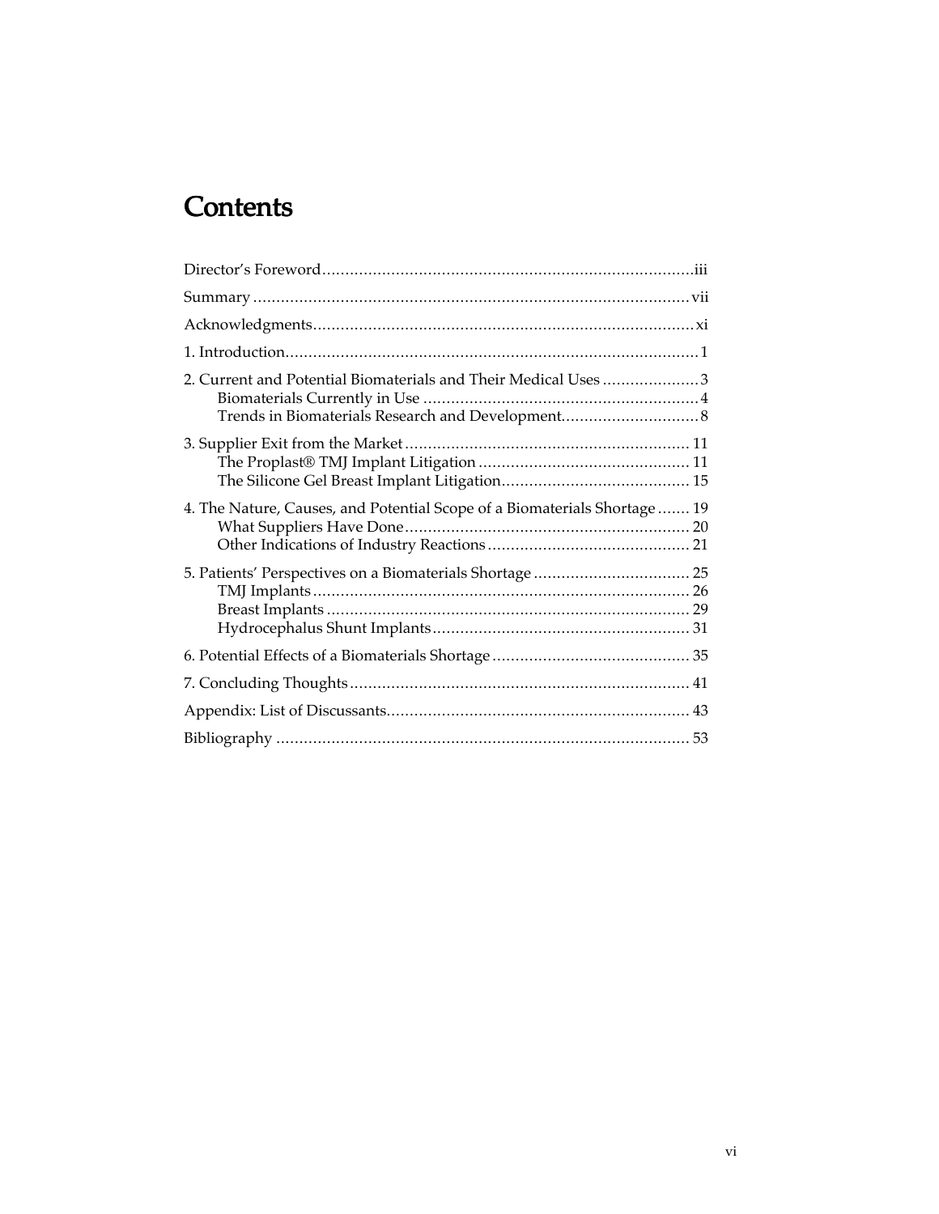# Contents

Director's Foreword ... iii

Summary ... vii

Acknowledgments ... xi

1. Introduction ... 1

2. Current and Potential Biomaterials and Their Medical Uses ... 3
   - Biomaterials Currently in Use ... 4
   - Trends in Biomaterials Research and Development ... 8

3. Supplier Exit from the Market ... 11
   - The Proplast® TMJ Implant Litigation ... 11
   - The Silicone Gel Breast Implant Litigation ... 15

4. The Nature, Causes, and Potential Scope of a Biomaterials Shortage ... 19
   - What Suppliers Have Done ... 20
   - Other Indications of Industry Reactions ... 21

5. Patients' Perspectives on a Biomaterials Shortage ... 25
   - TMJ Implants ... 26
   - Breast Implants ... 29
   - Hydrocephalus Shunt Implants ... 31

6. Potential Effects of a Biomaterials Shortage ... 35

7. Concluding Thoughts ... 41

Appendix: List of Discussants ... 43

Bibliography ... 53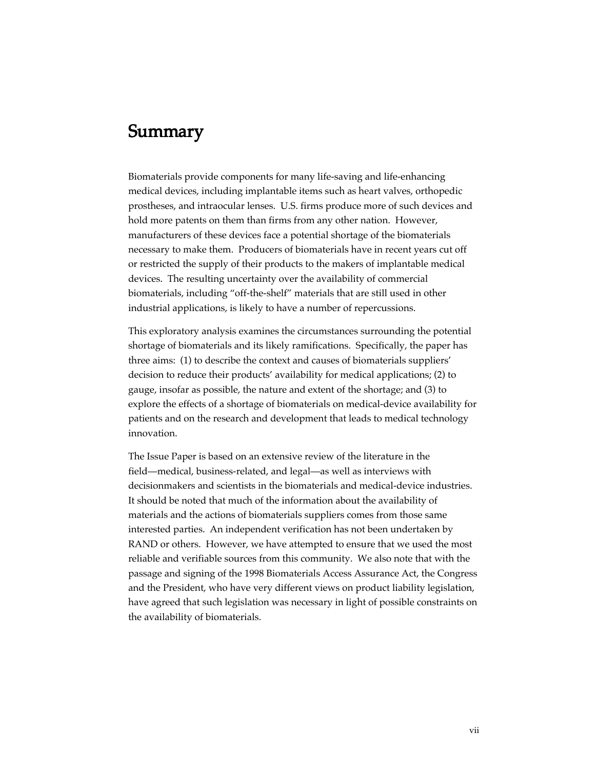# Summary

Biomaterials provide components for many life-saving and life-enhancing medical devices, including implantable items such as heart valves, orthopedic prostheses, and intraocular lenses. U.S. firms produce more of such devices and hold more patents on them than firms from any other nation. However, manufacturers of these devices face a potential shortage of the biomaterials necessary to make them. Producers of biomaterials have in recent years cut off or restricted the supply of their products to the makers of implantable medical devices. The resulting uncertainty over the availability of commercial biomaterials, including "off-the-shelf" materials that are still used in other industrial applications, is likely to have a number of repercussions.

This exploratory analysis examines the circumstances surrounding the potential shortage of biomaterials and its likely ramifications. Specifically, the paper has three aims: (1) to describe the context and causes of biomaterials suppliers' decision to reduce their products' availability for medical applications; (2) to gauge, insofar as possible, the nature and extent of the shortage; and (3) to explore the effects of a shortage of biomaterials on medical-device availability for patients and on the research and development that leads to medical technology innovation.

The Issue Paper is based on an extensive review of the literature in the field—medical, business-related, and legal—as well as interviews with decisionmakers and scientists in the biomaterials and medical-device industries. It should be noted that much of the information about the availability of materials and the actions of biomaterials suppliers comes from those same interested parties. An independent verification has not been undertaken by RAND or others. However, we have attempted to ensure that we used the most reliable and verifiable sources from this community. We also note that with the passage and signing of the 1998 Biomaterials Access Assurance Act, the Congress and the President, who have very different views on product liability legislation, have agreed that such legislation was necessary in light of possible constraints on the availability of biomaterials.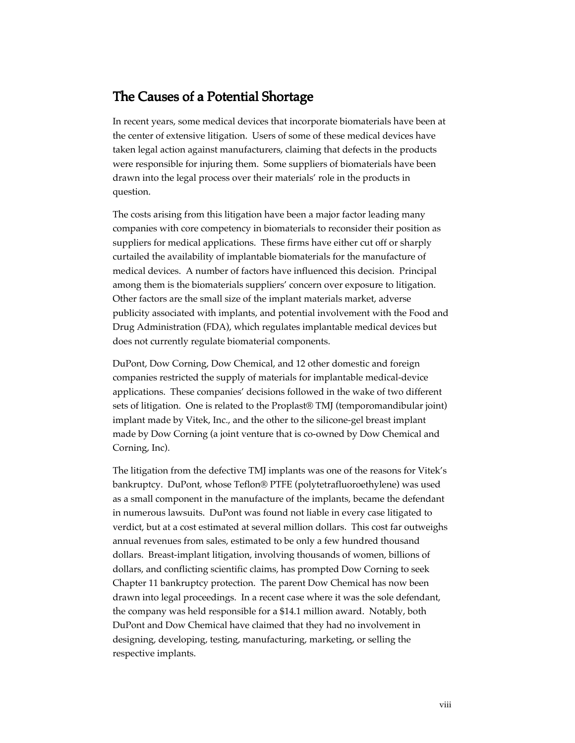## The Causes of a Potential Shortage

In recent years, some medical devices that incorporate biomaterials have been at the center of extensive litigation. Users of some of these medical devices have taken legal action against manufacturers, claiming that defects in the products were responsible for injuring them. Some suppliers of biomaterials have been drawn into the legal process over their materials' role in the products in question.

The costs arising from this litigation have been a major factor leading many companies with core competency in biomaterials to reconsider their position as suppliers for medical applications. These firms have either cut off or sharply curtailed the availability of implantable biomaterials for the manufacture of medical devices. A number of factors have influenced this decision. Principal among them is the biomaterials suppliers' concern over exposure to litigation. Other factors are the small size of the implant materials market, adverse publicity associated with implants, and potential involvement with the Food and Drug Administration (FDA), which regulates implantable medical devices but does not currently regulate biomaterial components.

DuPont, Dow Corning, Dow Chemical, and 12 other domestic and foreign companies restricted the supply of materials for implantable medical-device applications. These companies' decisions followed in the wake of two different sets of litigation. One is related to the Proplast® TMJ (temporomandibular joint) implant made by Vitek, Inc., and the other to the silicone-gel breast implant made by Dow Corning (a joint venture that is co-owned by Dow Chemical and Corning, Inc).

The litigation from the defective TMJ implants was one of the reasons for Vitek's bankruptcy. DuPont, whose Teflon® PTFE (polytetrafluoroethylene) was used as a small component in the manufacture of the implants, became the defendant in numerous lawsuits. DuPont was found not liable in every case litigated to verdict, but at a cost estimated at several million dollars. This cost far outweighs annual revenues from sales, estimated to be only a few hundred thousand dollars. Breast-implant litigation, involving thousands of women, billions of dollars, and conflicting scientific claims, has prompted Dow Corning to seek Chapter 11 bankruptcy protection. The parent Dow Chemical has now been drawn into legal proceedings. In a recent case where it was the sole defendant, the company was held responsible for a $14.1 million award. Notably, both DuPont and Dow Chemical have claimed that they had no involvement in designing, developing, testing, manufacturing, marketing, or selling the respective implants.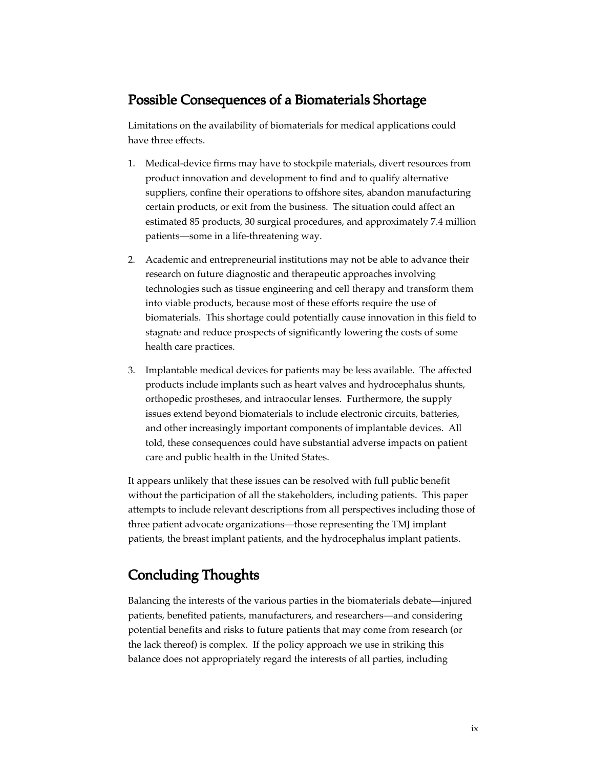## Possible Consequences of a Biomaterials Shortage

Limitations on the availability of biomaterials for medical applications could have three effects.

1. Medical-device firms may have to stockpile materials, divert resources from product innovation and development to find and to qualify alternative suppliers, confine their operations to offshore sites, abandon manufacturing certain products, or exit from the business. The situation could affect an estimated 85 products, 30 surgical procedures, and approximately 7.4 million patients—some in a life-threatening way.

2. Academic and entrepreneurial institutions may not be able to advance their research on future diagnostic and therapeutic approaches involving technologies such as tissue engineering and cell therapy and transform them into viable products, because most of these efforts require the use of biomaterials. This shortage could potentially cause innovation in this field to stagnate and reduce prospects of significantly lowering the costs of some health care practices.

3. Implantable medical devices for patients may be less available. The affected products include implants such as heart valves and hydrocephalus shunts, orthopedic prostheses, and intraocular lenses. Furthermore, the supply issues extend beyond biomaterials to include electronic circuits, batteries, and other increasingly important components of implantable devices. All told, these consequences could have substantial adverse impacts on patient care and public health in the United States.

It appears unlikely that these issues can be resolved with full public benefit without the participation of all the stakeholders, including patients. This paper attempts to include relevant descriptions from all perspectives including those of three patient advocate organizations—those representing the TMJ implant patients, the breast implant patients, and the hydrocephalus implant patients.

## Concluding Thoughts

Balancing the interests of the various parties in the biomaterials debate—injured patients, benefited patients, manufacturers, and researchers—and considering potential benefits and risks to future patients that may come from research (or the lack thereof) is complex. If the policy approach we use in striking this balance does not appropriately regard the interests of all parties, including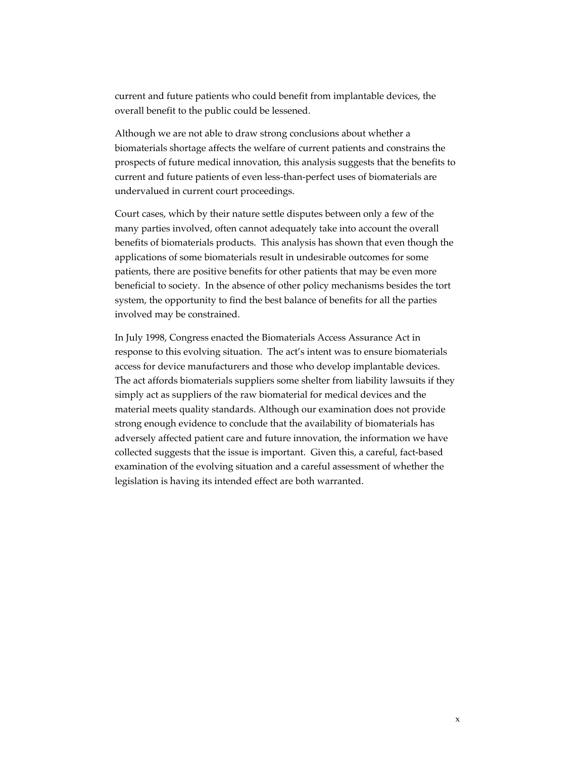current and future patients who could benefit from implantable devices, the overall benefit to the public could be lessened.

Although we are not able to draw strong conclusions about whether a biomaterials shortage affects the welfare of current patients and constrains the prospects of future medical innovation, this analysis suggests that the benefits to current and future patients of even less-than-perfect uses of biomaterials are undervalued in current court proceedings.

Court cases, which by their nature settle disputes between only a few of the many parties involved, often cannot adequately take into account the overall benefits of biomaterials products. This analysis has shown that even though the applications of some biomaterials result in undesirable outcomes for some patients, there are positive benefits for other patients that may be even more beneficial to society. In the absence of other policy mechanisms besides the tort system, the opportunity to find the best balance of benefits for all the parties involved may be constrained.

In July 1998, Congress enacted the Biomaterials Access Assurance Act in response to this evolving situation. The act's intent was to ensure biomaterials access for device manufacturers and those who develop implantable devices. The act affords biomaterials suppliers some shelter from liability lawsuits if they simply act as suppliers of the raw biomaterial for medical devices and the material meets quality standards. Although our examination does not provide strong enough evidence to conclude that the availability of biomaterials has adversely affected patient care and future innovation, the information we have collected suggests that the issue is important. Given this, a careful, fact-based examination of the evolving situation and a careful assessment of whether the legislation is having its intended effect are both warranted.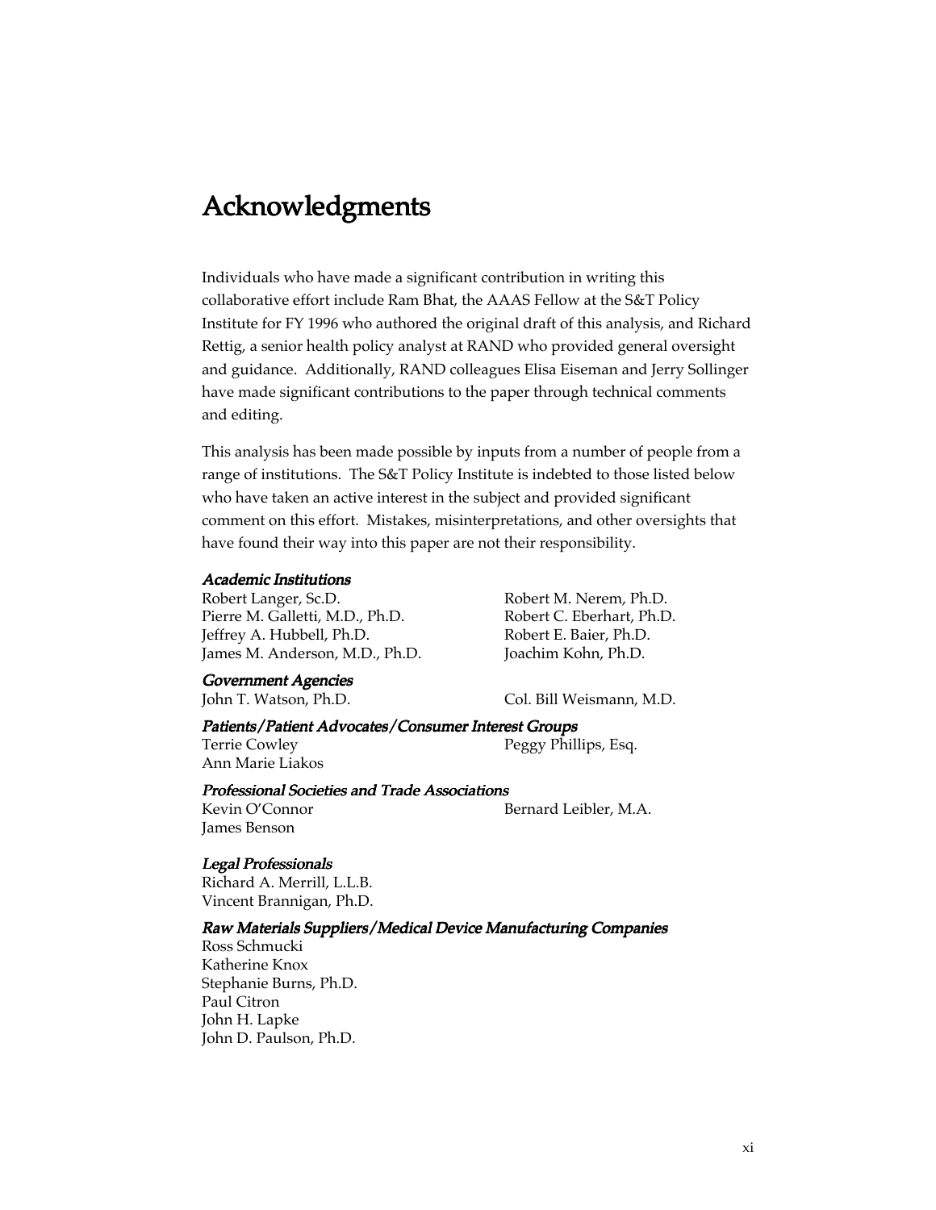# Acknowledgments

Individuals who have made a significant contribution in writing this collaborative effort include Ram Bhat, the AAAS Fellow at the S&T Policy Institute for FY 1996 who authored the original draft of this analysis, and Richard Rettig, a senior health policy analyst at RAND who provided general oversight and guidance. Additionally, RAND colleagues Elisa Eiseman and Jerry Sollinger have made significant contributions to the paper through technical comments and editing.

This analysis has been made possible by inputs from a number of people from a range of institutions. The S&T Policy Institute is indebted to those listed below who have taken an active interest in the subject and provided significant comment on this effort. Mistakes, misinterpretations, and other oversights that have found their way into this paper are not their responsibility.

***Academic Institutions***

Robert Langer, Sc.D.
Pierre M. Galletti, M.D., Ph.D.
Jeffrey A. Hubbell, Ph.D.
James M. Anderson, M.D., Ph.D.
Robert M. Nerem, Ph.D.
Robert C. Eberhart, Ph.D.
Robert E. Baier, Ph.D.
Joachim Kohn, Ph.D.

***Government Agencies***

John T. Watson, Ph.D.
Col. Bill Weismann, M.D.

***Patients/Patient Advocates/Consumer Interest Groups***

Terrie Cowley
Ann Marie Liakos
Peggy Phillips, Esq.

***Professional Societies and Trade Associations***

Kevin O'Connor
James Benson
Bernard Leibler, M.A.

***Legal Professionals***

Richard A. Merrill, L.L.B.
Vincent Brannigan, Ph.D.

***Raw Materials Suppliers/Medical Device Manufacturing Companies***

Ross Schmucki
Katherine Knox
Stephanie Burns, Ph.D.
Paul Citron
John H. Lapke
John D. Paulson, Ph.D.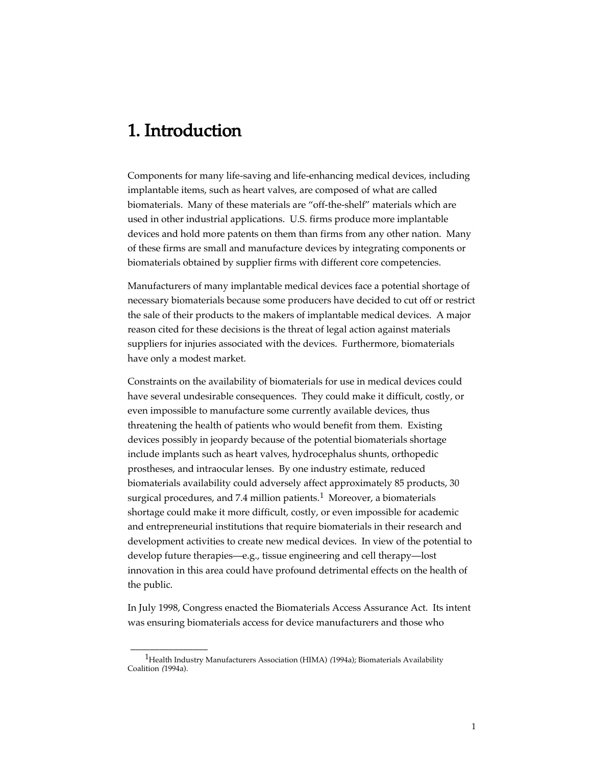# 1. Introduction

Components for many life-saving and life-enhancing medical devices, including implantable items, such as heart valves, are composed of what are called biomaterials. Many of these materials are "off-the-shelf" materials which are used in other industrial applications. U.S. firms produce more implantable devices and hold more patents on them than firms from any other nation. Many of these firms are small and manufacture devices by integrating components or biomaterials obtained by supplier firms with different core competencies.

Manufacturers of many implantable medical devices face a potential shortage of necessary biomaterials because some producers have decided to cut off or restrict the sale of their products to the makers of implantable medical devices. A major reason cited for these decisions is the threat of legal action against materials suppliers for injuries associated with the devices. Furthermore, biomaterials have only a modest market.

Constraints on the availability of biomaterials for use in medical devices could have several undesirable consequences. They could make it difficult, costly, or even impossible to manufacture some currently available devices, thus threatening the health of patients who would benefit from them. Existing devices possibly in jeopardy because of the potential biomaterials shortage include implants such as heart valves, hydrocephalus shunts, orthopedic prostheses, and intraocular lenses. By one industry estimate, reduced biomaterials availability could adversely affect approximately 85 products, 30 surgical procedures, and 7.4 million patients.[1] Moreover, a biomaterials shortage could make it more difficult, costly, or even impossible for academic and entrepreneurial institutions that require biomaterials in their research and development activities to create new medical devices. In view of the potential to develop future therapies—e.g., tissue engineering and cell therapy—lost innovation in this area could have profound detrimental effects on the health of the public.

In July 1998, Congress enacted the Biomaterials Access Assurance Act. Its intent was ensuring biomaterials access for device manufacturers and those who

---

[1] Health Industry Manufacturers Association (HIMA) *(*1994a); Biomaterials Availability Coalition *(*1994a).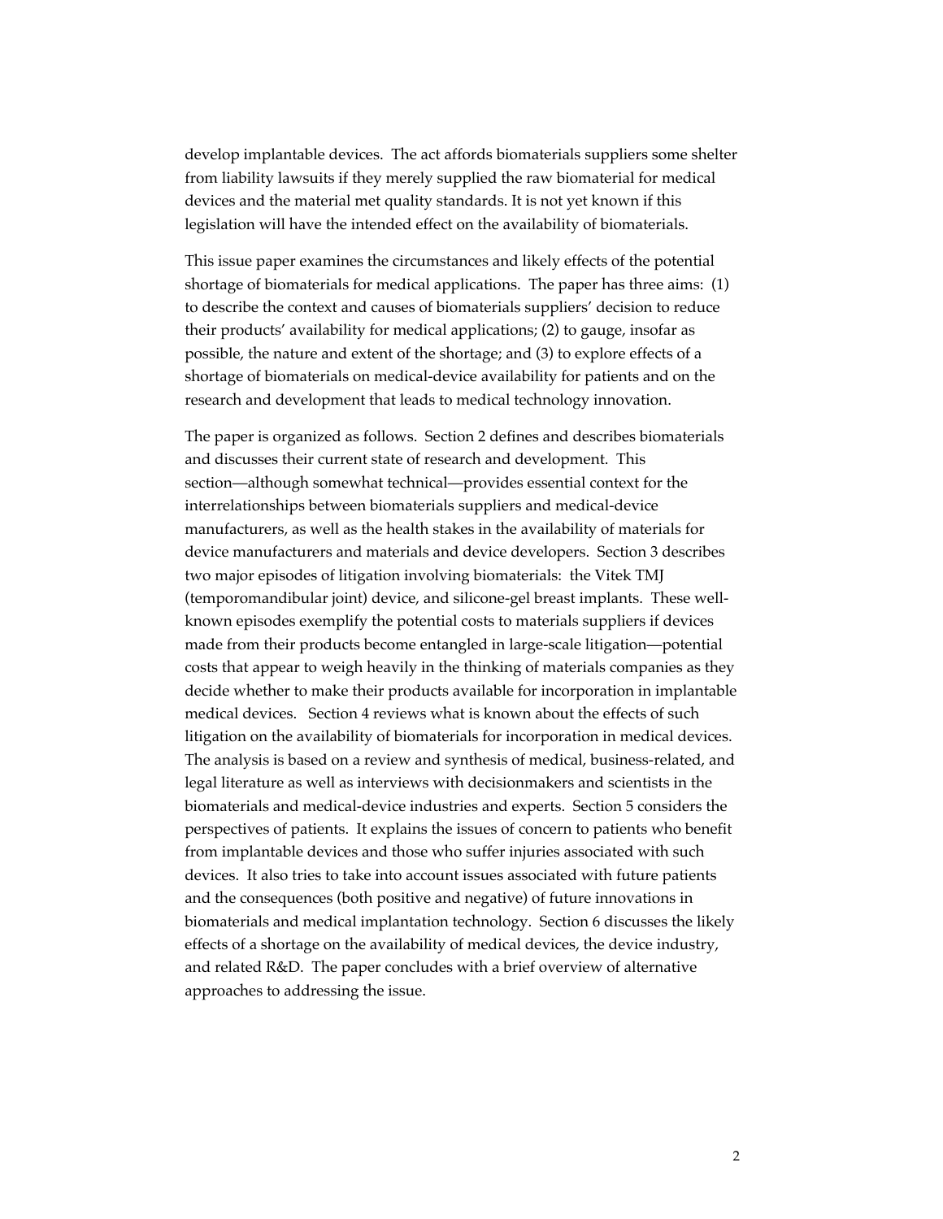develop implantable devices. The act affords biomaterials suppliers some shelter from liability lawsuits if they merely supplied the raw biomaterial for medical devices and the material met quality standards. It is not yet known if this legislation will have the intended effect on the availability of biomaterials.

This issue paper examines the circumstances and likely effects of the potential shortage of biomaterials for medical applications. The paper has three aims: (1) to describe the context and causes of biomaterials suppliers' decision to reduce their products' availability for medical applications; (2) to gauge, insofar as possible, the nature and extent of the shortage; and (3) to explore effects of a shortage of biomaterials on medical-device availability for patients and on the research and development that leads to medical technology innovation.

The paper is organized as follows. Section 2 defines and describes biomaterials and discusses their current state of research and development. This section—although somewhat technical—provides essential context for the interrelationships between biomaterials suppliers and medical-device manufacturers, as well as the health stakes in the availability of materials for device manufacturers and materials and device developers. Section 3 describes two major episodes of litigation involving biomaterials: the Vitek TMJ (temporomandibular joint) device, and silicone-gel breast implants. These well-known episodes exemplify the potential costs to materials suppliers if devices made from their products become entangled in large-scale litigation—potential costs that appear to weigh heavily in the thinking of materials companies as they decide whether to make their products available for incorporation in implantable medical devices. Section 4 reviews what is known about the effects of such litigation on the availability of biomaterials for incorporation in medical devices. The analysis is based on a review and synthesis of medical, business-related, and legal literature as well as interviews with decisionmakers and scientists in the biomaterials and medical-device industries and experts. Section 5 considers the perspectives of patients. It explains the issues of concern to patients who benefit from implantable devices and those who suffer injuries associated with such devices. It also tries to take into account issues associated with future patients and the consequences (both positive and negative) of future innovations in biomaterials and medical implantation technology. Section 6 discusses the likely effects of a shortage on the availability of medical devices, the device industry, and related R&D. The paper concludes with a brief overview of alternative approaches to addressing the issue.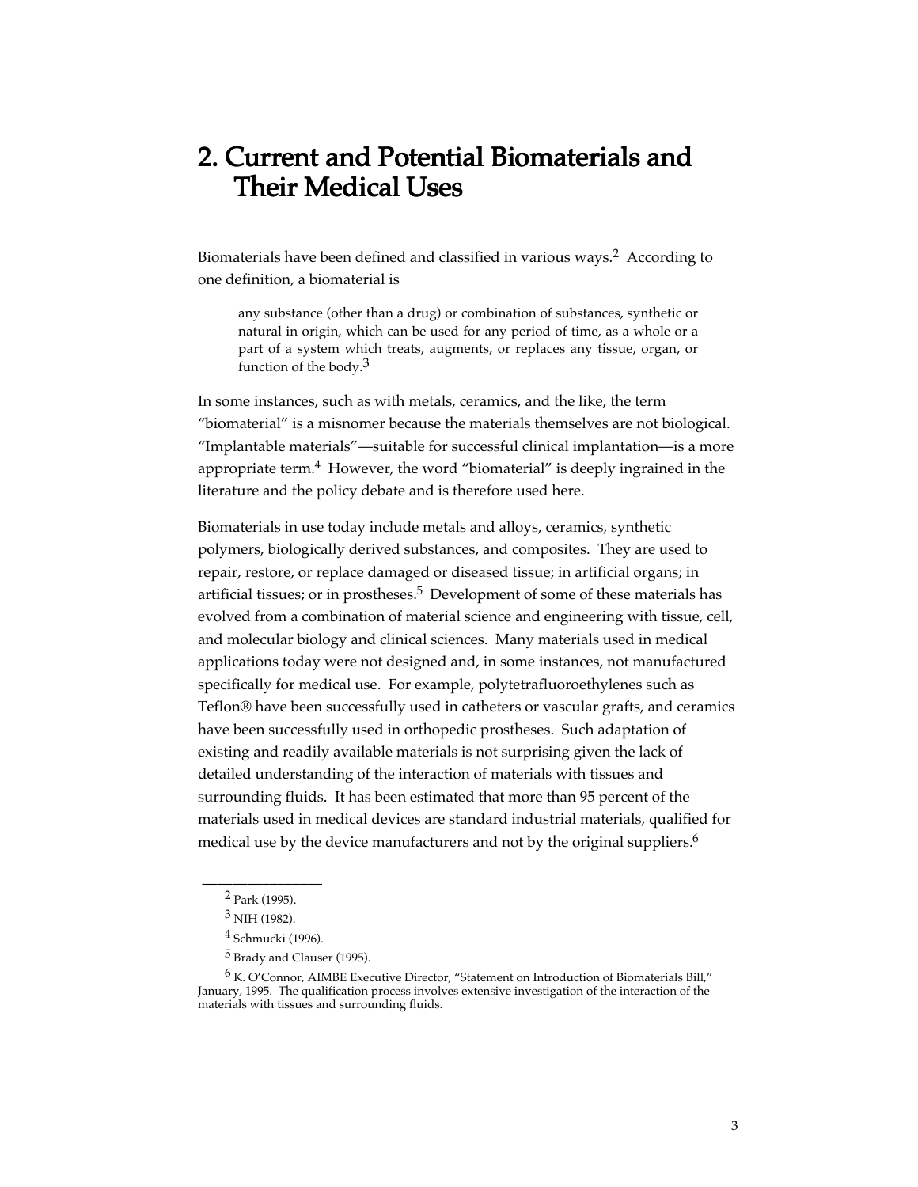# 2. Current and Potential Biomaterials and Their Medical Uses

Biomaterials have been defined and classified in various ways.[2] According to one definition, a biomaterial is

> any substance (other than a drug) or combination of substances, synthetic or natural in origin, which can be used for any period of time, as a whole or a part of a system which treats, augments, or replaces any tissue, organ, or function of the body.[3]

In some instances, such as with metals, ceramics, and the like, the term "biomaterial" is a misnomer because the materials themselves are not biological. "Implantable materials"—suitable for successful clinical implantation—is a more appropriate term.[4] However, the word "biomaterial" is deeply ingrained in the literature and the policy debate and is therefore used here.

Biomaterials in use today include metals and alloys, ceramics, synthetic polymers, biologically derived substances, and composites. They are used to repair, restore, or replace damaged or diseased tissue; in artificial organs; in artificial tissues; or in prostheses.[5] Development of some of these materials has evolved from a combination of material science and engineering with tissue, cell, and molecular biology and clinical sciences. Many materials used in medical applications today were not designed and, in some instances, not manufactured specifically for medical use. For example, polytetrafluoroethylenes such as Teflon® have been successfully used in catheters or vascular grafts, and ceramics have been successfully used in orthopedic prostheses. Such adaptation of existing and readily available materials is not surprising given the lack of detailed understanding of the interaction of materials with tissues and surrounding fluids. It has been estimated that more than 95 percent of the materials used in medical devices are standard industrial materials, qualified for medical use by the device manufacturers and not by the original suppliers.[6]

---

[2] Park (1995).

[3] NIH (1982).

[4] Schmucki (1996).

[5] Brady and Clauser (1995).

[6] K. O'Connor, AIMBE Executive Director, "Statement on Introduction of Biomaterials Bill," January, 1995. The qualification process involves extensive investigation of the interaction of the materials with tissues and surrounding fluids.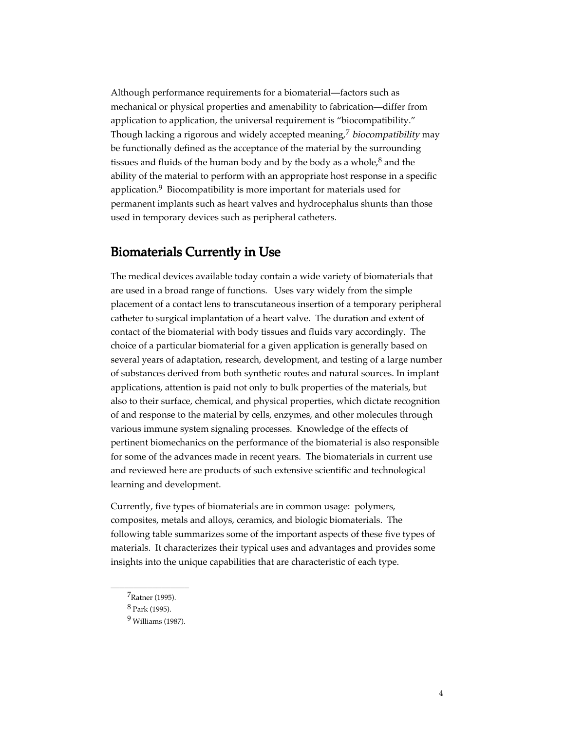Although performance requirements for a biomaterial—factors such as mechanical or physical properties and amenability to fabrication—differ from application to application, the universal requirement is "biocompatibility." Though lacking a rigorous and widely accepted meaning,[7] *biocompatibility* may be functionally defined as the acceptance of the material by the surrounding tissues and fluids of the human body and by the body as a whole,[8] and the ability of the material to perform with an appropriate host response in a specific application.[9] Biocompatibility is more important for materials used for permanent implants such as heart valves and hydrocephalus shunts than those used in temporary devices such as peripheral catheters.

## Biomaterials Currently in Use

The medical devices available today contain a wide variety of biomaterials that are used in a broad range of functions. Uses vary widely from the simple placement of a contact lens to transcutaneous insertion of a temporary peripheral catheter to surgical implantation of a heart valve. The duration and extent of contact of the biomaterial with body tissues and fluids vary accordingly. The choice of a particular biomaterial for a given application is generally based on several years of adaptation, research, development, and testing of a large number of substances derived from both synthetic routes and natural sources. In implant applications, attention is paid not only to bulk properties of the materials, but also to their surface, chemical, and physical properties, which dictate recognition of and response to the material by cells, enzymes, and other molecules through various immune system signaling processes. Knowledge of the effects of pertinent biomechanics on the performance of the biomaterial is also responsible for some of the advances made in recent years. The biomaterials in current use and reviewed here are products of such extensive scientific and technological learning and development.

Currently, five types of biomaterials are in common usage: polymers, composites, metals and alloys, ceramics, and biologic biomaterials. The following table summarizes some of the important aspects of these five types of materials. It characterizes their typical uses and advantages and provides some insights into the unique capabilities that are characteristic of each type.

---

[7] Ratner (1995).

[8] Park (1995).

[9] Williams (1987).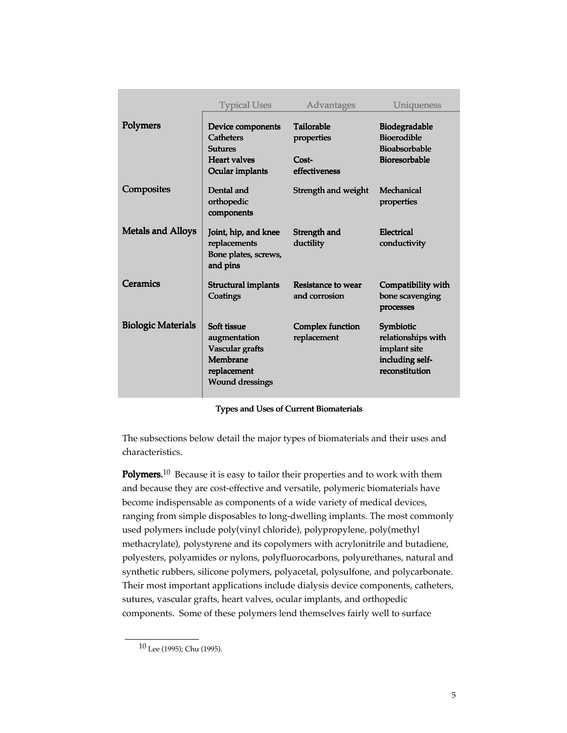| | Typical Uses | Advantages | Uniqueness |
|---|---|---|---|
| **Polymers** | Device components<br>Catheters<br>Sutures<br>Heart valves<br>Ocular implants | Tailorable properties<br><br>Cost-effectiveness | Biodegradable<br>Bioerodible<br>Bioabsorbable<br>Bioresorbable |
| **Composites** | Dental and orthopedic components | Strength and weight | Mechanical properties |
| **Metals and Alloys** | Joint, hip, and knee replacements<br>Bone plates, screws, and pins | Strength and ductility | Electrical conductivity |
| **Ceramics** | Structural implants<br>Coatings | Resistance to wear and corrosion | Compatibility with bone scavenging processes |
| **Biologic Materials** | Soft tissue augmentation<br>Vascular grafts<br>Membrane replacement<br>Wound dressings | Complex function replacement | Symbiotic relationships with implant site including self-reconstitution |

**Types and Uses of Current Biomaterials**

The subsections below detail the major types of biomaterials and their uses and characteristics.

**Polymers.**[10] Because it is easy to tailor their properties and to work with them and because they are cost-effective and versatile, polymeric biomaterials have become indispensable as components of a wide variety of medical devices, ranging from simple disposables to long-dwelling implants. The most commonly used polymers include poly(vinyl chloride), polypropylene, poly(methyl methacrylate), polystyrene and its copolymers with acrylonitrile and butadiene, polyesters, polyamides or nylons, polyfluorocarbons, polyurethanes, natural and synthetic rubbers, silicone polymers, polyacetal, polysulfone, and polycarbonate. Their most important applications include dialysis device components, catheters, sutures, vascular grafts, heart valves, ocular implants, and orthopedic components. Some of these polymers lend themselves fairly well to surface

---

[10] Lee (1995); Chu (1995).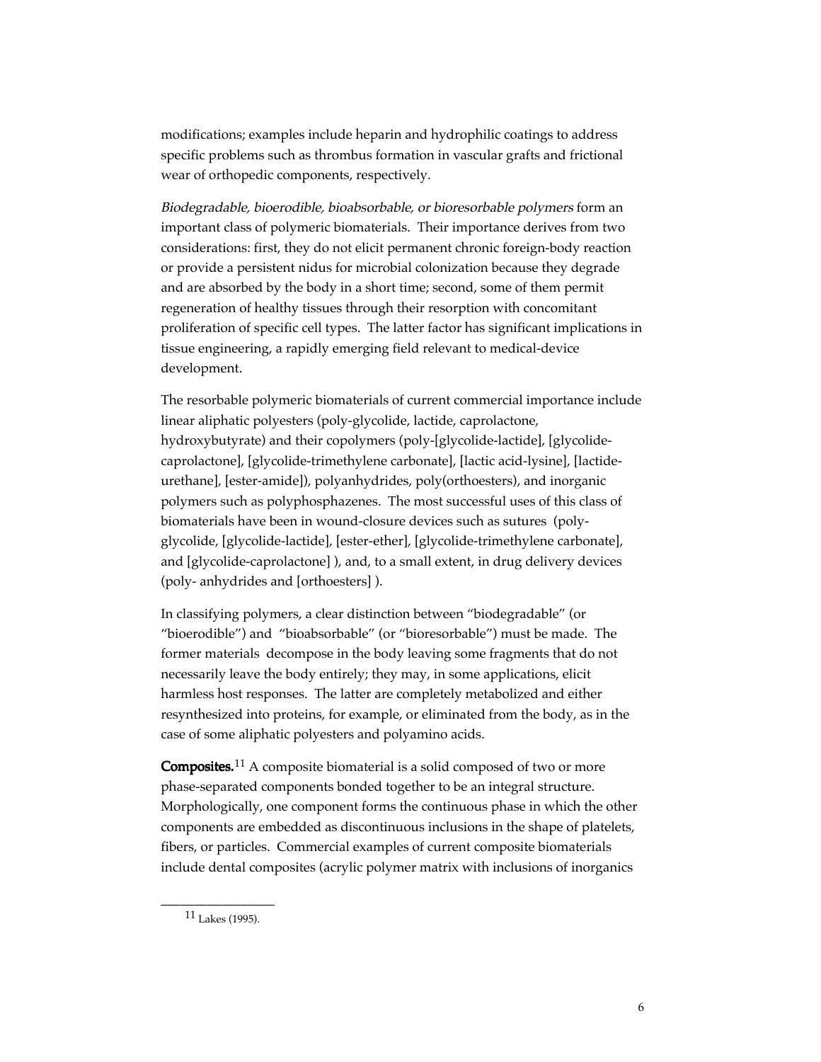modifications; examples include heparin and hydrophilic coatings to address specific problems such as thrombus formation in vascular grafts and frictional wear of orthopedic components, respectively.

*Biodegradable, bioerodible, bioabsorbable, or bioresorbable polymers* form an important class of polymeric biomaterials. Their importance derives from two considerations: first, they do not elicit permanent chronic foreign-body reaction or provide a persistent nidus for microbial colonization because they degrade and are absorbed by the body in a short time; second, some of them permit regeneration of healthy tissues through their resorption with concomitant proliferation of specific cell types. The latter factor has significant implications in tissue engineering, a rapidly emerging field relevant to medical-device development.

The resorbable polymeric biomaterials of current commercial importance include linear aliphatic polyesters (poly-glycolide, lactide, caprolactone, hydroxybutyrate) and their copolymers (poly-[glycolide-lactide], [glycolide-caprolactone], [glycolide-trimethylene carbonate], [lactic acid-lysine], [lactide-urethane], [ester-amide]), polyanhydrides, poly(orthoesters), and inorganic polymers such as polyphosphazenes. The most successful uses of this class of biomaterials have been in wound-closure devices such as sutures (poly-glycolide, [glycolide-lactide], [ester-ether], [glycolide-trimethylene carbonate], and [glycolide-caprolactone] ), and, to a small extent, in drug delivery devices (poly- anhydrides and [orthoesters] ).

In classifying polymers, a clear distinction between "biodegradable" (or "bioerodible") and "bioabsorbable" (or "bioresorbable") must be made. The former materials decompose in the body leaving some fragments that do not necessarily leave the body entirely; they may, in some applications, elicit harmless host responses. The latter are completely metabolized and either resynthesized into proteins, for example, or eliminated from the body, as in the case of some aliphatic polyesters and polyamino acids.

**Composites.**[11] A composite biomaterial is a solid composed of two or more phase-separated components bonded together to be an integral structure. Morphologically, one component forms the continuous phase in which the other components are embedded as discontinuous inclusions in the shape of platelets, fibers, or particles. Commercial examples of current composite biomaterials include dental composites (acrylic polymer matrix with inclusions of inorganics

---

[11] Lakes (1995).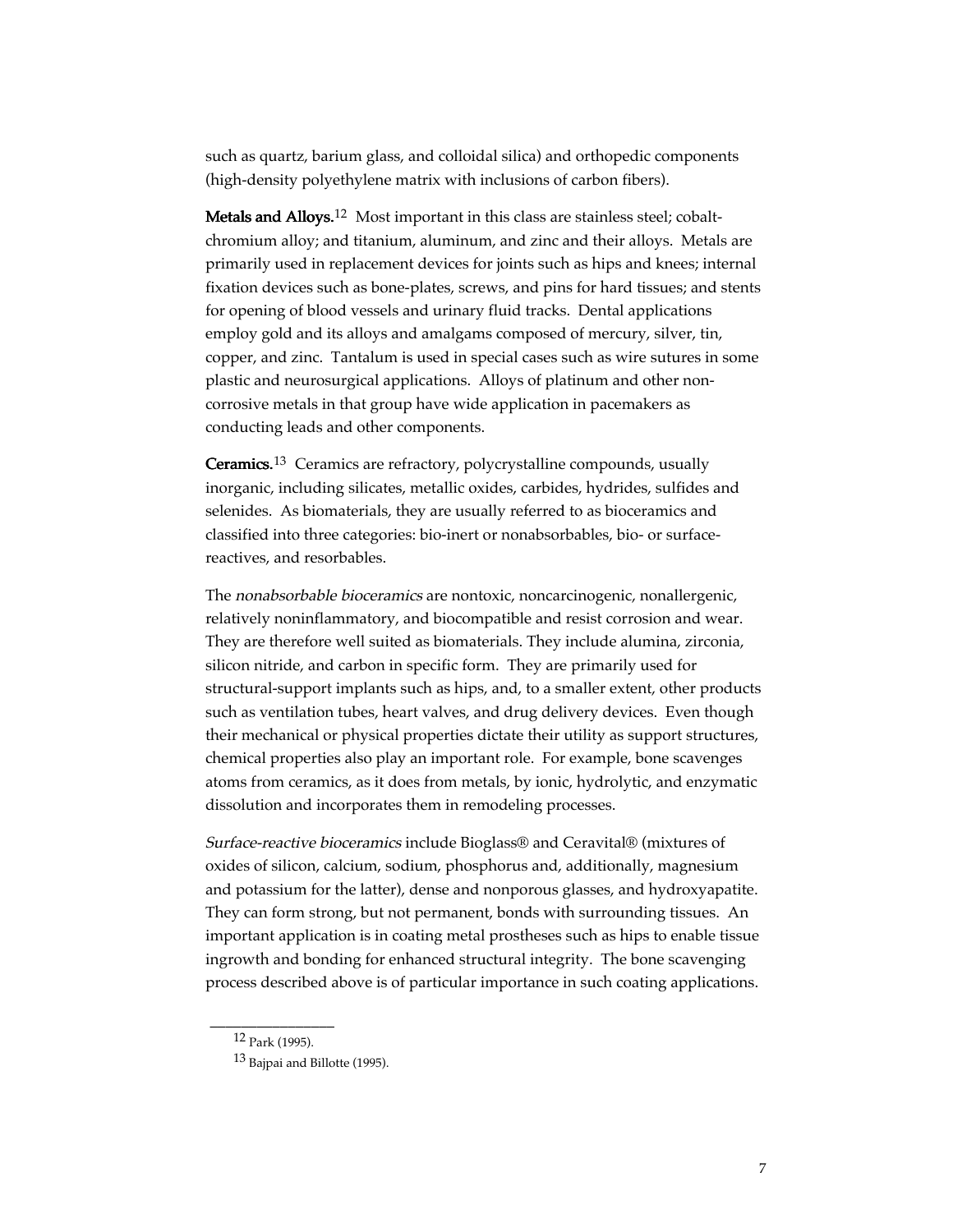such as quartz, barium glass, and colloidal silica) and orthopedic components (high-density polyethylene matrix with inclusions of carbon fibers).

**Metals and Alloys.**[12] Most important in this class are stainless steel; cobalt-chromium alloy; and titanium, aluminum, and zinc and their alloys. Metals are primarily used in replacement devices for joints such as hips and knees; internal fixation devices such as bone-plates, screws, and pins for hard tissues; and stents for opening of blood vessels and urinary fluid tracks. Dental applications employ gold and its alloys and amalgams composed of mercury, silver, tin, copper, and zinc. Tantalum is used in special cases such as wire sutures in some plastic and neurosurgical applications. Alloys of platinum and other non-corrosive metals in that group have wide application in pacemakers as conducting leads and other components.

**Ceramics.**[13] Ceramics are refractory, polycrystalline compounds, usually inorganic, including silicates, metallic oxides, carbides, hydrides, sulfides and selenides. As biomaterials, they are usually referred to as bioceramics and classified into three categories: bio-inert or nonabsorbables, bio- or surface-reactives, and resorbables.

The *nonabsorbable bioceramics* are nontoxic, noncarcinogenic, nonallergenic, relatively noninflammatory, and biocompatible and resist corrosion and wear. They are therefore well suited as biomaterials. They include alumina, zirconia, silicon nitride, and carbon in specific form. They are primarily used for structural-support implants such as hips, and, to a smaller extent, other products such as ventilation tubes, heart valves, and drug delivery devices. Even though their mechanical or physical properties dictate their utility as support structures, chemical properties also play an important role. For example, bone scavenges atoms from ceramics, as it does from metals, by ionic, hydrolytic, and enzymatic dissolution and incorporates them in remodeling processes.

*Surface-reactive bioceramics* include Bioglass® and Ceravital® (mixtures of oxides of silicon, calcium, sodium, phosphorus and, additionally, magnesium and potassium for the latter), dense and nonporous glasses, and hydroxyapatite. They can form strong, but not permanent, bonds with surrounding tissues. An important application is in coating metal prostheses such as hips to enable tissue ingrowth and bonding for enhanced structural integrity. The bone scavenging process described above is of particular importance in such coating applications.

---

[12] Park (1995).

[13] Bajpai and Billotte (1995).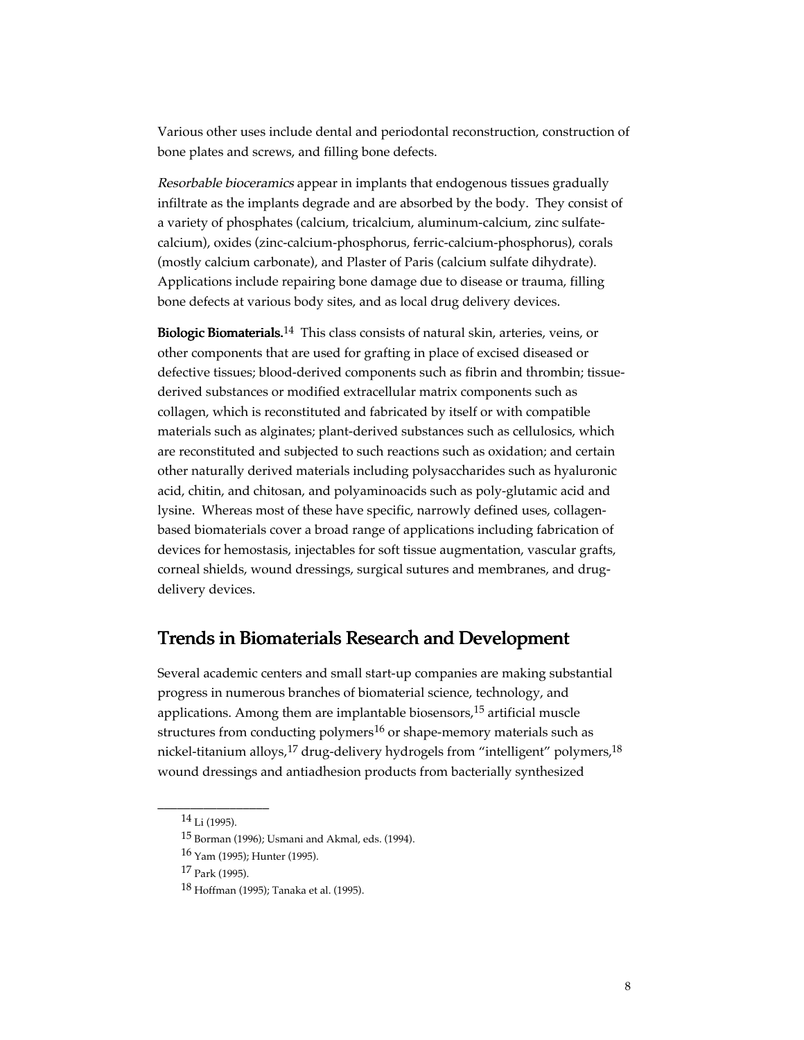Various other uses include dental and periodontal reconstruction, construction of bone plates and screws, and filling bone defects.

*Resorbable bioceramics* appear in implants that endogenous tissues gradually infiltrate as the implants degrade and are absorbed by the body. They consist of a variety of phosphates (calcium, tricalcium, aluminum-calcium, zinc sulfate-calcium), oxides (zinc-calcium-phosphorus, ferric-calcium-phosphorus), corals (mostly calcium carbonate), and Plaster of Paris (calcium sulfate dihydrate). Applications include repairing bone damage due to disease or trauma, filling bone defects at various body sites, and as local drug delivery devices.

**Biologic Biomaterials.**[14] This class consists of natural skin, arteries, veins, or other components that are used for grafting in place of excised diseased or defective tissues; blood-derived components such as fibrin and thrombin; tissue-derived substances or modified extracellular matrix components such as collagen, which is reconstituted and fabricated by itself or with compatible materials such as alginates; plant-derived substances such as cellulosics, which are reconstituted and subjected to such reactions such as oxidation; and certain other naturally derived materials including polysaccharides such as hyaluronic acid, chitin, and chitosan, and polyaminoacids such as poly-glutamic acid and lysine. Whereas most of these have specific, narrowly defined uses, collagen-based biomaterials cover a broad range of applications including fabrication of devices for hemostasis, injectables for soft tissue augmentation, vascular grafts, corneal shields, wound dressings, surgical sutures and membranes, and drug-delivery devices.

## Trends in Biomaterials Research and Development

Several academic centers and small start-up companies are making substantial progress in numerous branches of biomaterial science, technology, and applications. Among them are implantable biosensors,[15] artificial muscle structures from conducting polymers[16] or shape-memory materials such as nickel-titanium alloys,[17] drug-delivery hydrogels from "intelligent" polymers,[18] wound dressings and antiadhesion products from bacterially synthesized

---

[14] Li (1995).

[15] Borman (1996); Usmani and Akmal, eds. (1994).

[16] Yam (1995); Hunter (1995).

[17] Park (1995).

[18] Hoffman (1995); Tanaka et al. (1995).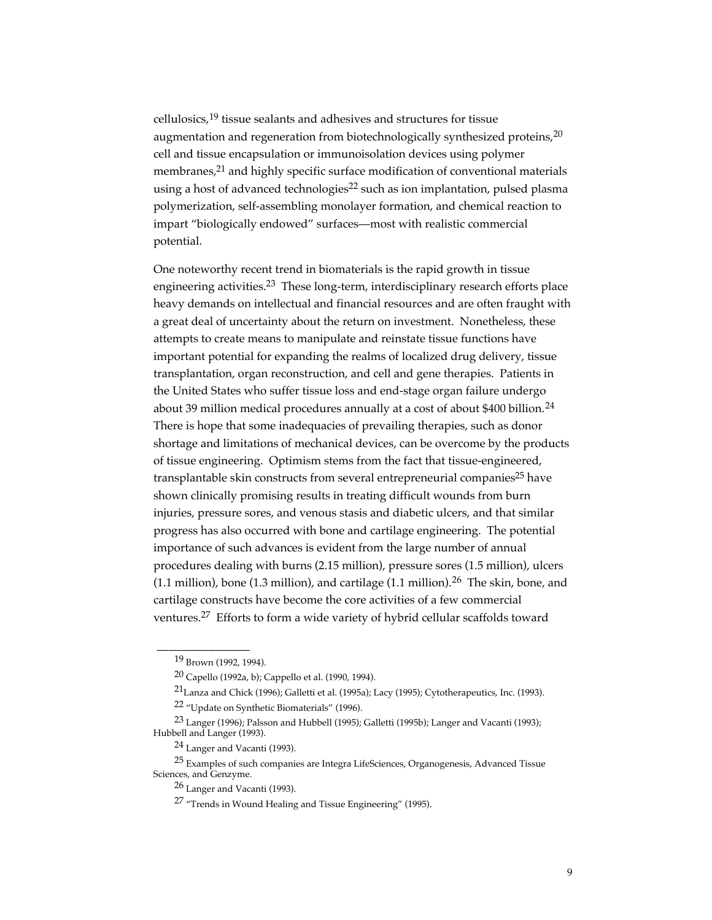cellulosics,[19] tissue sealants and adhesives and structures for tissue augmentation and regeneration from biotechnologically synthesized proteins,[20] cell and tissue encapsulation or immunoisolation devices using polymer membranes,[21] and highly specific surface modification of conventional materials using a host of advanced technologies[22] such as ion implantation, pulsed plasma polymerization, self-assembling monolayer formation, and chemical reaction to impart "biologically endowed" surfaces—most with realistic commercial potential.

One noteworthy recent trend in biomaterials is the rapid growth in tissue engineering activities.[23] These long-term, interdisciplinary research efforts place heavy demands on intellectual and financial resources and are often fraught with a great deal of uncertainty about the return on investment. Nonetheless, these attempts to create means to manipulate and reinstate tissue functions have important potential for expanding the realms of localized drug delivery, tissue transplantation, organ reconstruction, and cell and gene therapies. Patients in the United States who suffer tissue loss and end-stage organ failure undergo about 39 million medical procedures annually at a cost of about $400 billion.[24] There is hope that some inadequacies of prevailing therapies, such as donor shortage and limitations of mechanical devices, can be overcome by the products of tissue engineering. Optimism stems from the fact that tissue-engineered, transplantable skin constructs from several entrepreneurial companies[25] have shown clinically promising results in treating difficult wounds from burn injuries, pressure sores, and venous stasis and diabetic ulcers, and that similar progress has also occurred with bone and cartilage engineering. The potential importance of such advances is evident from the large number of annual procedures dealing with burns (2.15 million), pressure sores (1.5 million), ulcers (1.1 million), bone (1.3 million), and cartilage (1.1 million).[26] The skin, bone, and cartilage constructs have become the core activities of a few commercial ventures.[27] Efforts to form a wide variety of hybrid cellular scaffolds toward

---

[19] Brown (1992, 1994).

[20] Capello (1992a, b); Cappello et al. (1990, 1994).

[21] Lanza and Chick (1996); Galletti et al. (1995a); Lacy (1995); Cytotherapeutics, Inc. (1993).

[22] "Update on Synthetic Biomaterials" (1996).

[23] Langer (1996); Palsson and Hubbell (1995); Galletti (1995b); Langer and Vacanti (1993); Hubbell and Langer (1993).

[24] Langer and Vacanti (1993).

[25] Examples of such companies are Integra LifeSciences, Organogenesis, Advanced Tissue Sciences, and Genzyme.

[26] Langer and Vacanti (1993).

[27] "Trends in Wound Healing and Tissue Engineering" (1995).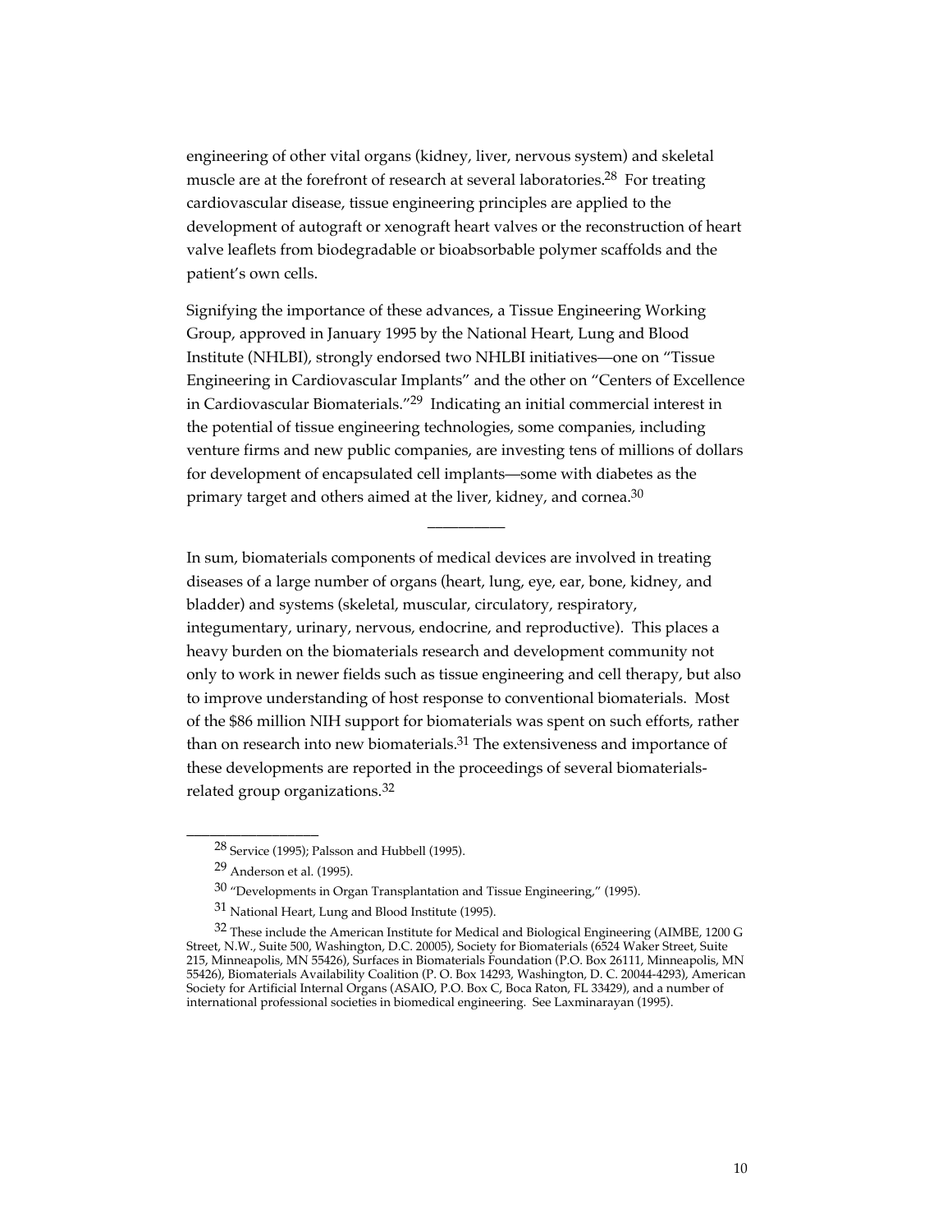engineering of other vital organs (kidney, liver, nervous system) and skeletal muscle are at the forefront of research at several laboratories.[28] For treating cardiovascular disease, tissue engineering principles are applied to the development of autograft or xenograft heart valves or the reconstruction of heart valve leaflets from biodegradable or bioabsorbable polymer scaffolds and the patient's own cells.

Signifying the importance of these advances, a Tissue Engineering Working Group, approved in January 1995 by the National Heart, Lung and Blood Institute (NHLBI), strongly endorsed two NHLBI initiatives—one on "Tissue Engineering in Cardiovascular Implants" and the other on "Centers of Excellence in Cardiovascular Biomaterials."[29] Indicating an initial commercial interest in the potential of tissue engineering technologies, some companies, including venture firms and new public companies, are investing tens of millions of dollars for development of encapsulated cell implants—some with diabetes as the primary target and others aimed at the liver, kidney, and cornea.[30]

---

In sum, biomaterials components of medical devices are involved in treating diseases of a large number of organs (heart, lung, eye, ear, bone, kidney, and bladder) and systems (skeletal, muscular, circulatory, respiratory, integumentary, urinary, nervous, endocrine, and reproductive). This places a heavy burden on the biomaterials research and development community not only to work in newer fields such as tissue engineering and cell therapy, but also to improve understanding of host response to conventional biomaterials. Most of the $86 million NIH support for biomaterials was spent on such efforts, rather than on research into new biomaterials.[31] The extensiveness and importance of these developments are reported in the proceedings of several biomaterials-related group organizations.[32]

---

[28] Service (1995); Palsson and Hubbell (1995).

[29] Anderson et al. (1995).

[30] "Developments in Organ Transplantation and Tissue Engineering," (1995).

[31] National Heart, Lung and Blood Institute (1995).

[32] These include the American Institute for Medical and Biological Engineering (AIMBE, 1200 G Street, N.W., Suite 500, Washington, D.C. 20005), Society for Biomaterials (6524 Waker Street, Suite 215, Minneapolis, MN 55426), Surfaces in Biomaterials Foundation (P.O. Box 26111, Minneapolis, MN 55426), Biomaterials Availability Coalition (P. O. Box 14293, Washington, D. C. 20044-4293), American Society for Artificial Internal Organs (ASAIO, P.O. Box C, Boca Raton, FL 33429), and a number of international professional societies in biomedical engineering. See Laxminarayan (1995).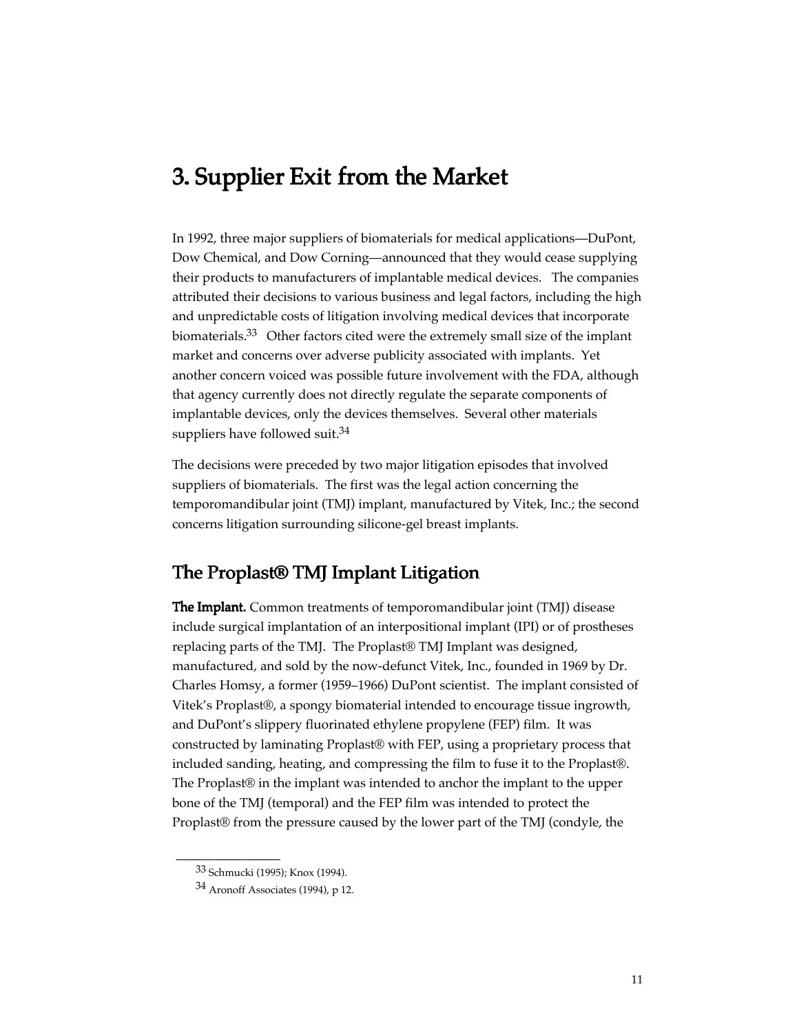# 3. Supplier Exit from the Market

In 1992, three major suppliers of biomaterials for medical applications—DuPont, Dow Chemical, and Dow Corning—announced that they would cease supplying their products to manufacturers of implantable medical devices. The companies attributed their decisions to various business and legal factors, including the high and unpredictable costs of litigation involving medical devices that incorporate biomaterials.[33] Other factors cited were the extremely small size of the implant market and concerns over adverse publicity associated with implants. Yet another concern voiced was possible future involvement with the FDA, although that agency currently does not directly regulate the separate components of implantable devices, only the devices themselves. Several other materials suppliers have followed suit.[34]

The decisions were preceded by two major litigation episodes that involved suppliers of biomaterials. The first was the legal action concerning the temporomandibular joint (TMJ) implant, manufactured by Vitek, Inc.; the second concerns litigation surrounding silicone-gel breast implants.

## The Proplast® TMJ Implant Litigation

**The Implant.** Common treatments of temporomandibular joint (TMJ) disease include surgical implantation of an interpositional implant (IPI) or of prostheses replacing parts of the TMJ. The Proplast® TMJ Implant was designed, manufactured, and sold by the now-defunct Vitek, Inc., founded in 1969 by Dr. Charles Homsy, a former (1959–1966) DuPont scientist. The implant consisted of Vitek's Proplast®, a spongy biomaterial intended to encourage tissue ingrowth, and DuPont's slippery fluorinated ethylene propylene (FEP) film. It was constructed by laminating Proplast® with FEP, using a proprietary process that included sanding, heating, and compressing the film to fuse it to the Proplast®. The Proplast® in the implant was intended to anchor the implant to the upper bone of the TMJ (temporal) and the FEP film was intended to protect the Proplast® from the pressure caused by the lower part of the TMJ (condyle, the

---

[33] Schmucki (1995); Knox (1994).

[34] Aronoff Associates (1994), p 12.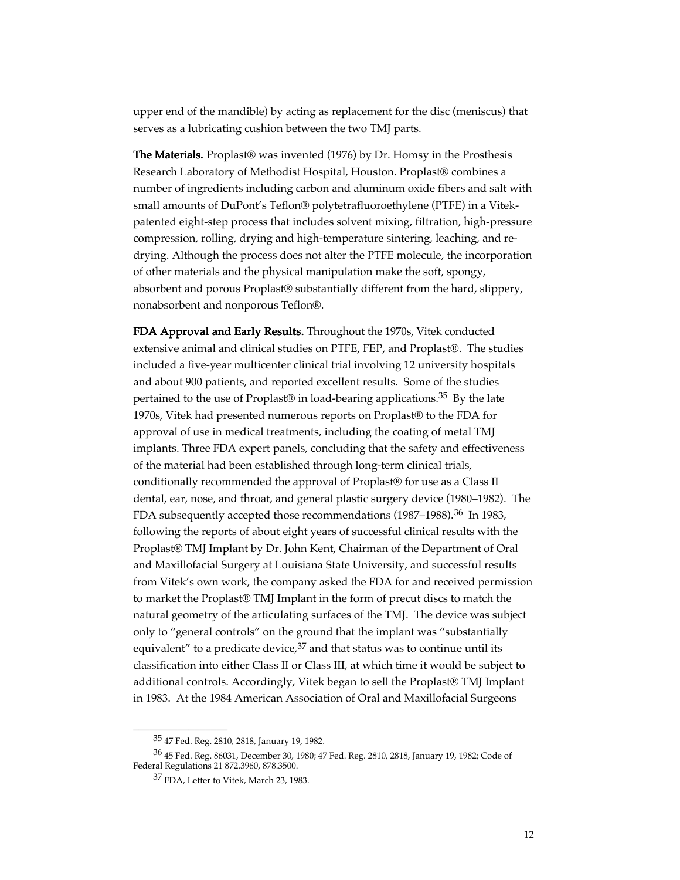upper end of the mandible) by acting as replacement for the disc (meniscus) that serves as a lubricating cushion between the two TMJ parts.

**The Materials.** Proplast® was invented (1976) by Dr. Homsy in the Prosthesis Research Laboratory of Methodist Hospital, Houston. Proplast® combines a number of ingredients including carbon and aluminum oxide fibers and salt with small amounts of DuPont's Teflon® polytetrafluoroethylene (PTFE) in a Vitek-patented eight-step process that includes solvent mixing, filtration, high-pressure compression, rolling, drying and high-temperature sintering, leaching, and re-drying. Although the process does not alter the PTFE molecule, the incorporation of other materials and the physical manipulation make the soft, spongy, absorbent and porous Proplast® substantially different from the hard, slippery, nonabsorbent and nonporous Teflon®.

**FDA Approval and Early Results.** Throughout the 1970s, Vitek conducted extensive animal and clinical studies on PTFE, FEP, and Proplast®. The studies included a five-year multicenter clinical trial involving 12 university hospitals and about 900 patients, and reported excellent results. Some of the studies pertained to the use of Proplast® in load-bearing applications.[35] By the late 1970s, Vitek had presented numerous reports on Proplast® to the FDA for approval of use in medical treatments, including the coating of metal TMJ implants. Three FDA expert panels, concluding that the safety and effectiveness of the material had been established through long-term clinical trials, conditionally recommended the approval of Proplast® for use as a Class II dental, ear, nose, and throat, and general plastic surgery device (1980–1982). The FDA subsequently accepted those recommendations (1987–1988).[36] In 1983, following the reports of about eight years of successful clinical results with the Proplast® TMJ Implant by Dr. John Kent, Chairman of the Department of Oral and Maxillofacial Surgery at Louisiana State University, and successful results from Vitek's own work, the company asked the FDA for and received permission to market the Proplast® TMJ Implant in the form of precut discs to match the natural geometry of the articulating surfaces of the TMJ. The device was subject only to "general controls" on the ground that the implant was "substantially equivalent" to a predicate device,[37] and that status was to continue until its classification into either Class II or Class III, at which time it would be subject to additional controls. Accordingly, Vitek began to sell the Proplast® TMJ Implant in 1983. At the 1984 American Association of Oral and Maxillofacial Surgeons

---

[35] 47 Fed. Reg. 2810, 2818, January 19, 1982.

[36] 45 Fed. Reg. 86031, December 30, 1980; 47 Fed. Reg. 2810, 2818, January 19, 1982; Code of Federal Regulations 21 872.3960, 878.3500.

[37] FDA, Letter to Vitek, March 23, 1983.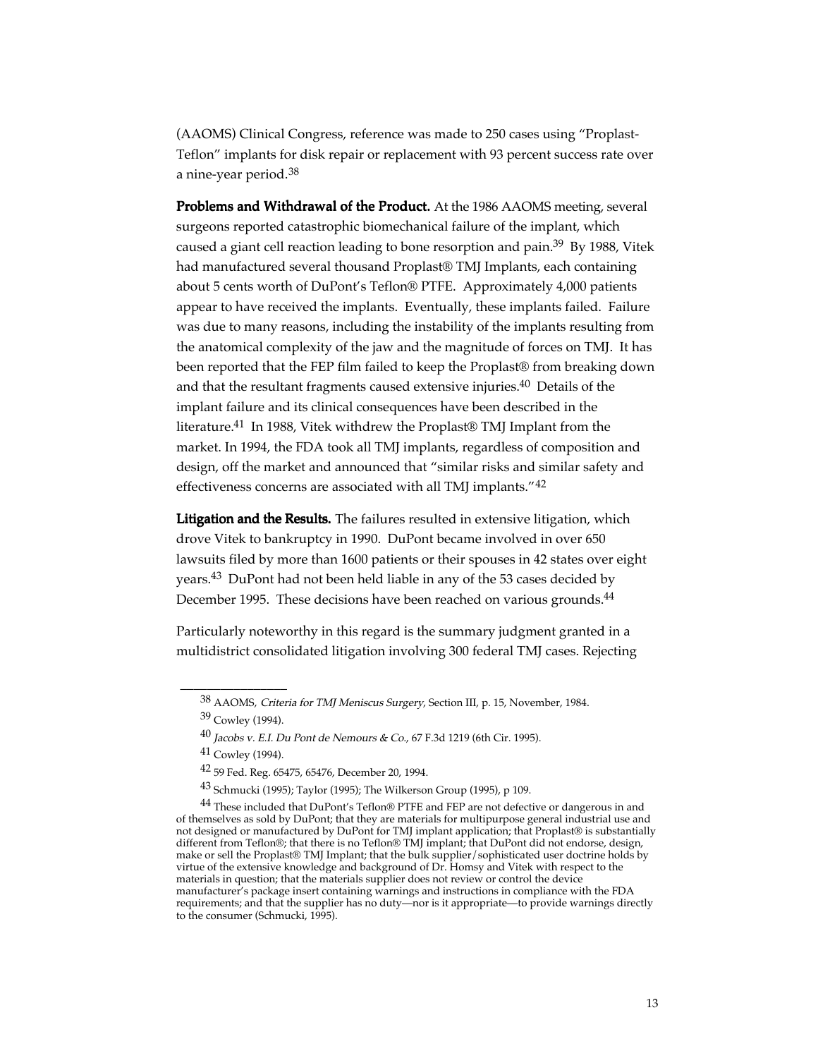(AAOMS) Clinical Congress, reference was made to 250 cases using "Proplast-Teflon" implants for disk repair or replacement with 93 percent success rate over a nine-year period.[38]

**Problems and Withdrawal of the Product.** At the 1986 AAOMS meeting, several surgeons reported catastrophic biomechanical failure of the implant, which caused a giant cell reaction leading to bone resorption and pain.[39] By 1988, Vitek had manufactured several thousand Proplast® TMJ Implants, each containing about 5 cents worth of DuPont's Teflon® PTFE. Approximately 4,000 patients appear to have received the implants. Eventually, these implants failed. Failure was due to many reasons, including the instability of the implants resulting from the anatomical complexity of the jaw and the magnitude of forces on TMJ. It has been reported that the FEP film failed to keep the Proplast® from breaking down and that the resultant fragments caused extensive injuries.[40] Details of the implant failure and its clinical consequences have been described in the literature.[41] In 1988, Vitek withdrew the Proplast® TMJ Implant from the market. In 1994, the FDA took all TMJ implants, regardless of composition and design, off the market and announced that "similar risks and similar safety and effectiveness concerns are associated with all TMJ implants."[42]

**Litigation and the Results.** The failures resulted in extensive litigation, which drove Vitek to bankruptcy in 1990. DuPont became involved in over 650 lawsuits filed by more than 1600 patients or their spouses in 42 states over eight years.[43] DuPont had not been held liable in any of the 53 cases decided by December 1995. These decisions have been reached on various grounds.[44]

Particularly noteworthy in this regard is the summary judgment granted in a multidistrict consolidated litigation involving 300 federal TMJ cases. Rejecting

---

[38] AAOMS, *Criteria for TMJ Meniscus Surgery*, Section III, p. 15, November, 1984.

[39] Cowley (1994).

[40] *Jacobs v. E.I. Du Pont de Nemours & Co.*, 67 F.3d 1219 (6th Cir. 1995).

[41] Cowley (1994).

[42] 59 Fed. Reg. 65475, 65476, December 20, 1994.

[43] Schmucki (1995); Taylor (1995); The Wilkerson Group (1995), p 109.

[44] These included that DuPont's Teflon® PTFE and FEP are not defective or dangerous in and of themselves as sold by DuPont; that they are materials for multipurpose general industrial use and not designed or manufactured by DuPont for TMJ implant application; that Proplast® is substantially different from Teflon®; that there is no Teflon® TMJ implant; that DuPont did not endorse, design, make or sell the Proplast® TMJ Implant; that the bulk supplier/sophisticated user doctrine holds by virtue of the extensive knowledge and background of Dr. Homsy and Vitek with respect to the materials in question; that the materials supplier does not review or control the device manufacturer's package insert containing warnings and instructions in compliance with the FDA requirements; and that the supplier has no duty—nor is it appropriate—to provide warnings directly to the consumer (Schmucki, 1995).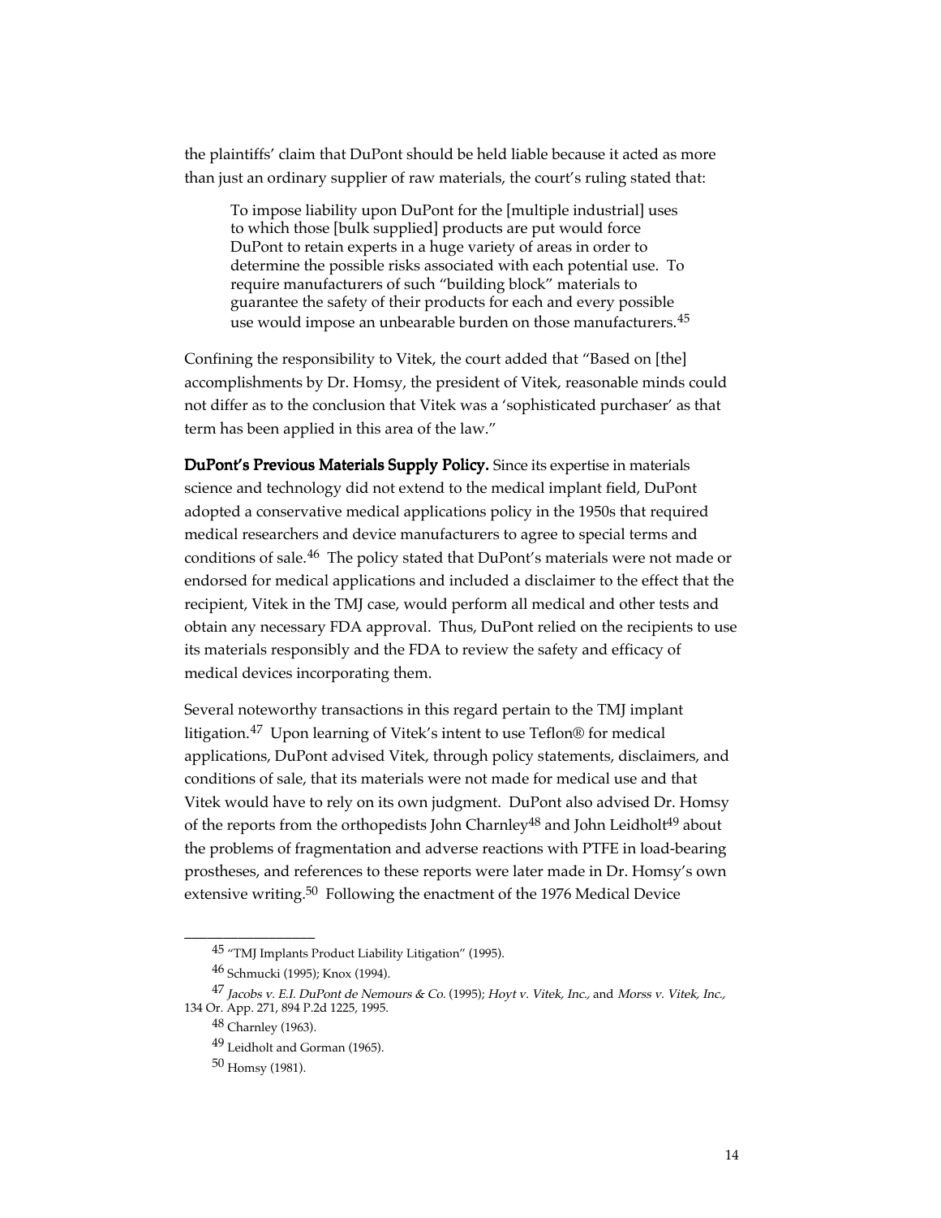the plaintiffs' claim that DuPont should be held liable because it acted as more than just an ordinary supplier of raw materials, the court's ruling stated that:

> To impose liability upon DuPont for the [multiple industrial] uses to which those [bulk supplied] products are put would force DuPont to retain experts in a huge variety of areas in order to determine the possible risks associated with each potential use. To require manufacturers of such "building block" materials to guarantee the safety of their products for each and every possible use would impose an unbearable burden on those manufacturers.[45]

Confining the responsibility to Vitek, the court added that "Based on [the] accomplishments by Dr. Homsy, the president of Vitek, reasonable minds could not differ as to the conclusion that Vitek was a 'sophisticated purchaser' as that term has been applied in this area of the law."

**DuPont's Previous Materials Supply Policy.** Since its expertise in materials science and technology did not extend to the medical implant field, DuPont adopted a conservative medical applications policy in the 1950s that required medical researchers and device manufacturers to agree to special terms and conditions of sale.[46] The policy stated that DuPont's materials were not made or endorsed for medical applications and included a disclaimer to the effect that the recipient, Vitek in the TMJ case, would perform all medical and other tests and obtain any necessary FDA approval. Thus, DuPont relied on the recipients to use its materials responsibly and the FDA to review the safety and efficacy of medical devices incorporating them.

Several noteworthy transactions in this regard pertain to the TMJ implant litigation.[47] Upon learning of Vitek's intent to use Teflon® for medical applications, DuPont advised Vitek, through policy statements, disclaimers, and conditions of sale, that its materials were not made for medical use and that Vitek would have to rely on its own judgment. DuPont also advised Dr. Homsy of the reports from the orthopedists John Charnley[48] and John Leidholt[49] about the problems of fragmentation and adverse reactions with PTFE in load-bearing prostheses, and references to these reports were later made in Dr. Homsy's own extensive writing.[50] Following the enactment of the 1976 Medical Device

---

45 "TMJ Implants Product Liability Litigation" (1995).

46 Schmucki (1995); Knox (1994).

47 *Jacobs v. E.I. DuPont de Nemours & Co.* (1995); *Hoyt v. Vitek, Inc.,* and *Morss v. Vitek, Inc.,* 134 Or. App. 271, 894 P.2d 1225, 1995.

48 Charnley (1963).

49 Leidholt and Gorman (1965).

50 Homsy (1981).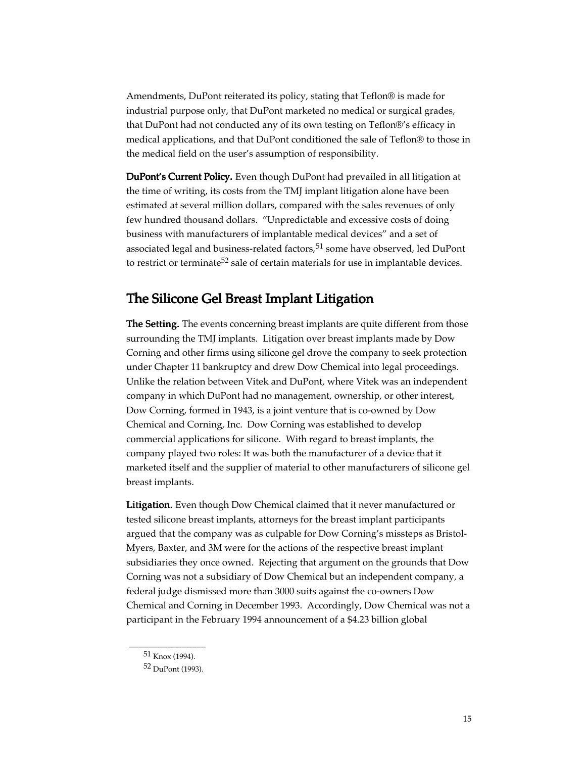Amendments, DuPont reiterated its policy, stating that Teflon® is made for industrial purpose only, that DuPont marketed no medical or surgical grades, that DuPont had not conducted any of its own testing on Teflon®'s efficacy in medical applications, and that DuPont conditioned the sale of Teflon® to those in the medical field on the user's assumption of responsibility.

**DuPont's Current Policy.** Even though DuPont had prevailed in all litigation at the time of writing, its costs from the TMJ implant litigation alone have been estimated at several million dollars, compared with the sales revenues of only few hundred thousand dollars. "Unpredictable and excessive costs of doing business with manufacturers of implantable medical devices" and a set of associated legal and business-related factors,[51] some have observed, led DuPont to restrict or terminate[52] sale of certain materials for use in implantable devices.

## The Silicone Gel Breast Implant Litigation

**The Setting.** The events concerning breast implants are quite different from those surrounding the TMJ implants. Litigation over breast implants made by Dow Corning and other firms using silicone gel drove the company to seek protection under Chapter 11 bankruptcy and drew Dow Chemical into legal proceedings. Unlike the relation between Vitek and DuPont, where Vitek was an independent company in which DuPont had no management, ownership, or other interest, Dow Corning, formed in 1943, is a joint venture that is co-owned by Dow Chemical and Corning, Inc. Dow Corning was established to develop commercial applications for silicone. With regard to breast implants, the company played two roles: It was both the manufacturer of a device that it marketed itself and the supplier of material to other manufacturers of silicone gel breast implants.

**Litigation.** Even though Dow Chemical claimed that it never manufactured or tested silicone breast implants, attorneys for the breast implant participants argued that the company was as culpable for Dow Corning's missteps as Bristol-Myers, Baxter, and 3M were for the actions of the respective breast implant subsidiaries they once owned. Rejecting that argument on the grounds that Dow Corning was not a subsidiary of Dow Chemical but an independent company, a federal judge dismissed more than 3000 suits against the co-owners Dow Chemical and Corning in December 1993. Accordingly, Dow Chemical was not a participant in the February 1994 announcement of a $4.23 billion global

---

[51] Knox (1994).

[52] DuPont (1993).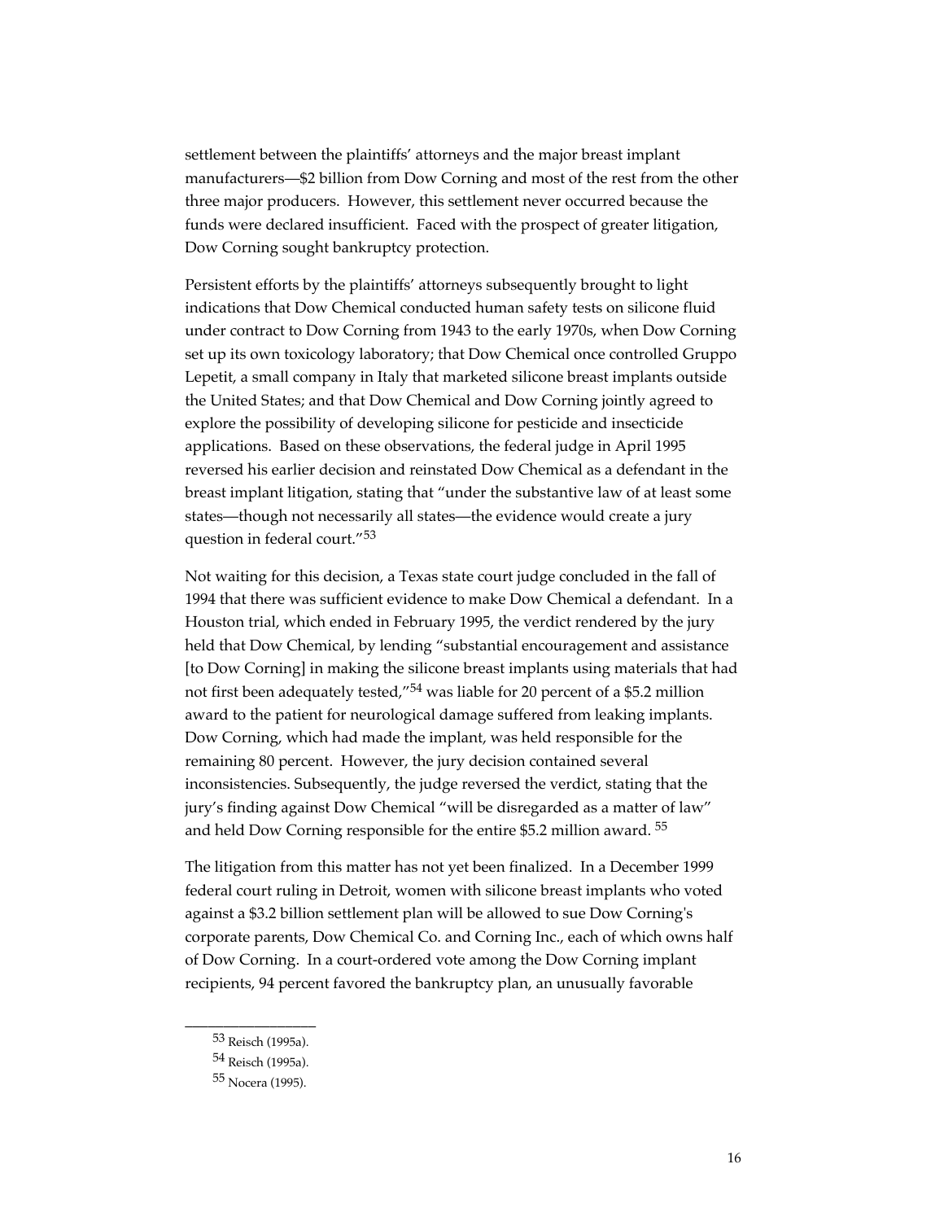settlement between the plaintiffs' attorneys and the major breast implant manufacturers—$2 billion from Dow Corning and most of the rest from the other three major producers. However, this settlement never occurred because the funds were declared insufficient. Faced with the prospect of greater litigation, Dow Corning sought bankruptcy protection.

Persistent efforts by the plaintiffs' attorneys subsequently brought to light indications that Dow Chemical conducted human safety tests on silicone fluid under contract to Dow Corning from 1943 to the early 1970s, when Dow Corning set up its own toxicology laboratory; that Dow Chemical once controlled Gruppo Lepetit, a small company in Italy that marketed silicone breast implants outside the United States; and that Dow Chemical and Dow Corning jointly agreed to explore the possibility of developing silicone for pesticide and insecticide applications. Based on these observations, the federal judge in April 1995 reversed his earlier decision and reinstated Dow Chemical as a defendant in the breast implant litigation, stating that "under the substantive law of at least some states—though not necessarily all states—the evidence would create a jury question in federal court."[53]

Not waiting for this decision, a Texas state court judge concluded in the fall of 1994 that there was sufficient evidence to make Dow Chemical a defendant. In a Houston trial, which ended in February 1995, the verdict rendered by the jury held that Dow Chemical, by lending "substantial encouragement and assistance [to Dow Corning] in making the silicone breast implants using materials that had not first been adequately tested,"[54] was liable for 20 percent of a $5.2 million award to the patient for neurological damage suffered from leaking implants. Dow Corning, which had made the implant, was held responsible for the remaining 80 percent. However, the jury decision contained several inconsistencies. Subsequently, the judge reversed the verdict, stating that the jury's finding against Dow Chemical "will be disregarded as a matter of law" and held Dow Corning responsible for the entire $5.2 million award.[55]

The litigation from this matter has not yet been finalized. In a December 1999 federal court ruling in Detroit, women with silicone breast implants who voted against a $3.2 billion settlement plan will be allowed to sue Dow Corning's corporate parents, Dow Chemical Co. and Corning Inc., each of which owns half of Dow Corning. In a court-ordered vote among the Dow Corning implant recipients, 94 percent favored the bankruptcy plan, an unusually favorable

[53] Reisch (1995a).

[54] Reisch (1995a).

[55] Nocera (1995).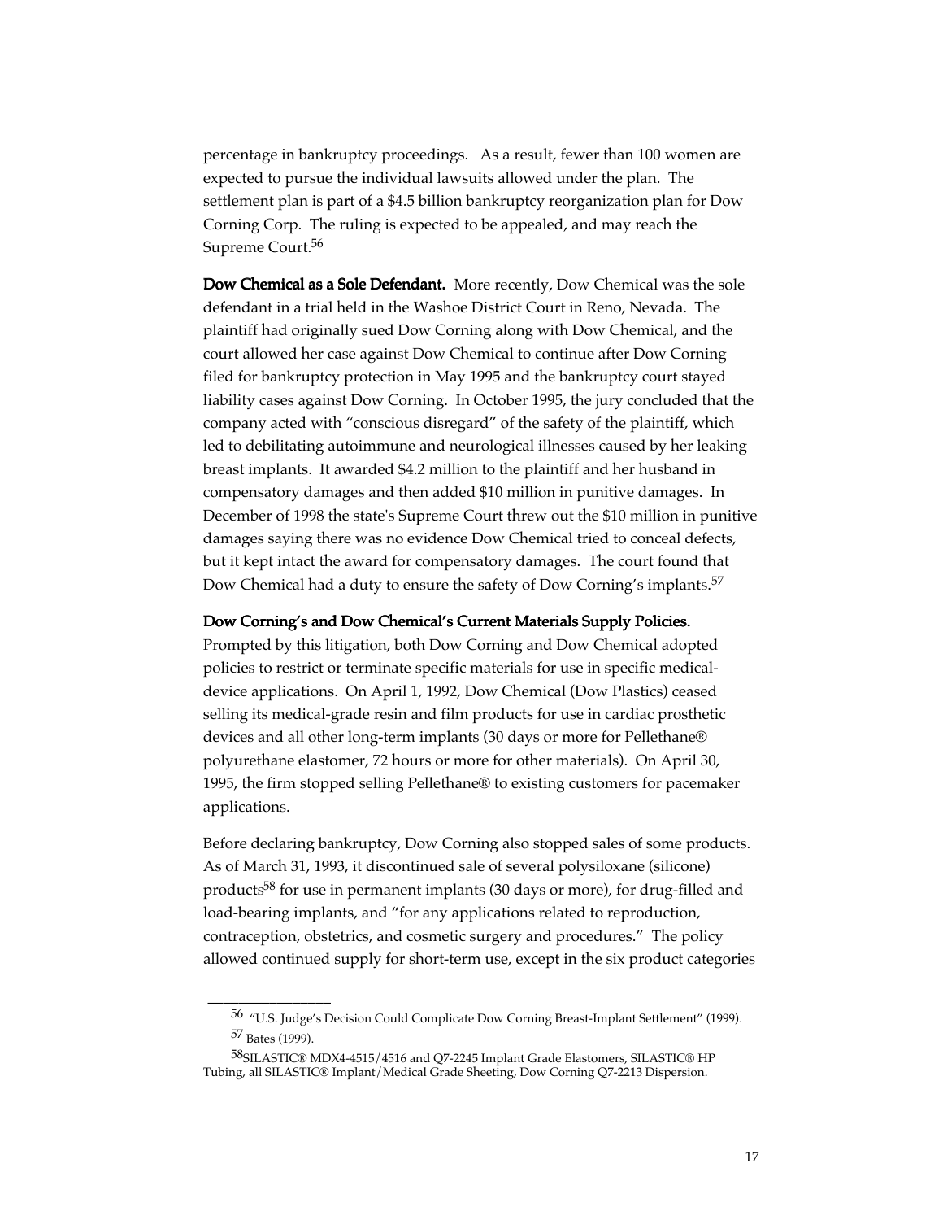percentage in bankruptcy proceedings. As a result, fewer than 100 women are expected to pursue the individual lawsuits allowed under the plan. The settlement plan is part of a $4.5 billion bankruptcy reorganization plan for Dow Corning Corp. The ruling is expected to be appealed, and may reach the Supreme Court.[56]

**Dow Chemical as a Sole Defendant.** More recently, Dow Chemical was the sole defendant in a trial held in the Washoe District Court in Reno, Nevada. The plaintiff had originally sued Dow Corning along with Dow Chemical, and the court allowed her case against Dow Chemical to continue after Dow Corning filed for bankruptcy protection in May 1995 and the bankruptcy court stayed liability cases against Dow Corning. In October 1995, the jury concluded that the company acted with "conscious disregard" of the safety of the plaintiff, which led to debilitating autoimmune and neurological illnesses caused by her leaking breast implants. It awarded $4.2 million to the plaintiff and her husband in compensatory damages and then added $10 million in punitive damages. In December of 1998 the state's Supreme Court threw out the $10 million in punitive damages saying there was no evidence Dow Chemical tried to conceal defects, but it kept intact the award for compensatory damages. The court found that Dow Chemical had a duty to ensure the safety of Dow Corning's implants.[57]

**Dow Corning's and Dow Chemical's Current Materials Supply Policies.** Prompted by this litigation, both Dow Corning and Dow Chemical adopted policies to restrict or terminate specific materials for use in specific medical-device applications. On April 1, 1992, Dow Chemical (Dow Plastics) ceased selling its medical-grade resin and film products for use in cardiac prosthetic devices and all other long-term implants (30 days or more for Pellethane® polyurethane elastomer, 72 hours or more for other materials). On April 30, 1995, the firm stopped selling Pellethane® to existing customers for pacemaker applications.

Before declaring bankruptcy, Dow Corning also stopped sales of some products. As of March 31, 1993, it discontinued sale of several polysiloxane (silicone) products[58] for use in permanent implants (30 days or more), for drug-filled and load-bearing implants, and "for any applications related to reproduction, contraception, obstetrics, and cosmetic surgery and procedures." The policy allowed continued supply for short-term use, except in the six product categories

---

[56] "U.S. Judge's Decision Could Complicate Dow Corning Breast-Implant Settlement" (1999).

[57] Bates (1999).

[58] SILASTIC® MDX4-4515/4516 and Q7-2245 Implant Grade Elastomers, SILASTIC® HP Tubing, all SILASTIC® Implant/Medical Grade Sheeting, Dow Corning Q7-2213 Dispersion.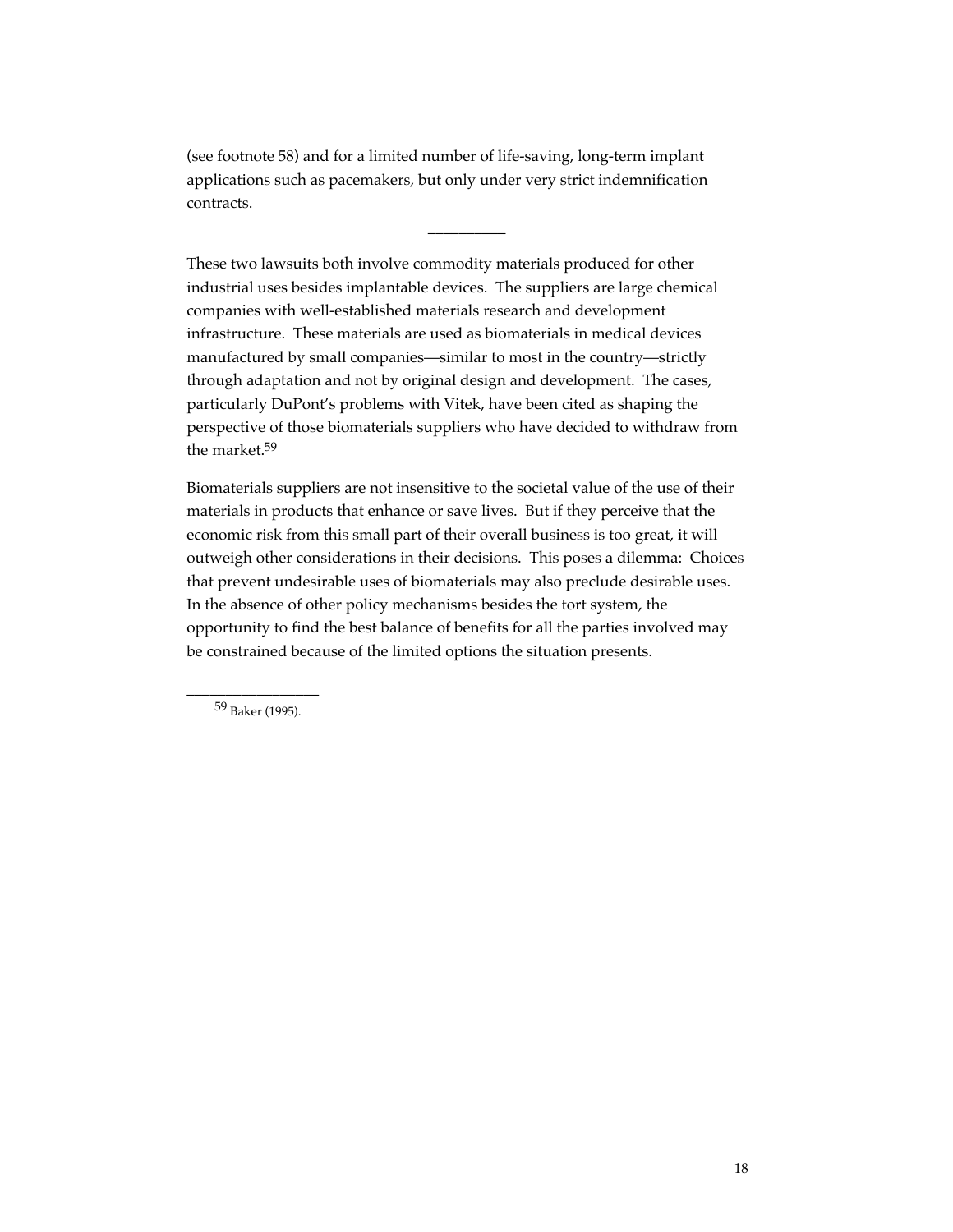(see footnote 58) and for a limited number of life-saving, long-term implant applications such as pacemakers, but only under very strict indemnification contracts.

---

These two lawsuits both involve commodity materials produced for other industrial uses besides implantable devices. The suppliers are large chemical companies with well-established materials research and development infrastructure. These materials are used as biomaterials in medical devices manufactured by small companies—similar to most in the country—strictly through adaptation and not by original design and development. The cases, particularly DuPont's problems with Vitek, have been cited as shaping the perspective of those biomaterials suppliers who have decided to withdraw from the market.[59]

Biomaterials suppliers are not insensitive to the societal value of the use of their materials in products that enhance or save lives. But if they perceive that the economic risk from this small part of their overall business is too great, it will outweigh other considerations in their decisions. This poses a dilemma: Choices that prevent undesirable uses of biomaterials may also preclude desirable uses. In the absence of other policy mechanisms besides the tort system, the opportunity to find the best balance of benefits for all the parties involved may be constrained because of the limited options the situation presents.

---

[59] Baker (1995).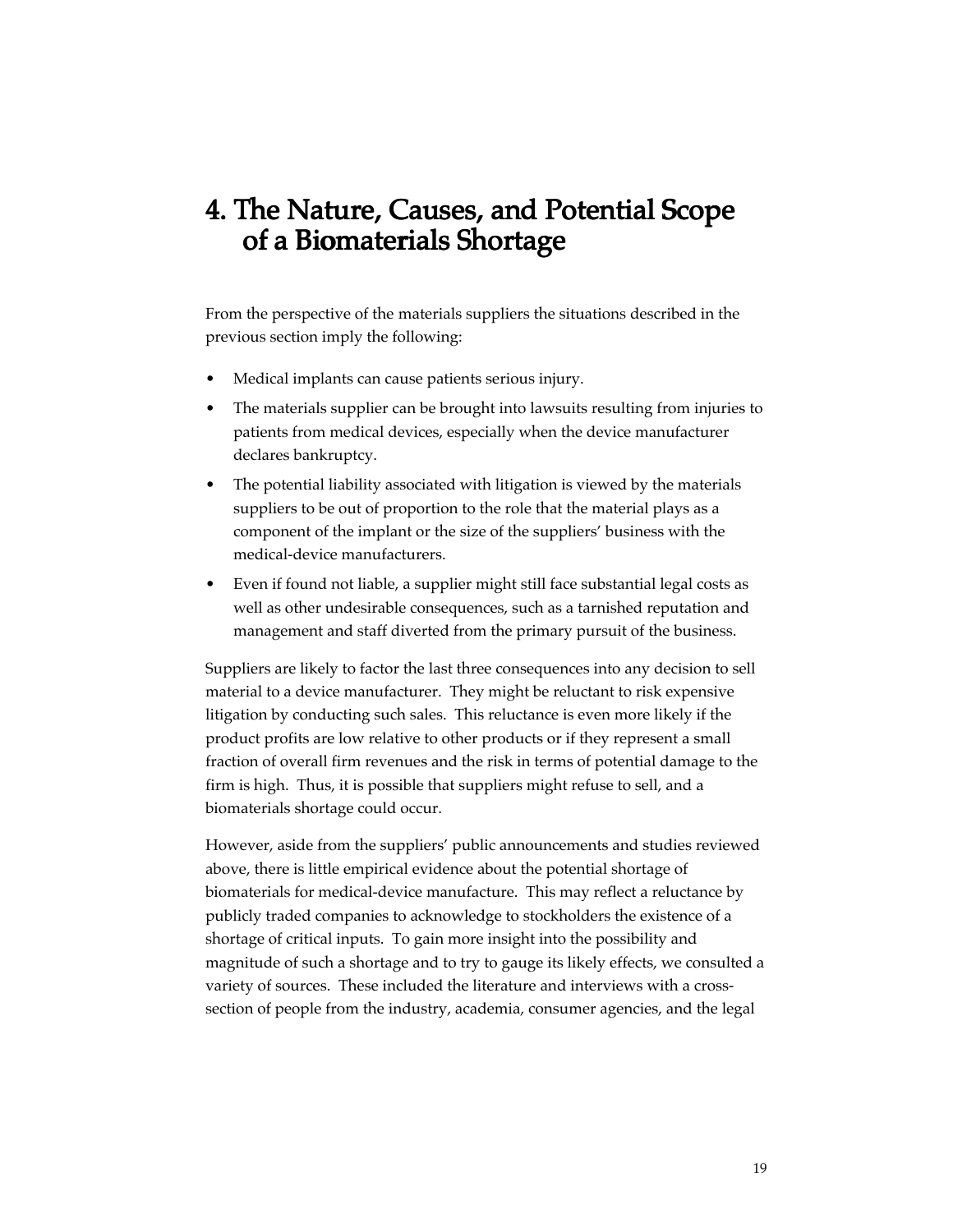# 4. The Nature, Causes, and Potential Scope of a Biomaterials Shortage

From the perspective of the materials suppliers the situations described in the previous section imply the following:

- Medical implants can cause patients serious injury.
- The materials supplier can be brought into lawsuits resulting from injuries to patients from medical devices, especially when the device manufacturer declares bankruptcy.
- The potential liability associated with litigation is viewed by the materials suppliers to be out of proportion to the role that the material plays as a component of the implant or the size of the suppliers' business with the medical-device manufacturers.
- Even if found not liable, a supplier might still face substantial legal costs as well as other undesirable consequences, such as a tarnished reputation and management and staff diverted from the primary pursuit of the business.

Suppliers are likely to factor the last three consequences into any decision to sell material to a device manufacturer. They might be reluctant to risk expensive litigation by conducting such sales. This reluctance is even more likely if the product profits are low relative to other products or if they represent a small fraction of overall firm revenues and the risk in terms of potential damage to the firm is high. Thus, it is possible that suppliers might refuse to sell, and a biomaterials shortage could occur.

However, aside from the suppliers' public announcements and studies reviewed above, there is little empirical evidence about the potential shortage of biomaterials for medical-device manufacture. This may reflect a reluctance by publicly traded companies to acknowledge to stockholders the existence of a shortage of critical inputs. To gain more insight into the possibility and magnitude of such a shortage and to try to gauge its likely effects, we consulted a variety of sources. These included the literature and interviews with a cross-section of people from the industry, academia, consumer agencies, and the legal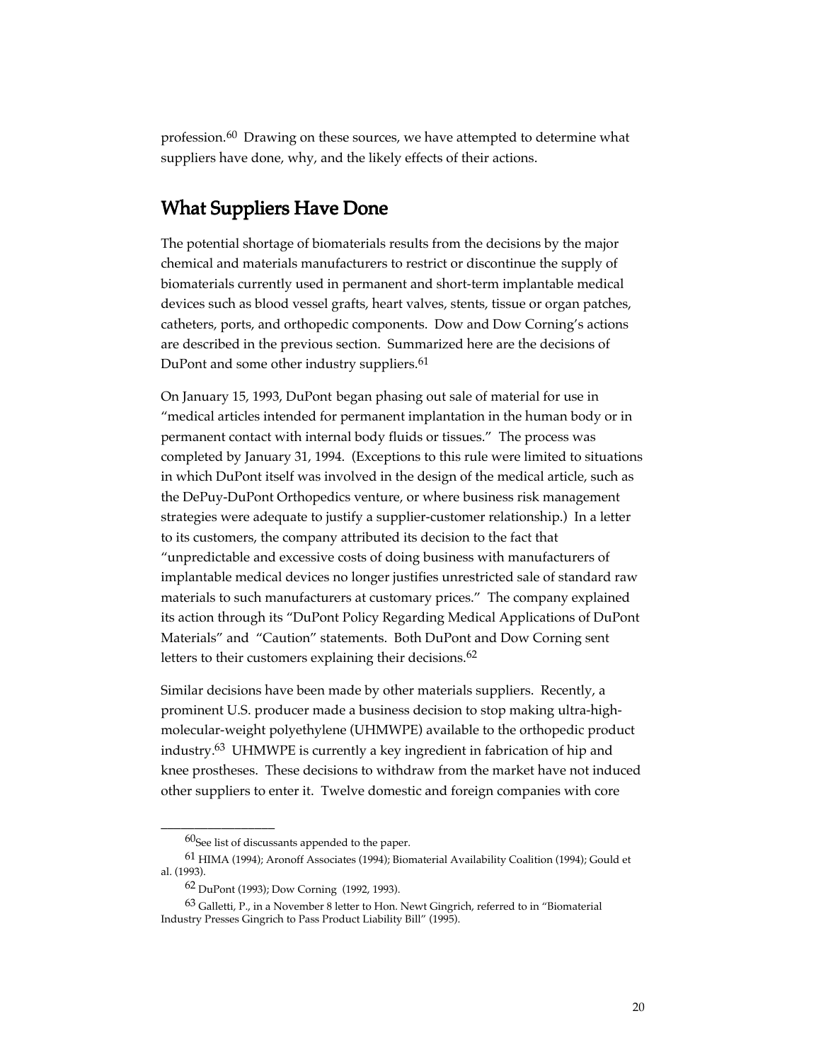profession.[60] Drawing on these sources, we have attempted to determine what suppliers have done, why, and the likely effects of their actions.

## What Suppliers Have Done

The potential shortage of biomaterials results from the decisions by the major chemical and materials manufacturers to restrict or discontinue the supply of biomaterials currently used in permanent and short-term implantable medical devices such as blood vessel grafts, heart valves, stents, tissue or organ patches, catheters, ports, and orthopedic components. Dow and Dow Corning's actions are described in the previous section. Summarized here are the decisions of DuPont and some other industry suppliers.[61]

On January 15, 1993, DuPont began phasing out sale of material for use in "medical articles intended for permanent implantation in the human body or in permanent contact with internal body fluids or tissues." The process was completed by January 31, 1994. (Exceptions to this rule were limited to situations in which DuPont itself was involved in the design of the medical article, such as the DePuy-DuPont Orthopedics venture, or where business risk management strategies were adequate to justify a supplier-customer relationship.) In a letter to its customers, the company attributed its decision to the fact that "unpredictable and excessive costs of doing business with manufacturers of implantable medical devices no longer justifies unrestricted sale of standard raw materials to such manufacturers at customary prices." The company explained its action through its "DuPont Policy Regarding Medical Applications of DuPont Materials" and "Caution" statements. Both DuPont and Dow Corning sent letters to their customers explaining their decisions.[62]

Similar decisions have been made by other materials suppliers. Recently, a prominent U.S. producer made a business decision to stop making ultra-high-molecular-weight polyethylene (UHMWPE) available to the orthopedic product industry.[63] UHMWPE is currently a key ingredient in fabrication of hip and knee prostheses. These decisions to withdraw from the market have not induced other suppliers to enter it. Twelve domestic and foreign companies with core

---

[60] See list of discussants appended to the paper.

[61] HIMA (1994); Aronoff Associates (1994); Biomaterial Availability Coalition (1994); Gould et al. (1993).

[62] DuPont (1993); Dow Corning (1992, 1993).

[63] Galletti, P., in a November 8 letter to Hon. Newt Gingrich, referred to in "Biomaterial Industry Presses Gingrich to Pass Product Liability Bill" (1995).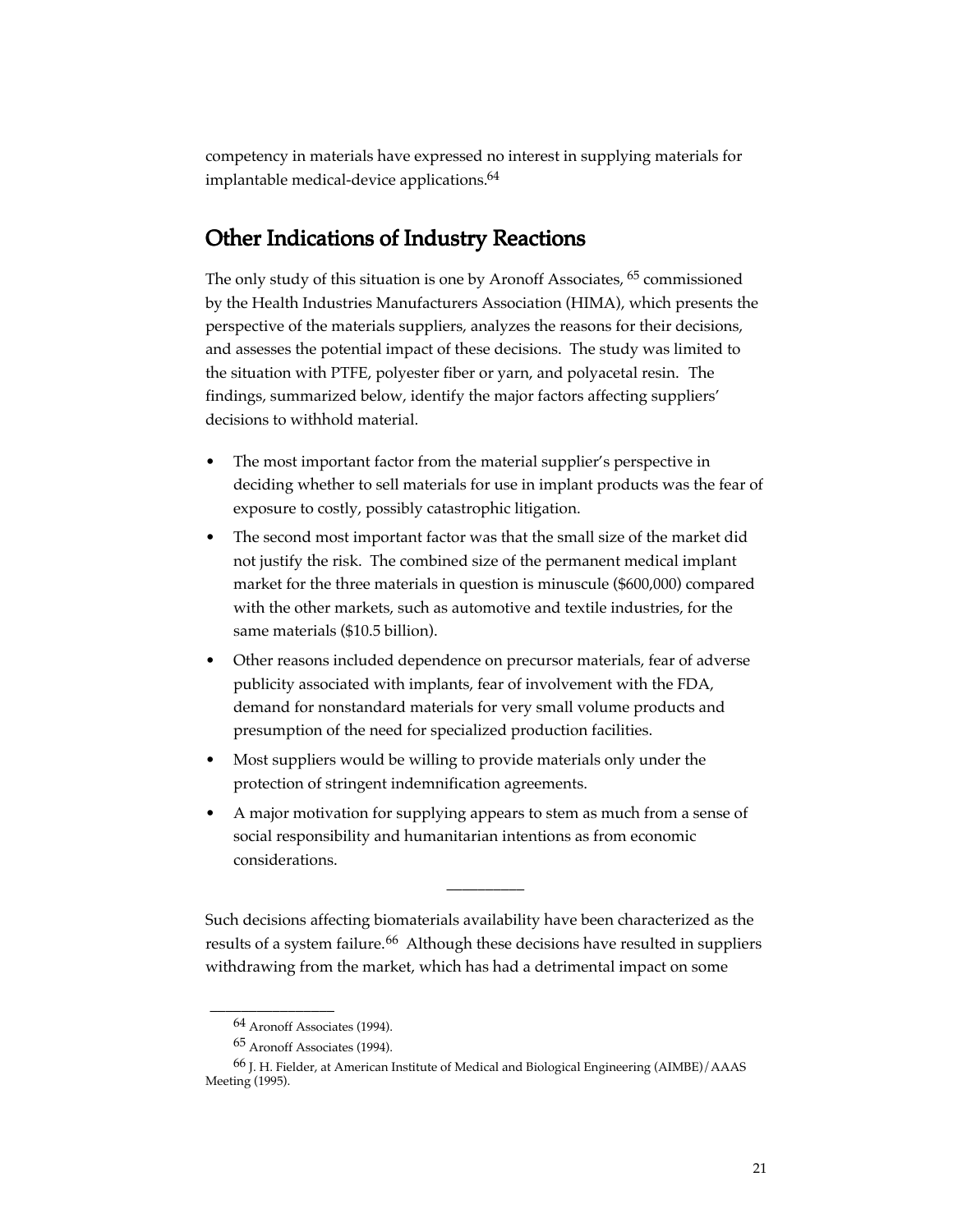competency in materials have expressed no interest in supplying materials for implantable medical-device applications.[64]

## Other Indications of Industry Reactions

The only study of this situation is one by Aronoff Associates, [65] commissioned by the Health Industries Manufacturers Association (HIMA), which presents the perspective of the materials suppliers, analyzes the reasons for their decisions, and assesses the potential impact of these decisions. The study was limited to the situation with PTFE, polyester fiber or yarn, and polyacetal resin. The findings, summarized below, identify the major factors affecting suppliers' decisions to withhold material.

- The most important factor from the material supplier's perspective in deciding whether to sell materials for use in implant products was the fear of exposure to costly, possibly catastrophic litigation.
- The second most important factor was that the small size of the market did not justify the risk. The combined size of the permanent medical implant market for the three materials in question is minuscule ($600,000) compared with the other markets, such as automotive and textile industries, for the same materials ($10.5 billion).
- Other reasons included dependence on precursor materials, fear of adverse publicity associated with implants, fear of involvement with the FDA, demand for nonstandard materials for very small volume products and presumption of the need for specialized production facilities.
- Most suppliers would be willing to provide materials only under the protection of stringent indemnification agreements.
- A major motivation for supplying appears to stem as much from a sense of social responsibility and humanitarian intentions as from economic considerations.

---

Such decisions affecting biomaterials availability have been characterized as the results of a system failure.[66] Although these decisions have resulted in suppliers withdrawing from the market, which has had a detrimental impact on some

---

[64] Aronoff Associates (1994).

[65] Aronoff Associates (1994).

[66] J. H. Fielder, at American Institute of Medical and Biological Engineering (AIMBE)/AAAS Meeting (1995).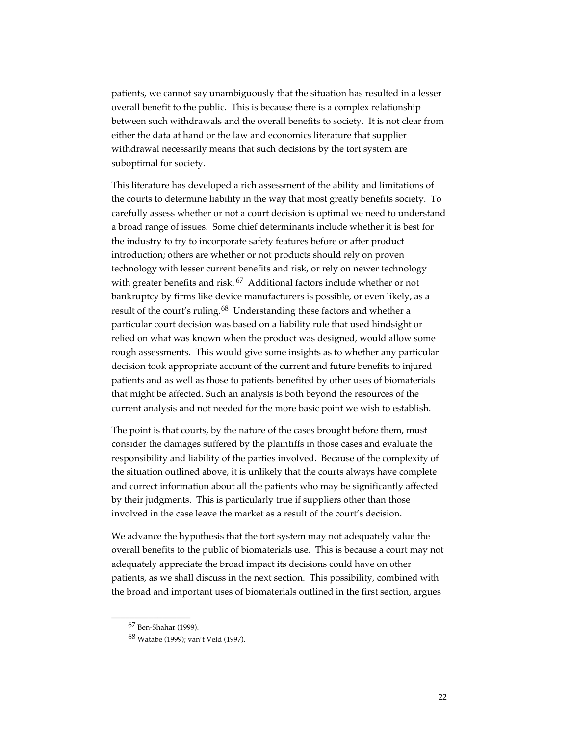patients, we cannot say unambiguously that the situation has resulted in a lesser overall benefit to the public. This is because there is a complex relationship between such withdrawals and the overall benefits to society. It is not clear from either the data at hand or the law and economics literature that supplier withdrawal necessarily means that such decisions by the tort system are suboptimal for society.

This literature has developed a rich assessment of the ability and limitations of the courts to determine liability in the way that most greatly benefits society. To carefully assess whether or not a court decision is optimal we need to understand a broad range of issues. Some chief determinants include whether it is best for the industry to try to incorporate safety features before or after product introduction; others are whether or not products should rely on proven technology with lesser current benefits and risk, or rely on newer technology with greater benefits and risk. [67] Additional factors include whether or not bankruptcy by firms like device manufacturers is possible, or even likely, as a result of the court's ruling.[68] Understanding these factors and whether a particular court decision was based on a liability rule that used hindsight or relied on what was known when the product was designed, would allow some rough assessments. This would give some insights as to whether any particular decision took appropriate account of the current and future benefits to injured patients and as well as those to patients benefited by other uses of biomaterials that might be affected. Such an analysis is both beyond the resources of the current analysis and not needed for the more basic point we wish to establish.

The point is that courts, by the nature of the cases brought before them, must consider the damages suffered by the plaintiffs in those cases and evaluate the responsibility and liability of the parties involved. Because of the complexity of the situation outlined above, it is unlikely that the courts always have complete and correct information about all the patients who may be significantly affected by their judgments. This is particularly true if suppliers other than those involved in the case leave the market as a result of the court's decision.

We advance the hypothesis that the tort system may not adequately value the overall benefits to the public of biomaterials use. This is because a court may not adequately appreciate the broad impact its decisions could have on other patients, as we shall discuss in the next section. This possibility, combined with the broad and important uses of biomaterials outlined in the first section, argues

---

[67] Ben-Shahar (1999).

[68] Watabe (1999); van't Veld (1997).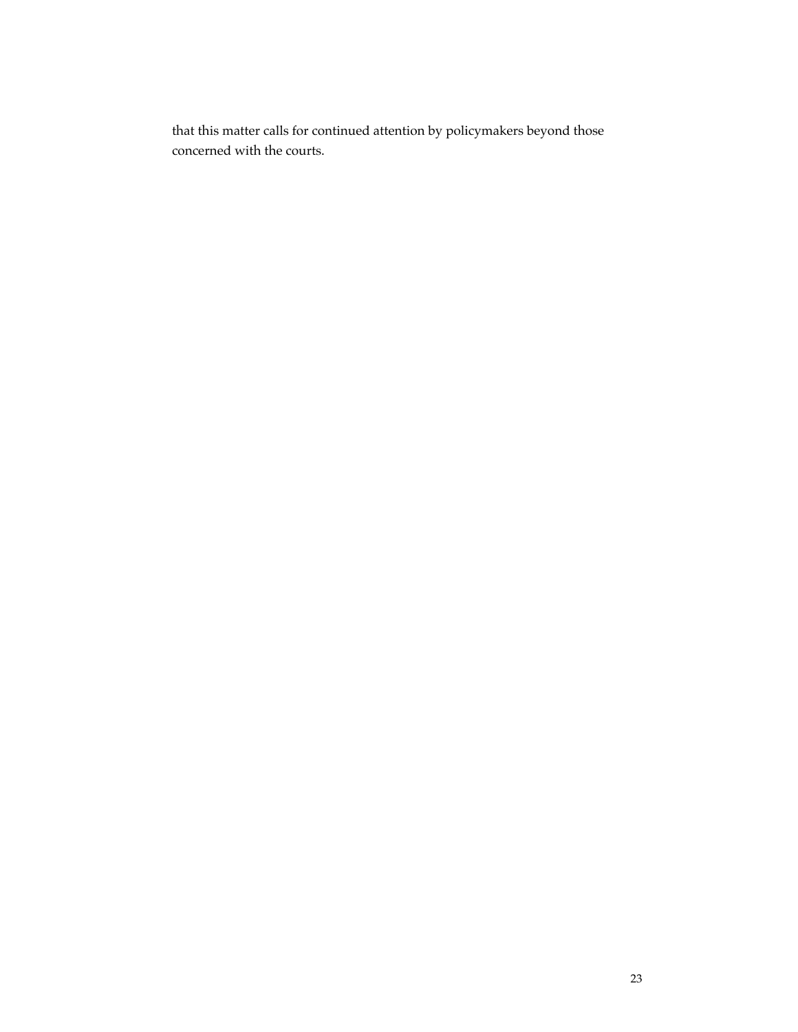that this matter calls for continued attention by policymakers beyond those concerned with the courts.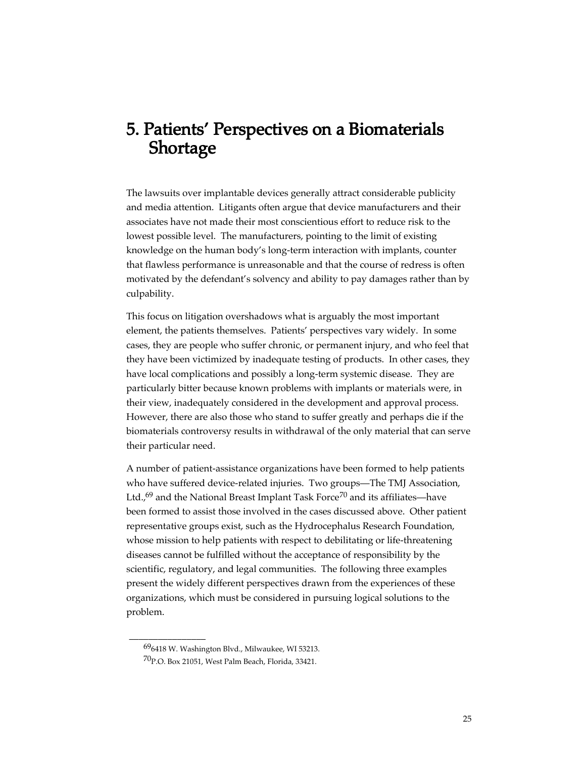# 5. Patients' Perspectives on a Biomaterials Shortage

The lawsuits over implantable devices generally attract considerable publicity and media attention. Litigants often argue that device manufacturers and their associates have not made their most conscientious effort to reduce risk to the lowest possible level. The manufacturers, pointing to the limit of existing knowledge on the human body's long-term interaction with implants, counter that flawless performance is unreasonable and that the course of redress is often motivated by the defendant's solvency and ability to pay damages rather than by culpability.

This focus on litigation overshadows what is arguably the most important element, the patients themselves. Patients' perspectives vary widely. In some cases, they are people who suffer chronic, or permanent injury, and who feel that they have been victimized by inadequate testing of products. In other cases, they have local complications and possibly a long-term systemic disease. They are particularly bitter because known problems with implants or materials were, in their view, inadequately considered in the development and approval process. However, there are also those who stand to suffer greatly and perhaps die if the biomaterials controversy results in withdrawal of the only material that can serve their particular need.

A number of patient-assistance organizations have been formed to help patients who have suffered device-related injuries. Two groups—The TMJ Association, Ltd.,[69] and the National Breast Implant Task Force[70] and its affiliates—have been formed to assist those involved in the cases discussed above. Other patient representative groups exist, such as the Hydrocephalus Research Foundation, whose mission to help patients with respect to debilitating or life-threatening diseases cannot be fulfilled without the acceptance of responsibility by the scientific, regulatory, and legal communities. The following three examples present the widely different perspectives drawn from the experiences of these organizations, which must be considered in pursuing logical solutions to the problem.

---

[69] 6418 W. Washington Blvd., Milwaukee, WI 53213.

[70] P.O. Box 21051, West Palm Beach, Florida, 33421.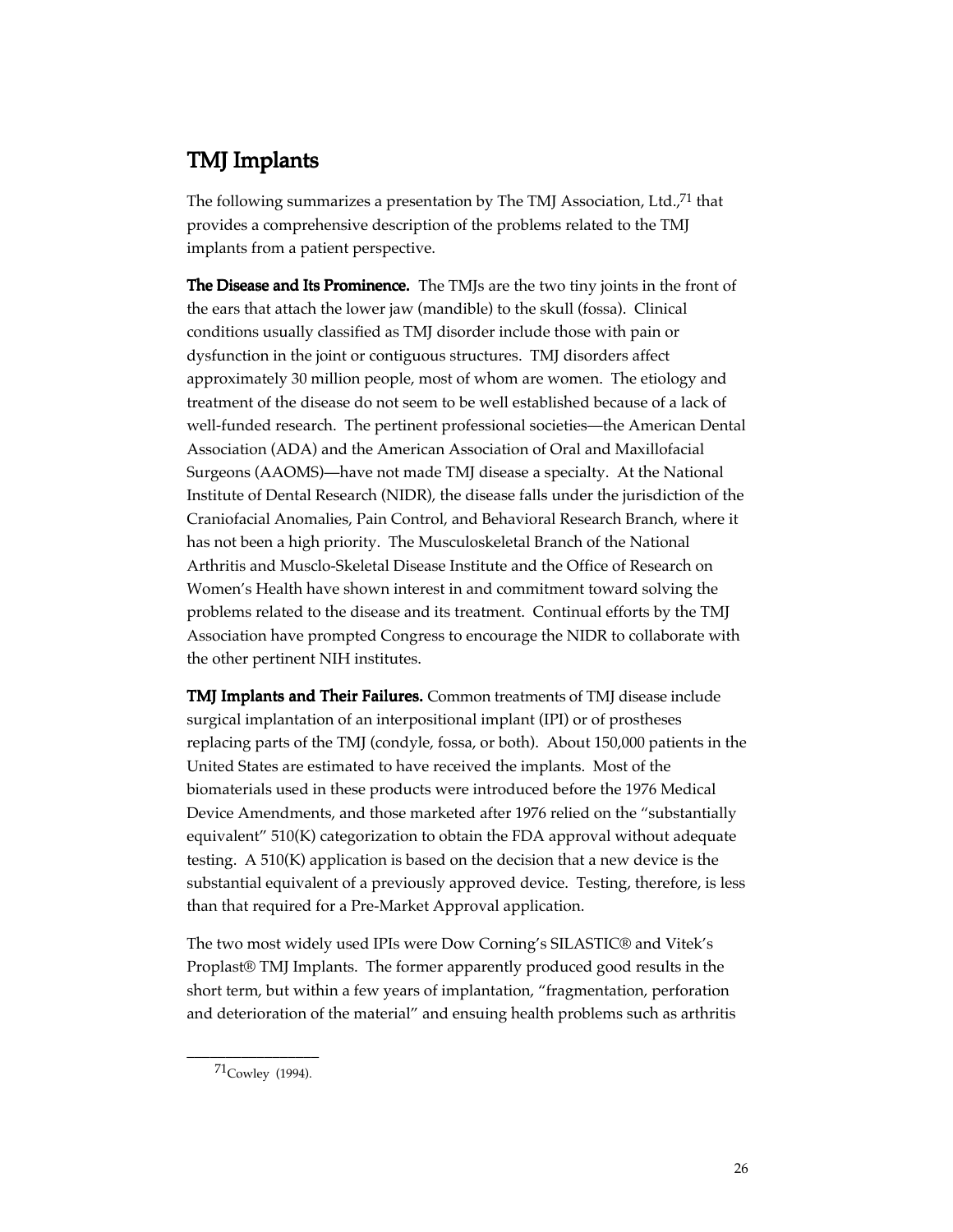## TMJ Implants

The following summarizes a presentation by The TMJ Association, Ltd.,[71] that provides a comprehensive description of the problems related to the TMJ implants from a patient perspective.

**The Disease and Its Prominence.** The TMJs are the two tiny joints in the front of the ears that attach the lower jaw (mandible) to the skull (fossa). Clinical conditions usually classified as TMJ disorder include those with pain or dysfunction in the joint or contiguous structures. TMJ disorders affect approximately 30 million people, most of whom are women. The etiology and treatment of the disease do not seem to be well established because of a lack of well-funded research. The pertinent professional societies—the American Dental Association (ADA) and the American Association of Oral and Maxillofacial Surgeons (AAOMS)—have not made TMJ disease a specialty. At the National Institute of Dental Research (NIDR), the disease falls under the jurisdiction of the Craniofacial Anomalies, Pain Control, and Behavioral Research Branch, where it has not been a high priority. The Musculoskeletal Branch of the National Arthritis and Musclo-Skeletal Disease Institute and the Office of Research on Women's Health have shown interest in and commitment toward solving the problems related to the disease and its treatment. Continual efforts by the TMJ Association have prompted Congress to encourage the NIDR to collaborate with the other pertinent NIH institutes.

**TMJ Implants and Their Failures.** Common treatments of TMJ disease include surgical implantation of an interpositional implant (IPI) or of prostheses replacing parts of the TMJ (condyle, fossa, or both). About 150,000 patients in the United States are estimated to have received the implants. Most of the biomaterials used in these products were introduced before the 1976 Medical Device Amendments, and those marketed after 1976 relied on the "substantially equivalent" 510(K) categorization to obtain the FDA approval without adequate testing. A 510(K) application is based on the decision that a new device is the substantial equivalent of a previously approved device. Testing, therefore, is less than that required for a Pre-Market Approval application.

The two most widely used IPIs were Dow Corning's SILASTIC® and Vitek's Proplast® TMJ Implants. The former apparently produced good results in the short term, but within a few years of implantation, "fragmentation, perforation and deterioration of the material" and ensuing health problems such as arthritis

---

[71] Cowley (1994).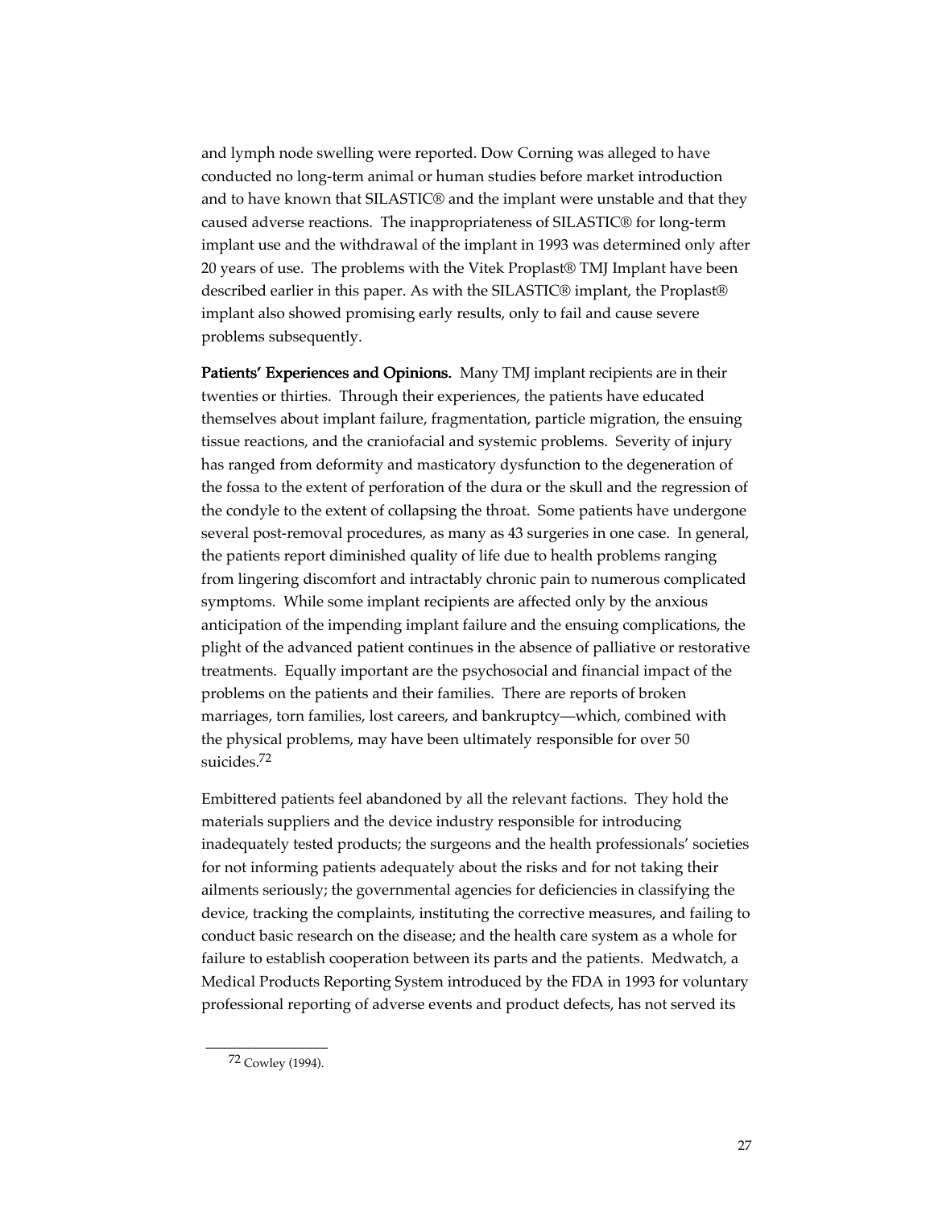and lymph node swelling were reported. Dow Corning was alleged to have conducted no long-term animal or human studies before market introduction and to have known that SILASTIC® and the implant were unstable and that they caused adverse reactions. The inappropriateness of SILASTIC® for long-term implant use and the withdrawal of the implant in 1993 was determined only after 20 years of use. The problems with the Vitek Proplast® TMJ Implant have been described earlier in this paper. As with the SILASTIC® implant, the Proplast® implant also showed promising early results, only to fail and cause severe problems subsequently.

**Patients' Experiences and Opinions.** Many TMJ implant recipients are in their twenties or thirties. Through their experiences, the patients have educated themselves about implant failure, fragmentation, particle migration, the ensuing tissue reactions, and the craniofacial and systemic problems. Severity of injury has ranged from deformity and masticatory dysfunction to the degeneration of the fossa to the extent of perforation of the dura or the skull and the regression of the condyle to the extent of collapsing the throat. Some patients have undergone several post-removal procedures, as many as 43 surgeries in one case. In general, the patients report diminished quality of life due to health problems ranging from lingering discomfort and intractably chronic pain to numerous complicated symptoms. While some implant recipients are affected only by the anxious anticipation of the impending implant failure and the ensuing complications, the plight of the advanced patient continues in the absence of palliative or restorative treatments. Equally important are the psychosocial and financial impact of the problems on the patients and their families. There are reports of broken marriages, torn families, lost careers, and bankruptcy—which, combined with the physical problems, may have been ultimately responsible for over 50 suicides.[72]

Embittered patients feel abandoned by all the relevant factions. They hold the materials suppliers and the device industry responsible for introducing inadequately tested products; the surgeons and the health professionals' societies for not informing patients adequately about the risks and for not taking their ailments seriously; the governmental agencies for deficiencies in classifying the device, tracking the complaints, instituting the corrective measures, and failing to conduct basic research on the disease; and the health care system as a whole for failure to establish cooperation between its parts and the patients. Medwatch, a Medical Products Reporting System introduced by the FDA in 1993 for voluntary professional reporting of adverse events and product defects, has not served its

---

[72] Cowley (1994).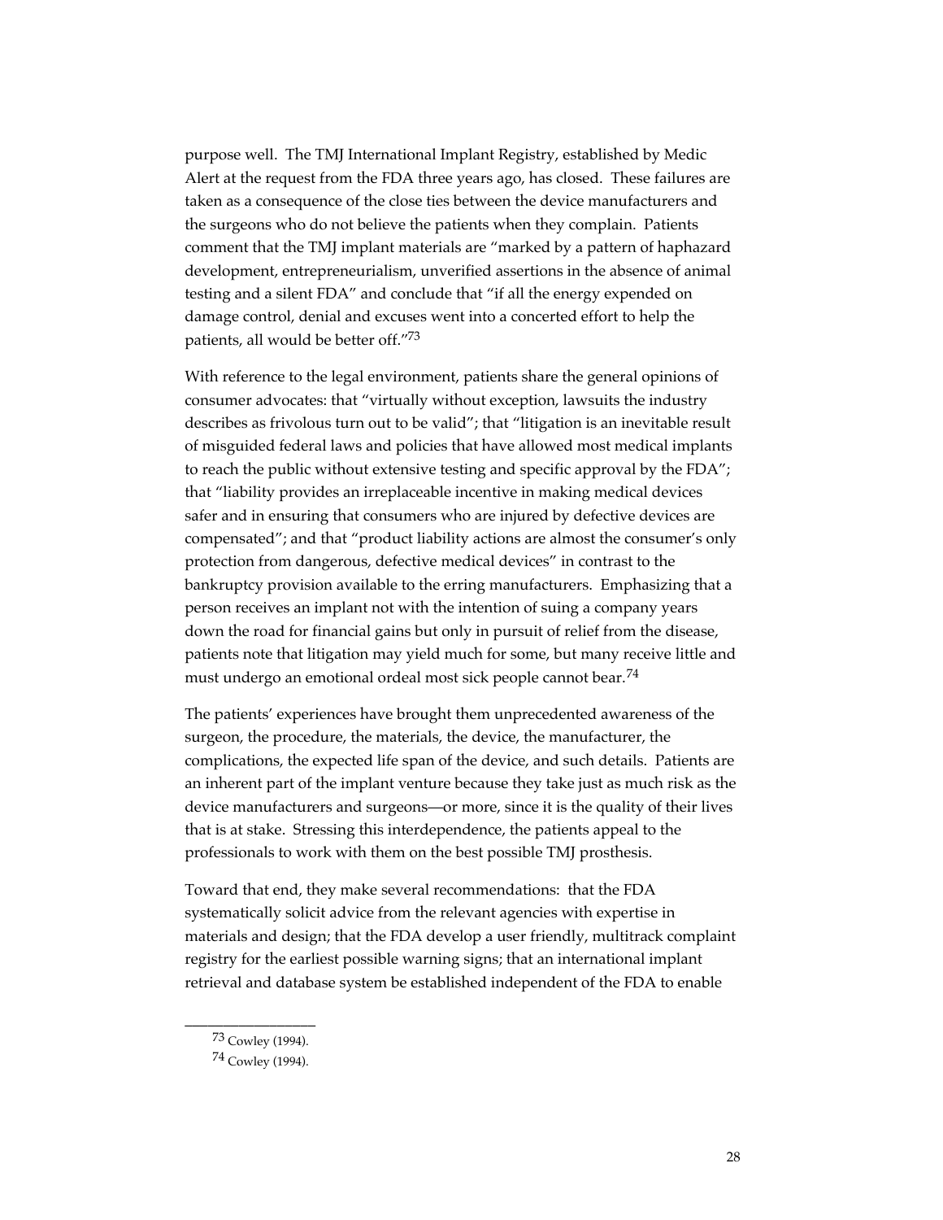purpose well. The TMJ International Implant Registry, established by Medic Alert at the request from the FDA three years ago, has closed. These failures are taken as a consequence of the close ties between the device manufacturers and the surgeons who do not believe the patients when they complain. Patients comment that the TMJ implant materials are "marked by a pattern of haphazard development, entrepreneurialism, unverified assertions in the absence of animal testing and a silent FDA" and conclude that "if all the energy expended on damage control, denial and excuses went into a concerted effort to help the patients, all would be better off."[73]

With reference to the legal environment, patients share the general opinions of consumer advocates: that "virtually without exception, lawsuits the industry describes as frivolous turn out to be valid"; that "litigation is an inevitable result of misguided federal laws and policies that have allowed most medical implants to reach the public without extensive testing and specific approval by the FDA"; that "liability provides an irreplaceable incentive in making medical devices safer and in ensuring that consumers who are injured by defective devices are compensated"; and that "product liability actions are almost the consumer's only protection from dangerous, defective medical devices" in contrast to the bankruptcy provision available to the erring manufacturers. Emphasizing that a person receives an implant not with the intention of suing a company years down the road for financial gains but only in pursuit of relief from the disease, patients note that litigation may yield much for some, but many receive little and must undergo an emotional ordeal most sick people cannot bear.[74]

The patients' experiences have brought them unprecedented awareness of the surgeon, the procedure, the materials, the device, the manufacturer, the complications, the expected life span of the device, and such details. Patients are an inherent part of the implant venture because they take just as much risk as the device manufacturers and surgeons—or more, since it is the quality of their lives that is at stake. Stressing this interdependence, the patients appeal to the professionals to work with them on the best possible TMJ prosthesis.

Toward that end, they make several recommendations: that the FDA systematically solicit advice from the relevant agencies with expertise in materials and design; that the FDA develop a user friendly, multitrack complaint registry for the earliest possible warning signs; that an international implant retrieval and database system be established independent of the FDA to enable

---

[73] Cowley (1994).

[74] Cowley (1994).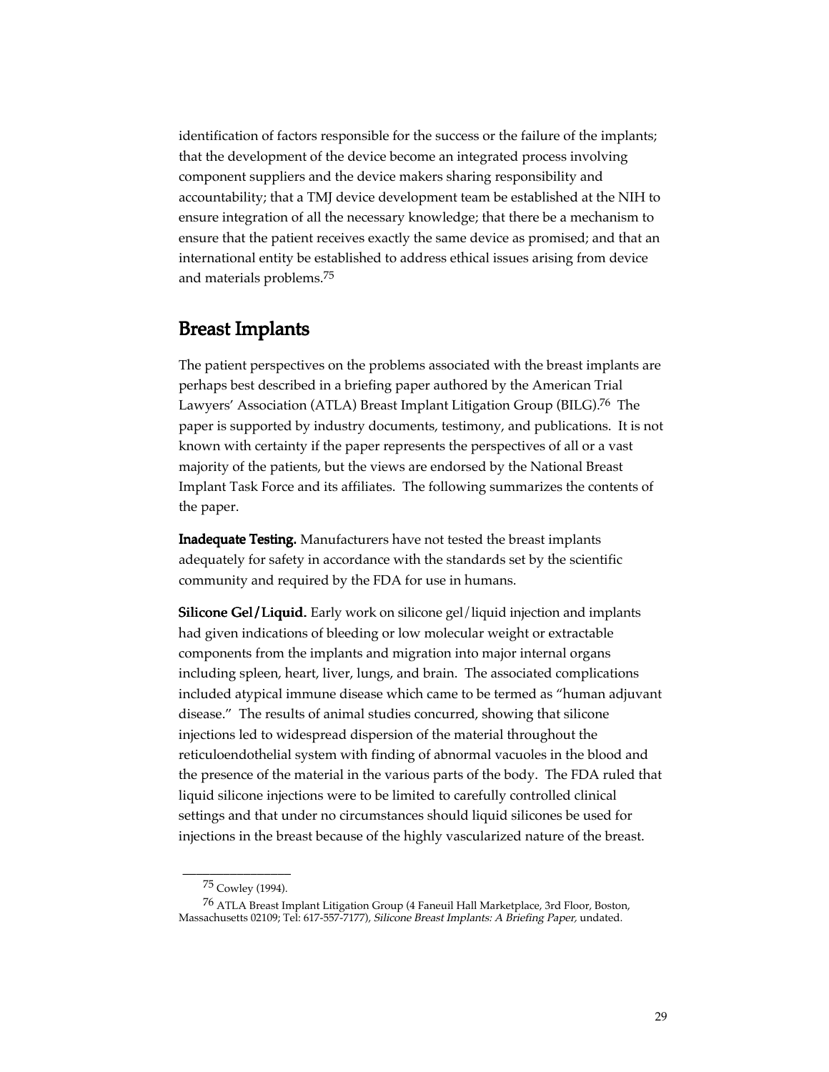identification of factors responsible for the success or the failure of the implants; that the development of the device become an integrated process involving component suppliers and the device makers sharing responsibility and accountability; that a TMJ device development team be established at the NIH to ensure integration of all the necessary knowledge; that there be a mechanism to ensure that the patient receives exactly the same device as promised; and that an international entity be established to address ethical issues arising from device and materials problems.[75]

## Breast Implants

The patient perspectives on the problems associated with the breast implants are perhaps best described in a briefing paper authored by the American Trial Lawyers' Association (ATLA) Breast Implant Litigation Group (BILG).[76] The paper is supported by industry documents, testimony, and publications. It is not known with certainty if the paper represents the perspectives of all or a vast majority of the patients, but the views are endorsed by the National Breast Implant Task Force and its affiliates. The following summarizes the contents of the paper.

**Inadequate Testing.** Manufacturers have not tested the breast implants adequately for safety in accordance with the standards set by the scientific community and required by the FDA for use in humans.

**Silicone Gel/Liquid.** Early work on silicone gel/liquid injection and implants had given indications of bleeding or low molecular weight or extractable components from the implants and migration into major internal organs including spleen, heart, liver, lungs, and brain. The associated complications included atypical immune disease which came to be termed as "human adjuvant disease." The results of animal studies concurred, showing that silicone injections led to widespread dispersion of the material throughout the reticuloendothelial system with finding of abnormal vacuoles in the blood and the presence of the material in the various parts of the body. The FDA ruled that liquid silicone injections were to be limited to carefully controlled clinical settings and that under no circumstances should liquid silicones be used for injections in the breast because of the highly vascularized nature of the breast.

---

[75] Cowley (1994).

[76] ATLA Breast Implant Litigation Group (4 Faneuil Hall Marketplace, 3rd Floor, Boston, Massachusetts 02109; Tel: 617-557-7177), *Silicone Breast Implants: A Briefing Paper,* undated.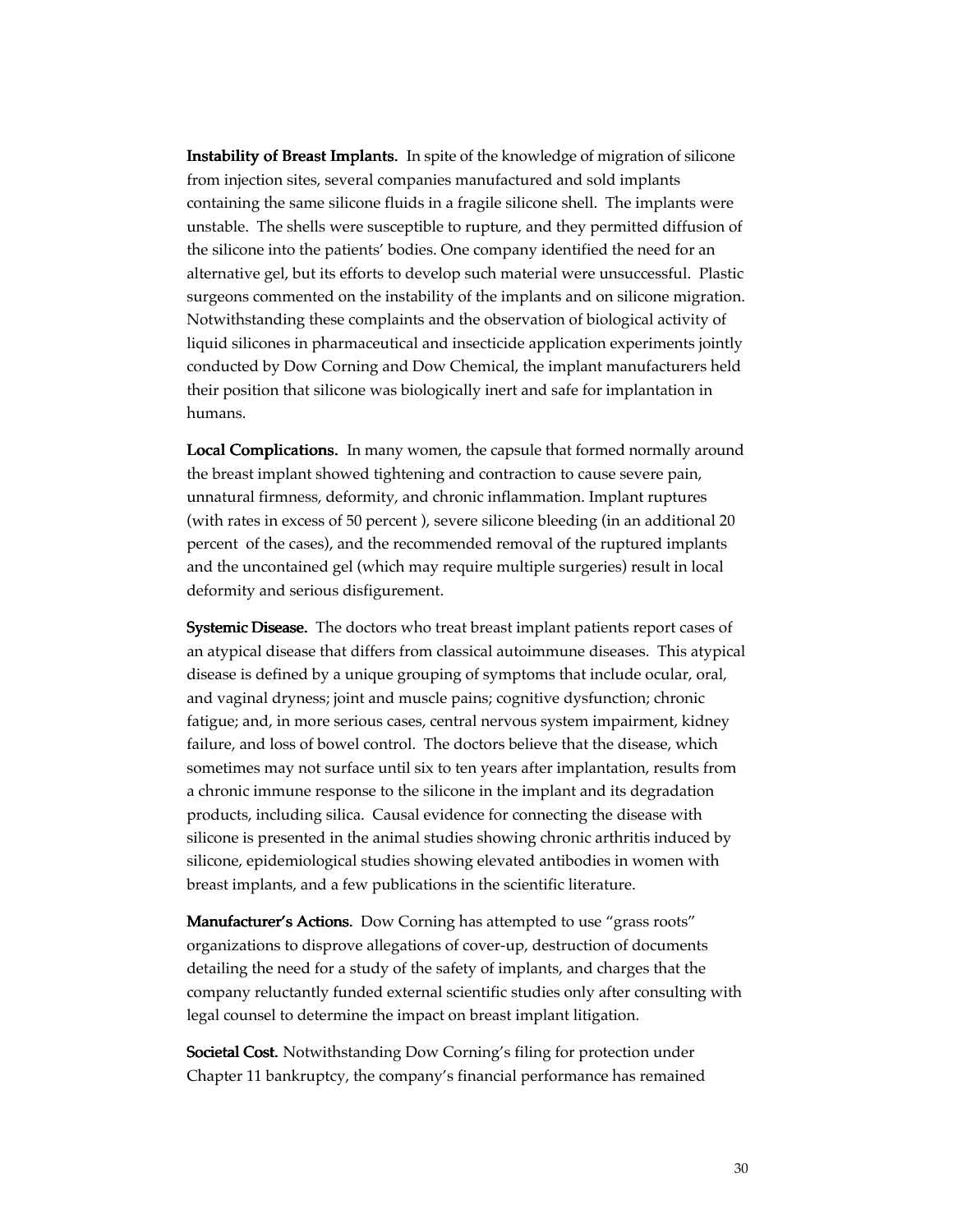**Instability of Breast Implants.** In spite of the knowledge of migration of silicone from injection sites, several companies manufactured and sold implants containing the same silicone fluids in a fragile silicone shell. The implants were unstable. The shells were susceptible to rupture, and they permitted diffusion of the silicone into the patients' bodies. One company identified the need for an alternative gel, but its efforts to develop such material were unsuccessful. Plastic surgeons commented on the instability of the implants and on silicone migration. Notwithstanding these complaints and the observation of biological activity of liquid silicones in pharmaceutical and insecticide application experiments jointly conducted by Dow Corning and Dow Chemical, the implant manufacturers held their position that silicone was biologically inert and safe for implantation in humans.

**Local Complications.** In many women, the capsule that formed normally around the breast implant showed tightening and contraction to cause severe pain, unnatural firmness, deformity, and chronic inflammation. Implant ruptures (with rates in excess of 50 percent ), severe silicone bleeding (in an additional 20 percent of the cases), and the recommended removal of the ruptured implants and the uncontained gel (which may require multiple surgeries) result in local deformity and serious disfigurement.

**Systemic Disease.** The doctors who treat breast implant patients report cases of an atypical disease that differs from classical autoimmune diseases. This atypical disease is defined by a unique grouping of symptoms that include ocular, oral, and vaginal dryness; joint and muscle pains; cognitive dysfunction; chronic fatigue; and, in more serious cases, central nervous system impairment, kidney failure, and loss of bowel control. The doctors believe that the disease, which sometimes may not surface until six to ten years after implantation, results from a chronic immune response to the silicone in the implant and its degradation products, including silica. Causal evidence for connecting the disease with silicone is presented in the animal studies showing chronic arthritis induced by silicone, epidemiological studies showing elevated antibodies in women with breast implants, and a few publications in the scientific literature.

**Manufacturer's Actions.** Dow Corning has attempted to use "grass roots" organizations to disprove allegations of cover-up, destruction of documents detailing the need for a study of the safety of implants, and charges that the company reluctantly funded external scientific studies only after consulting with legal counsel to determine the impact on breast implant litigation.

**Societal Cost.** Notwithstanding Dow Corning's filing for protection under Chapter 11 bankruptcy, the company's financial performance has remained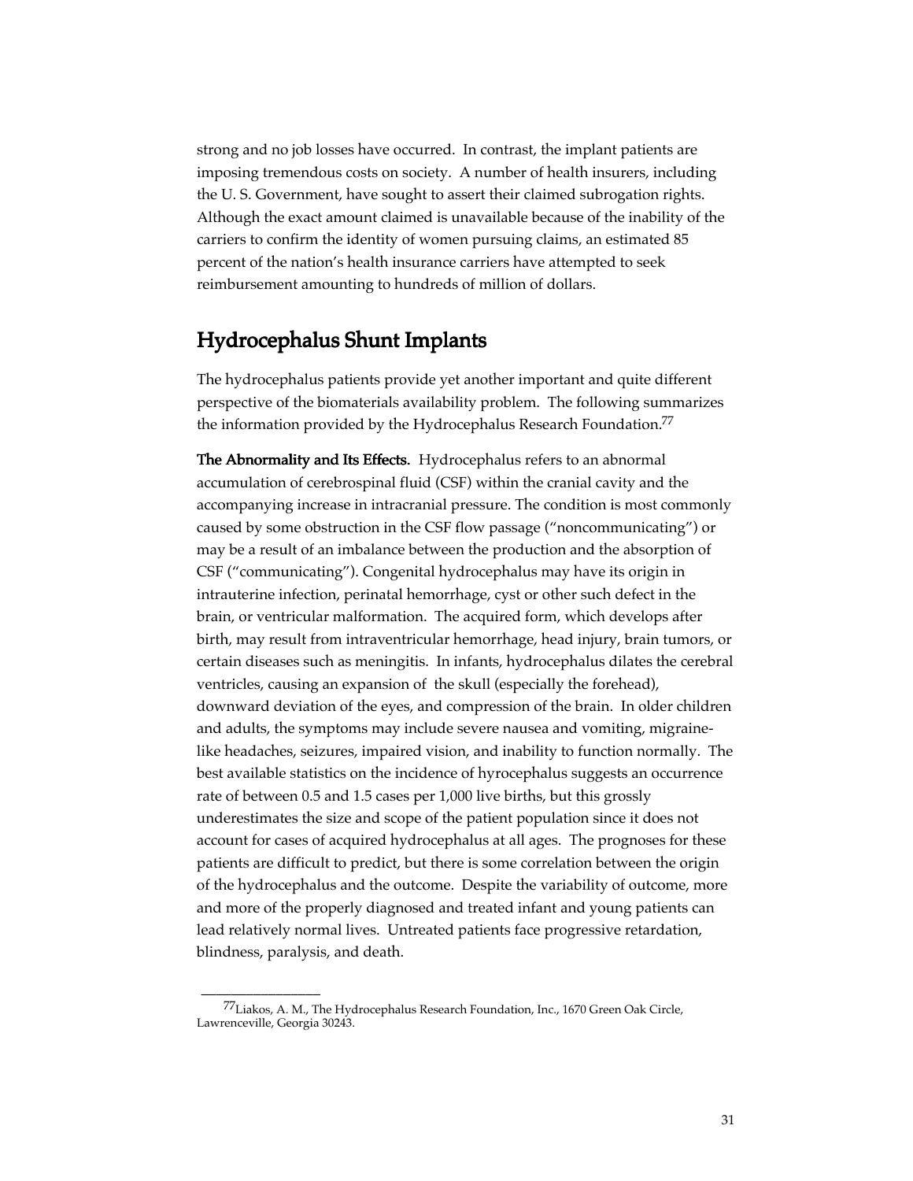strong and no job losses have occurred. In contrast, the implant patients are imposing tremendous costs on society. A number of health insurers, including the U. S. Government, have sought to assert their claimed subrogation rights. Although the exact amount claimed is unavailable because of the inability of the carriers to confirm the identity of women pursuing claims, an estimated 85 percent of the nation's health insurance carriers have attempted to seek reimbursement amounting to hundreds of million of dollars.

## Hydrocephalus Shunt Implants

The hydrocephalus patients provide yet another important and quite different perspective of the biomaterials availability problem. The following summarizes the information provided by the Hydrocephalus Research Foundation.[77]

**The Abnormality and Its Effects.** Hydrocephalus refers to an abnormal accumulation of cerebrospinal fluid (CSF) within the cranial cavity and the accompanying increase in intracranial pressure. The condition is most commonly caused by some obstruction in the CSF flow passage ("noncommunicating") or may be a result of an imbalance between the production and the absorption of CSF ("communicating"). Congenital hydrocephalus may have its origin in intrauterine infection, perinatal hemorrhage, cyst or other such defect in the brain, or ventricular malformation. The acquired form, which develops after birth, may result from intraventricular hemorrhage, head injury, brain tumors, or certain diseases such as meningitis. In infants, hydrocephalus dilates the cerebral ventricles, causing an expansion of the skull (especially the forehead), downward deviation of the eyes, and compression of the brain. In older children and adults, the symptoms may include severe nausea and vomiting, migraine-like headaches, seizures, impaired vision, and inability to function normally. The best available statistics on the incidence of hyrocephalus suggests an occurrence rate of between 0.5 and 1.5 cases per 1,000 live births, but this grossly underestimates the size and scope of the patient population since it does not account for cases of acquired hydrocephalus at all ages. The prognoses for these patients are difficult to predict, but there is some correlation between the origin of the hydrocephalus and the outcome. Despite the variability of outcome, more and more of the properly diagnosed and treated infant and young patients can lead relatively normal lives. Untreated patients face progressive retardation, blindness, paralysis, and death.

---

[77] Liakos, A. M., The Hydrocephalus Research Foundation, Inc., 1670 Green Oak Circle, Lawrenceville, Georgia 30243.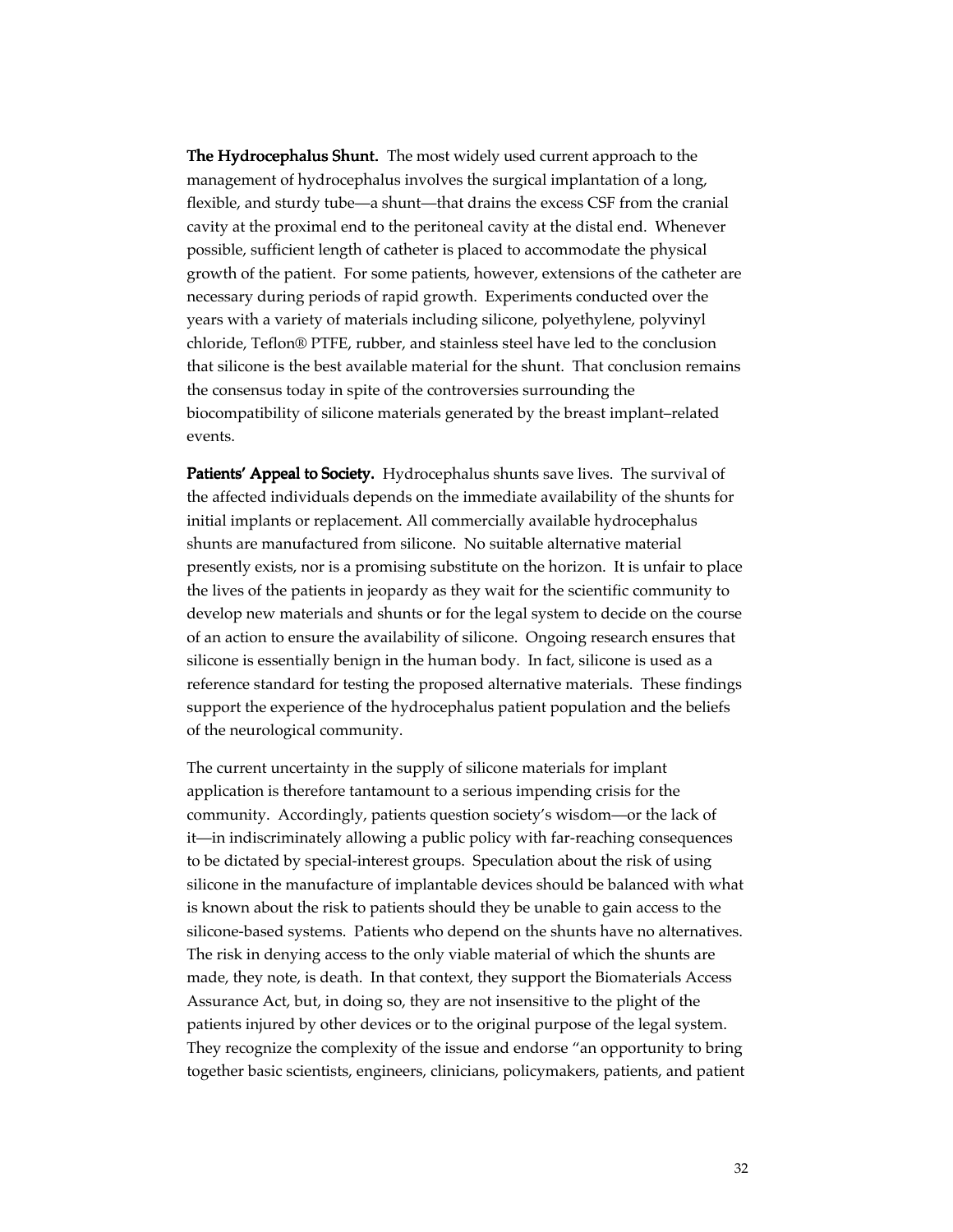**The Hydrocephalus Shunt.** The most widely used current approach to the management of hydrocephalus involves the surgical implantation of a long, flexible, and sturdy tube—a shunt—that drains the excess CSF from the cranial cavity at the proximal end to the peritoneal cavity at the distal end. Whenever possible, sufficient length of catheter is placed to accommodate the physical growth of the patient. For some patients, however, extensions of the catheter are necessary during periods of rapid growth. Experiments conducted over the years with a variety of materials including silicone, polyethylene, polyvinyl chloride, Teflon® PTFE, rubber, and stainless steel have led to the conclusion that silicone is the best available material for the shunt. That conclusion remains the consensus today in spite of the controversies surrounding the biocompatibility of silicone materials generated by the breast implant–related events.

**Patients' Appeal to Society.** Hydrocephalus shunts save lives. The survival of the affected individuals depends on the immediate availability of the shunts for initial implants or replacement. All commercially available hydrocephalus shunts are manufactured from silicone. No suitable alternative material presently exists, nor is a promising substitute on the horizon. It is unfair to place the lives of the patients in jeopardy as they wait for the scientific community to develop new materials and shunts or for the legal system to decide on the course of an action to ensure the availability of silicone. Ongoing research ensures that silicone is essentially benign in the human body. In fact, silicone is used as a reference standard for testing the proposed alternative materials. These findings support the experience of the hydrocephalus patient population and the beliefs of the neurological community.

The current uncertainty in the supply of silicone materials for implant application is therefore tantamount to a serious impending crisis for the community. Accordingly, patients question society's wisdom—or the lack of it—in indiscriminately allowing a public policy with far-reaching consequences to be dictated by special-interest groups. Speculation about the risk of using silicone in the manufacture of implantable devices should be balanced with what is known about the risk to patients should they be unable to gain access to the silicone-based systems. Patients who depend on the shunts have no alternatives. The risk in denying access to the only viable material of which the shunts are made, they note, is death. In that context, they support the Biomaterials Access Assurance Act, but, in doing so, they are not insensitive to the plight of the patients injured by other devices or to the original purpose of the legal system. They recognize the complexity of the issue and endorse "an opportunity to bring together basic scientists, engineers, clinicians, policymakers, patients, and patient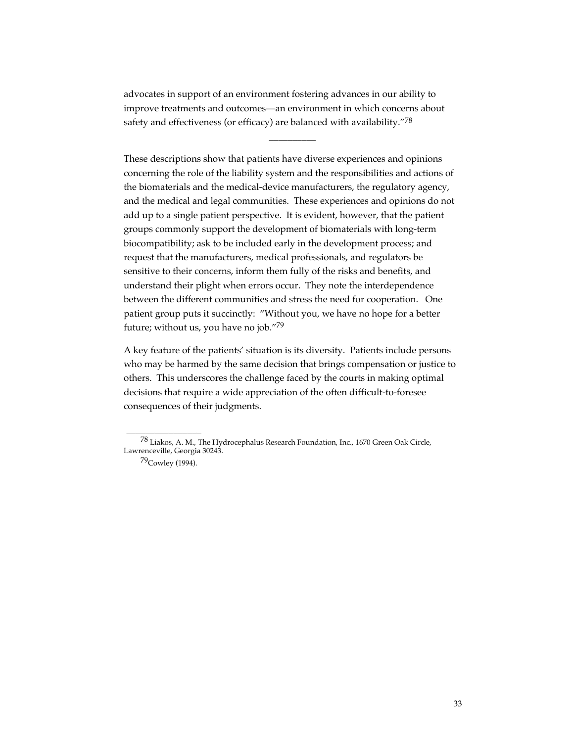advocates in support of an environment fostering advances in our ability to improve treatments and outcomes—an environment in which concerns about safety and effectiveness (or efficacy) are balanced with availability."[78]

---

These descriptions show that patients have diverse experiences and opinions concerning the role of the liability system and the responsibilities and actions of the biomaterials and the medical-device manufacturers, the regulatory agency, and the medical and legal communities. These experiences and opinions do not add up to a single patient perspective. It is evident, however, that the patient groups commonly support the development of biomaterials with long-term biocompatibility; ask to be included early in the development process; and request that the manufacturers, medical professionals, and regulators be sensitive to their concerns, inform them fully of the risks and benefits, and understand their plight when errors occur. They note the interdependence between the different communities and stress the need for cooperation. One patient group puts it succinctly: "Without you, we have no hope for a better future; without us, you have no job."[79]

A key feature of the patients' situation is its diversity. Patients include persons who may be harmed by the same decision that brings compensation or justice to others. This underscores the challenge faced by the courts in making optimal decisions that require a wide appreciation of the often difficult-to-foresee consequences of their judgments.

---

[78] Liakos, A. M., The Hydrocephalus Research Foundation, Inc., 1670 Green Oak Circle, Lawrenceville, Georgia 30243.

[79] Cowley (1994).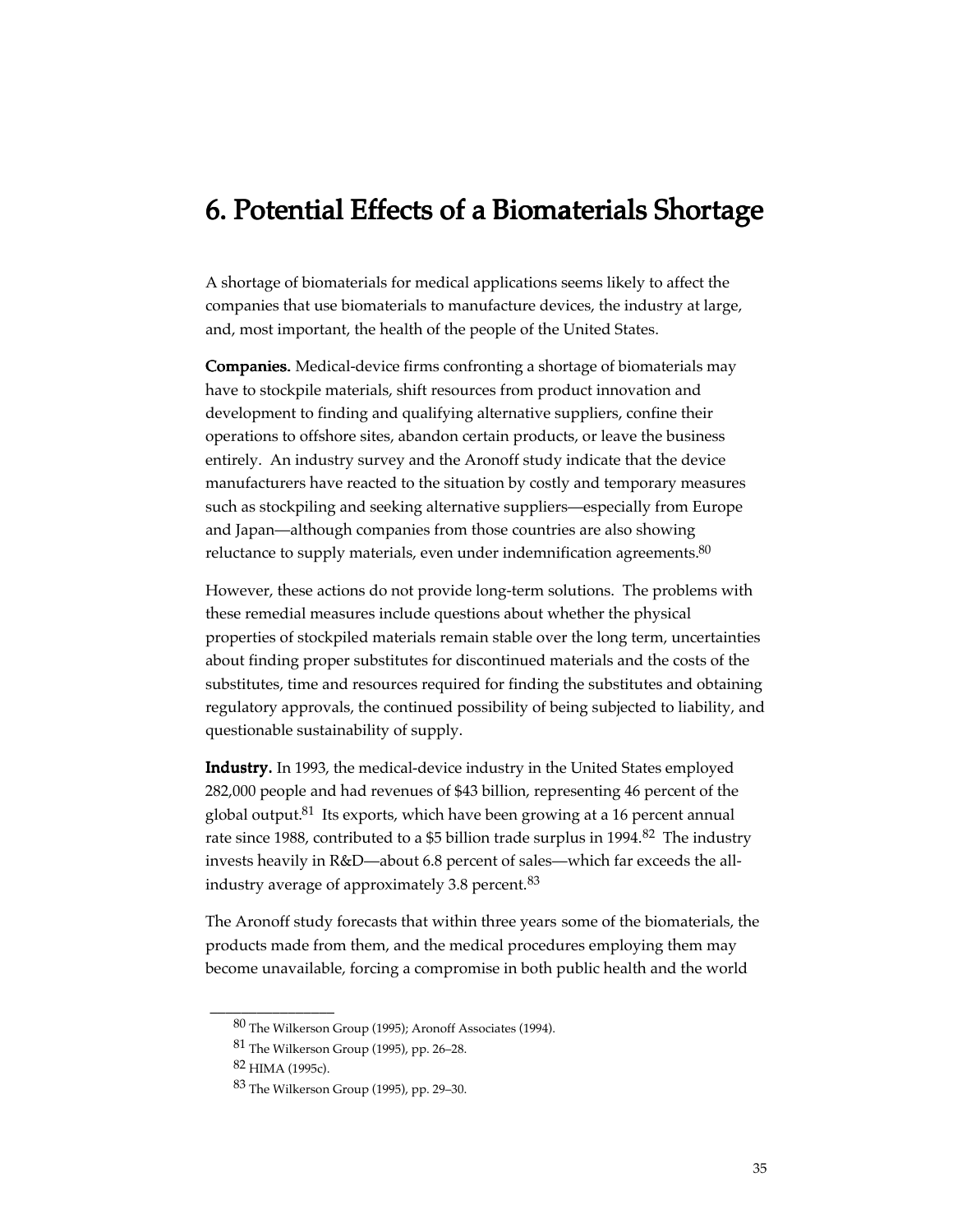# 6. Potential Effects of a Biomaterials Shortage

A shortage of biomaterials for medical applications seems likely to affect the companies that use biomaterials to manufacture devices, the industry at large, and, most important, the health of the people of the United States.

**Companies.** Medical-device firms confronting a shortage of biomaterials may have to stockpile materials, shift resources from product innovation and development to finding and qualifying alternative suppliers, confine their operations to offshore sites, abandon certain products, or leave the business entirely. An industry survey and the Aronoff study indicate that the device manufacturers have reacted to the situation by costly and temporary measures such as stockpiling and seeking alternative suppliers—especially from Europe and Japan—although companies from those countries are also showing reluctance to supply materials, even under indemnification agreements.[80]

However, these actions do not provide long-term solutions. The problems with these remedial measures include questions about whether the physical properties of stockpiled materials remain stable over the long term, uncertainties about finding proper substitutes for discontinued materials and the costs of the substitutes, time and resources required for finding the substitutes and obtaining regulatory approvals, the continued possibility of being subjected to liability, and questionable sustainability of supply.

**Industry.** In 1993, the medical-device industry in the United States employed 282,000 people and had revenues of $43 billion, representing 46 percent of the global output.[81] Its exports, which have been growing at a 16 percent annual rate since 1988, contributed to a $5 billion trade surplus in 1994.[82] The industry invests heavily in R&D—about 6.8 percent of sales—which far exceeds the all-industry average of approximately 3.8 percent.[83]

The Aronoff study forecasts that within three years some of the biomaterials, the products made from them, and the medical procedures employing them may become unavailable, forcing a compromise in both public health and the world

---

[80] The Wilkerson Group (1995); Aronoff Associates (1994).

[81] The Wilkerson Group (1995), pp. 26–28.

[82] HIMA (1995c).

[83] The Wilkerson Group (1995), pp. 29–30.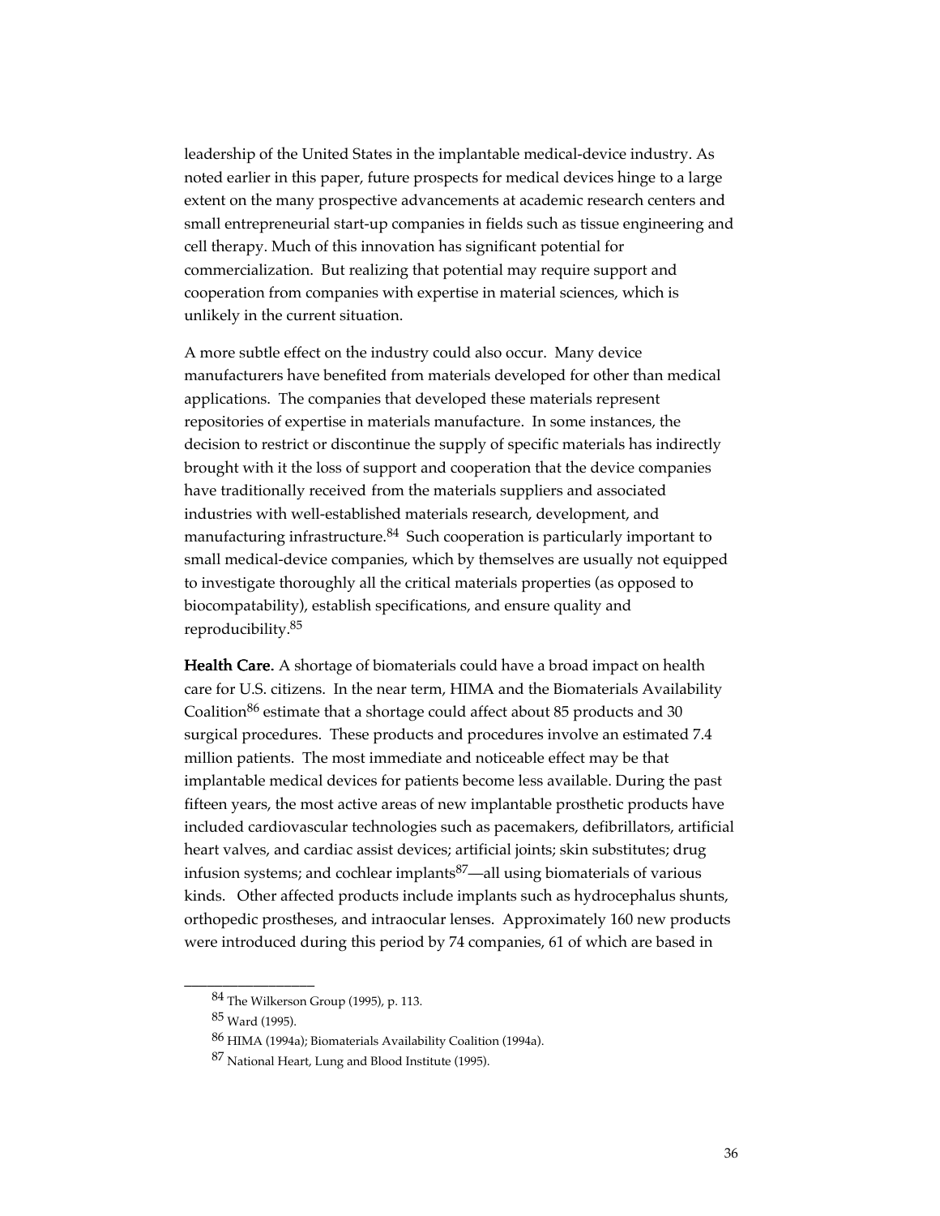leadership of the United States in the implantable medical-device industry. As noted earlier in this paper, future prospects for medical devices hinge to a large extent on the many prospective advancements at academic research centers and small entrepreneurial start-up companies in fields such as tissue engineering and cell therapy. Much of this innovation has significant potential for commercialization. But realizing that potential may require support and cooperation from companies with expertise in material sciences, which is unlikely in the current situation.

A more subtle effect on the industry could also occur. Many device manufacturers have benefited from materials developed for other than medical applications. The companies that developed these materials represent repositories of expertise in materials manufacture. In some instances, the decision to restrict or discontinue the supply of specific materials has indirectly brought with it the loss of support and cooperation that the device companies have traditionally received from the materials suppliers and associated industries with well-established materials research, development, and manufacturing infrastructure.[84] Such cooperation is particularly important to small medical-device companies, which by themselves are usually not equipped to investigate thoroughly all the critical materials properties (as opposed to biocompatability), establish specifications, and ensure quality and reproducibility.[85]

**Health Care.** A shortage of biomaterials could have a broad impact on health care for U.S. citizens. In the near term, HIMA and the Biomaterials Availability Coalition[86] estimate that a shortage could affect about 85 products and 30 surgical procedures. These products and procedures involve an estimated 7.4 million patients. The most immediate and noticeable effect may be that implantable medical devices for patients become less available. During the past fifteen years, the most active areas of new implantable prosthetic products have included cardiovascular technologies such as pacemakers, defibrillators, artificial heart valves, and cardiac assist devices; artificial joints; skin substitutes; drug infusion systems; and cochlear implants[87]—all using biomaterials of various kinds. Other affected products include implants such as hydrocephalus shunts, orthopedic prostheses, and intraocular lenses. Approximately 160 new products were introduced during this period by 74 companies, 61 of which are based in

---

[84] The Wilkerson Group (1995), p. 113.

[85] Ward (1995).

[86] HIMA (1994a); Biomaterials Availability Coalition (1994a).

[87] National Heart, Lung and Blood Institute (1995).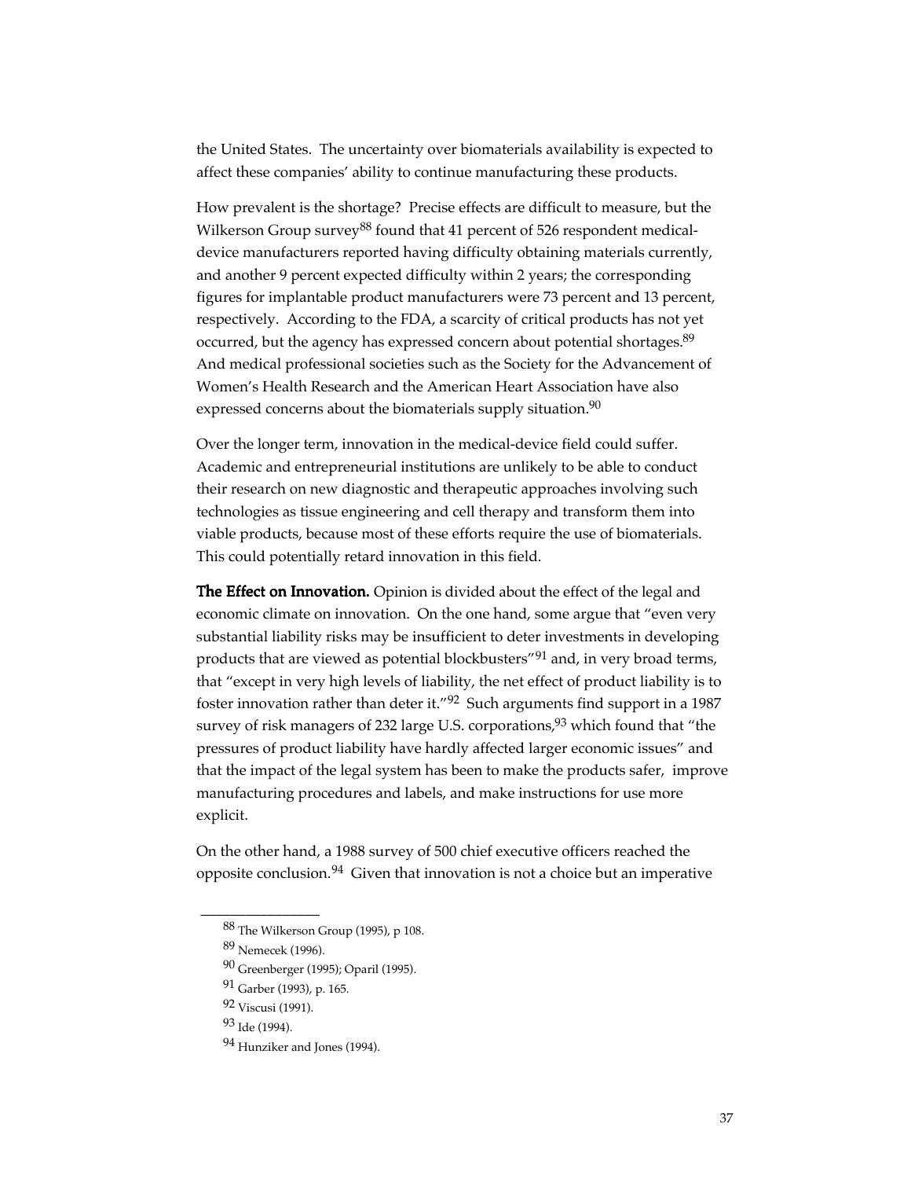the United States. The uncertainty over biomaterials availability is expected to affect these companies' ability to continue manufacturing these products.

How prevalent is the shortage? Precise effects are difficult to measure, but the Wilkerson Group survey[88] found that 41 percent of 526 respondent medical-device manufacturers reported having difficulty obtaining materials currently, and another 9 percent expected difficulty within 2 years; the corresponding figures for implantable product manufacturers were 73 percent and 13 percent, respectively. According to the FDA, a scarcity of critical products has not yet occurred, but the agency has expressed concern about potential shortages.[89] And medical professional societies such as the Society for the Advancement of Women's Health Research and the American Heart Association have also expressed concerns about the biomaterials supply situation.[90]

Over the longer term, innovation in the medical-device field could suffer. Academic and entrepreneurial institutions are unlikely to be able to conduct their research on new diagnostic and therapeutic approaches involving such technologies as tissue engineering and cell therapy and transform them into viable products, because most of these efforts require the use of biomaterials. This could potentially retard innovation in this field.

**The Effect on Innovation.** Opinion is divided about the effect of the legal and economic climate on innovation. On the one hand, some argue that "even very substantial liability risks may be insufficient to deter investments in developing products that are viewed as potential blockbusters"[91] and, in very broad terms, that "except in very high levels of liability, the net effect of product liability is to foster innovation rather than deter it."[92] Such arguments find support in a 1987 survey of risk managers of 232 large U.S. corporations,[93] which found that "the pressures of product liability have hardly affected larger economic issues" and that the impact of the legal system has been to make the products safer, improve manufacturing procedures and labels, and make instructions for use more explicit.

On the other hand, a 1988 survey of 500 chief executive officers reached the opposite conclusion.[94] Given that innovation is not a choice but an imperative

---

[88] The Wilkerson Group (1995), p 108.

[89] Nemecek (1996).

[90] Greenberger (1995); Oparil (1995).

[91] Garber (1993), p. 165.

[92] Viscusi (1991).

[93] Ide (1994).

[94] Hunziker and Jones (1994).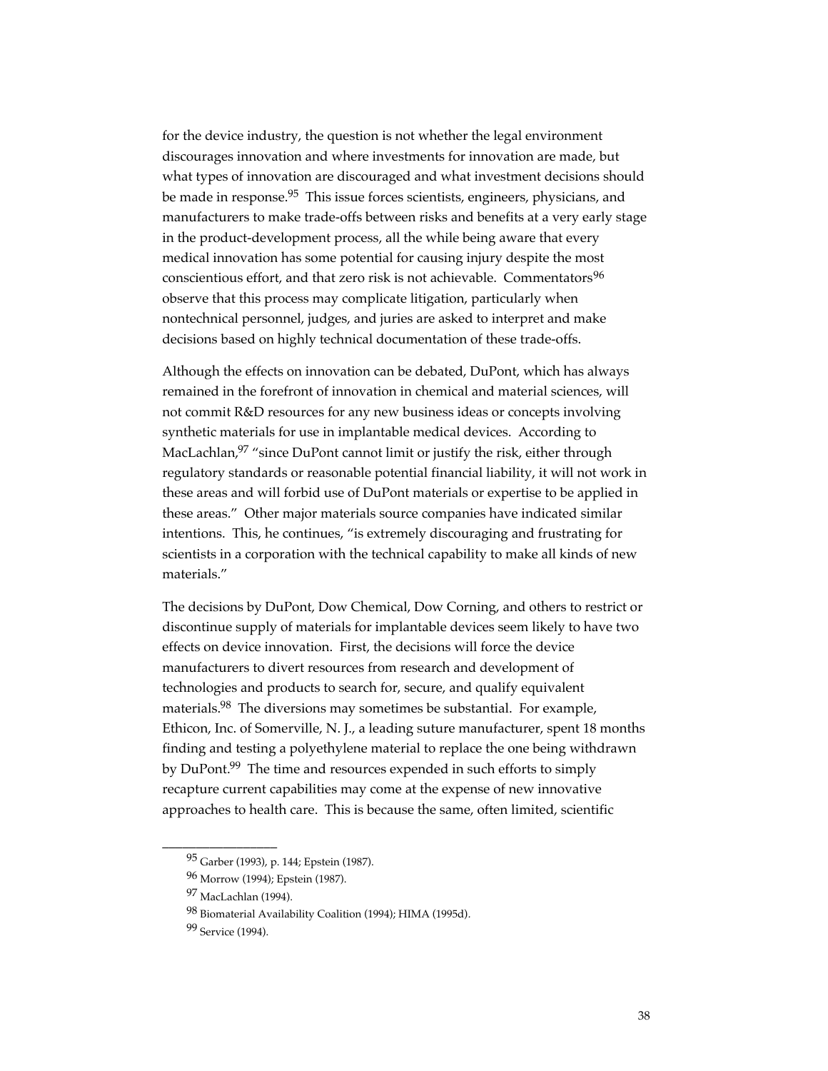for the device industry, the question is not whether the legal environment discourages innovation and where investments for innovation are made, but what types of innovation are discouraged and what investment decisions should be made in response.[95] This issue forces scientists, engineers, physicians, and manufacturers to make trade-offs between risks and benefits at a very early stage in the product-development process, all the while being aware that every medical innovation has some potential for causing injury despite the most conscientious effort, and that zero risk is not achievable. Commentators[96] observe that this process may complicate litigation, particularly when nontechnical personnel, judges, and juries are asked to interpret and make decisions based on highly technical documentation of these trade-offs.

Although the effects on innovation can be debated, DuPont, which has always remained in the forefront of innovation in chemical and material sciences, will not commit R&D resources for any new business ideas or concepts involving synthetic materials for use in implantable medical devices. According to MacLachlan,[97] "since DuPont cannot limit or justify the risk, either through regulatory standards or reasonable potential financial liability, it will not work in these areas and will forbid use of DuPont materials or expertise to be applied in these areas." Other major materials source companies have indicated similar intentions. This, he continues, "is extremely discouraging and frustrating for scientists in a corporation with the technical capability to make all kinds of new materials."

The decisions by DuPont, Dow Chemical, Dow Corning, and others to restrict or discontinue supply of materials for implantable devices seem likely to have two effects on device innovation. First, the decisions will force the device manufacturers to divert resources from research and development of technologies and products to search for, secure, and qualify equivalent materials.[98] The diversions may sometimes be substantial. For example, Ethicon, Inc. of Somerville, N. J., a leading suture manufacturer, spent 18 months finding and testing a polyethylene material to replace the one being withdrawn by DuPont.[99] The time and resources expended in such efforts to simply recapture current capabilities may come at the expense of new innovative approaches to health care. This is because the same, often limited, scientific

---

[95] Garber (1993), p. 144; Epstein (1987).

[96] Morrow (1994); Epstein (1987).

[97] MacLachlan (1994).

[98] Biomaterial Availability Coalition (1994); HIMA (1995d).

[99] Service (1994).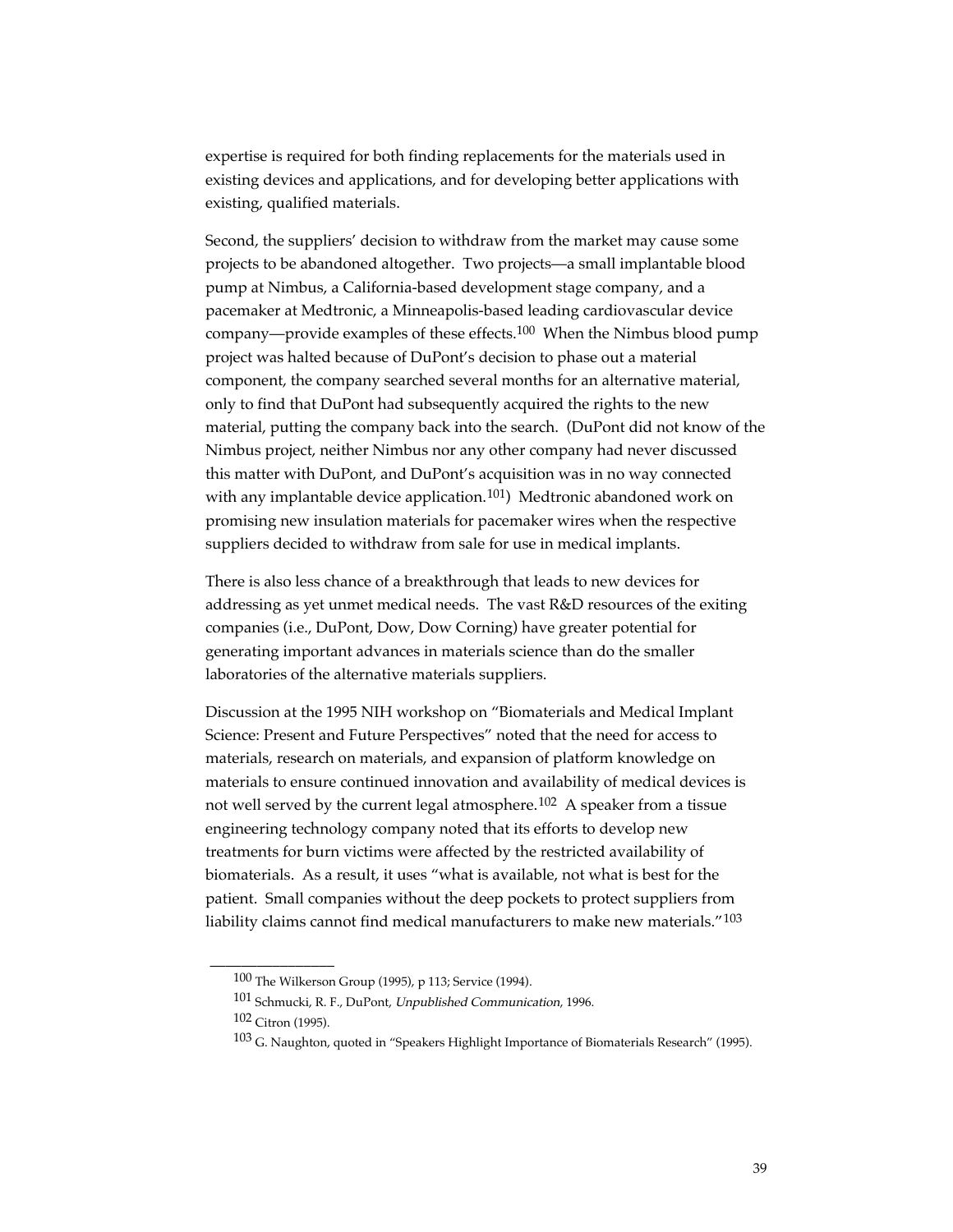expertise is required for both finding replacements for the materials used in existing devices and applications, and for developing better applications with existing, qualified materials.

Second, the suppliers' decision to withdraw from the market may cause some projects to be abandoned altogether. Two projects—a small implantable blood pump at Nimbus, a California-based development stage company, and a pacemaker at Medtronic, a Minneapolis-based leading cardiovascular device company—provide examples of these effects.[100] When the Nimbus blood pump project was halted because of DuPont's decision to phase out a material component, the company searched several months for an alternative material, only to find that DuPont had subsequently acquired the rights to the new material, putting the company back into the search. (DuPont did not know of the Nimbus project, neither Nimbus nor any other company had never discussed this matter with DuPont, and DuPont's acquisition was in no way connected with any implantable device application.[101]) Medtronic abandoned work on promising new insulation materials for pacemaker wires when the respective suppliers decided to withdraw from sale for use in medical implants.

There is also less chance of a breakthrough that leads to new devices for addressing as yet unmet medical needs. The vast R&D resources of the exiting companies (i.e., DuPont, Dow, Dow Corning) have greater potential for generating important advances in materials science than do the smaller laboratories of the alternative materials suppliers.

Discussion at the 1995 NIH workshop on "Biomaterials and Medical Implant Science: Present and Future Perspectives" noted that the need for access to materials, research on materials, and expansion of platform knowledge on materials to ensure continued innovation and availability of medical devices is not well served by the current legal atmosphere.[102] A speaker from a tissue engineering technology company noted that its efforts to develop new treatments for burn victims were affected by the restricted availability of biomaterials. As a result, it uses "what is available, not what is best for the patient. Small companies without the deep pockets to protect suppliers from liability claims cannot find medical manufacturers to make new materials."[103]

---

[100] The Wilkerson Group (1995), p 113; Service (1994).

[101] Schmucki, R. F., DuPont, *Unpublished Communication*, 1996.

[102] Citron (1995).

[103] G. Naughton, quoted in "Speakers Highlight Importance of Biomaterials Research" (1995).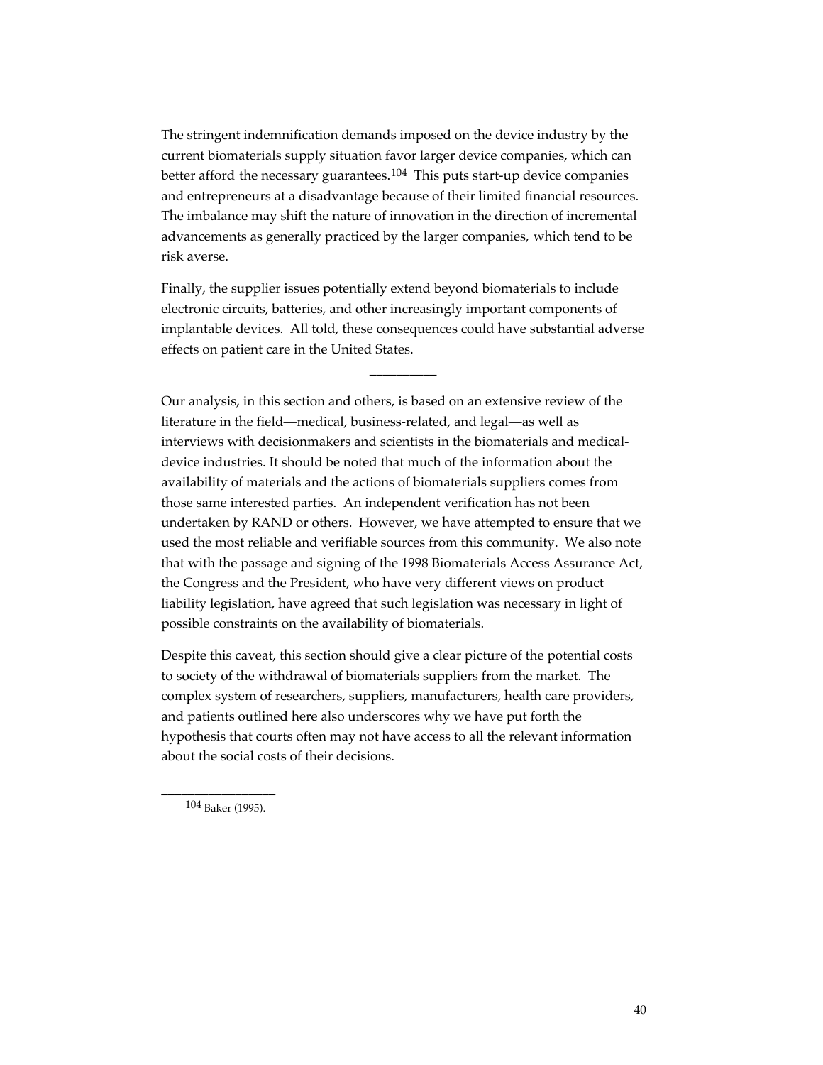The stringent indemnification demands imposed on the device industry by the current biomaterials supply situation favor larger device companies, which can better afford the necessary guarantees.[104] This puts start-up device companies and entrepreneurs at a disadvantage because of their limited financial resources. The imbalance may shift the nature of innovation in the direction of incremental advancements as generally practiced by the larger companies, which tend to be risk averse.

Finally, the supplier issues potentially extend beyond biomaterials to include electronic circuits, batteries, and other increasingly important components of implantable devices. All told, these consequences could have substantial adverse effects on patient care in the United States.

---

Our analysis, in this section and others, is based on an extensive review of the literature in the field—medical, business-related, and legal—as well as interviews with decisionmakers and scientists in the biomaterials and medical-device industries. It should be noted that much of the information about the availability of materials and the actions of biomaterials suppliers comes from those same interested parties. An independent verification has not been undertaken by RAND or others. However, we have attempted to ensure that we used the most reliable and verifiable sources from this community. We also note that with the passage and signing of the 1998 Biomaterials Access Assurance Act, the Congress and the President, who have very different views on product liability legislation, have agreed that such legislation was necessary in light of possible constraints on the availability of biomaterials.

Despite this caveat, this section should give a clear picture of the potential costs to society of the withdrawal of biomaterials suppliers from the market. The complex system of researchers, suppliers, manufacturers, health care providers, and patients outlined here also underscores why we have put forth the hypothesis that courts often may not have access to all the relevant information about the social costs of their decisions.

---

[104] Baker (1995).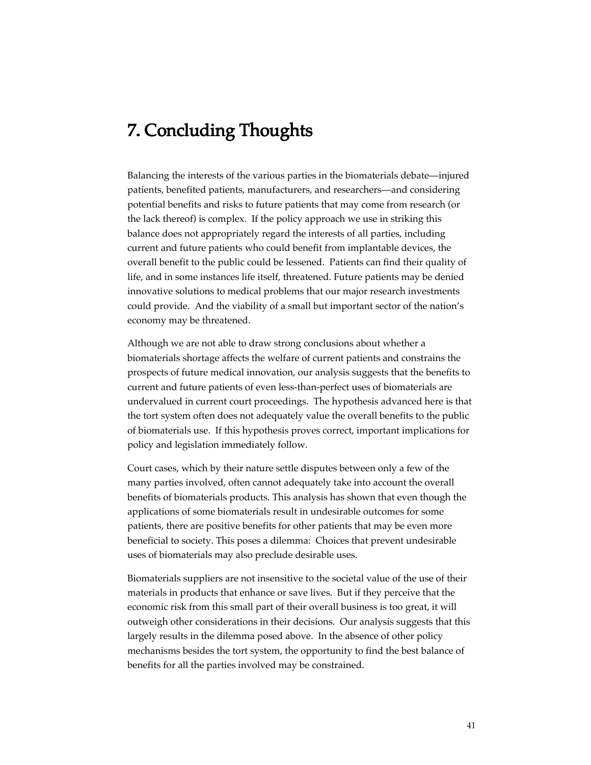# 7. Concluding Thoughts

Balancing the interests of the various parties in the biomaterials debate—injured patients, benefited patients, manufacturers, and researchers—and considering potential benefits and risks to future patients that may come from research (or the lack thereof) is complex. If the policy approach we use in striking this balance does not appropriately regard the interests of all parties, including current and future patients who could benefit from implantable devices, the overall benefit to the public could be lessened. Patients can find their quality of life, and in some instances life itself, threatened. Future patients may be denied innovative solutions to medical problems that our major research investments could provide. And the viability of a small but important sector of the nation's economy may be threatened.

Although we are not able to draw strong conclusions about whether a biomaterials shortage affects the welfare of current patients and constrains the prospects of future medical innovation, our analysis suggests that the benefits to current and future patients of even less-than-perfect uses of biomaterials are undervalued in current court proceedings. The hypothesis advanced here is that the tort system often does not adequately value the overall benefits to the public of biomaterials use. If this hypothesis proves correct, important implications for policy and legislation immediately follow.

Court cases, which by their nature settle disputes between only a few of the many parties involved, often cannot adequately take into account the overall benefits of biomaterials products. This analysis has shown that even though the applications of some biomaterials result in undesirable outcomes for some patients, there are positive benefits for other patients that may be even more beneficial to society. This poses a dilemma: Choices that prevent undesirable uses of biomaterials may also preclude desirable uses.

Biomaterials suppliers are not insensitive to the societal value of the use of their materials in products that enhance or save lives. But if they perceive that the economic risk from this small part of their overall business is too great, it will outweigh other considerations in their decisions. Our analysis suggests that this largely results in the dilemma posed above. In the absence of other policy mechanisms besides the tort system, the opportunity to find the best balance of benefits for all the parties involved may be constrained.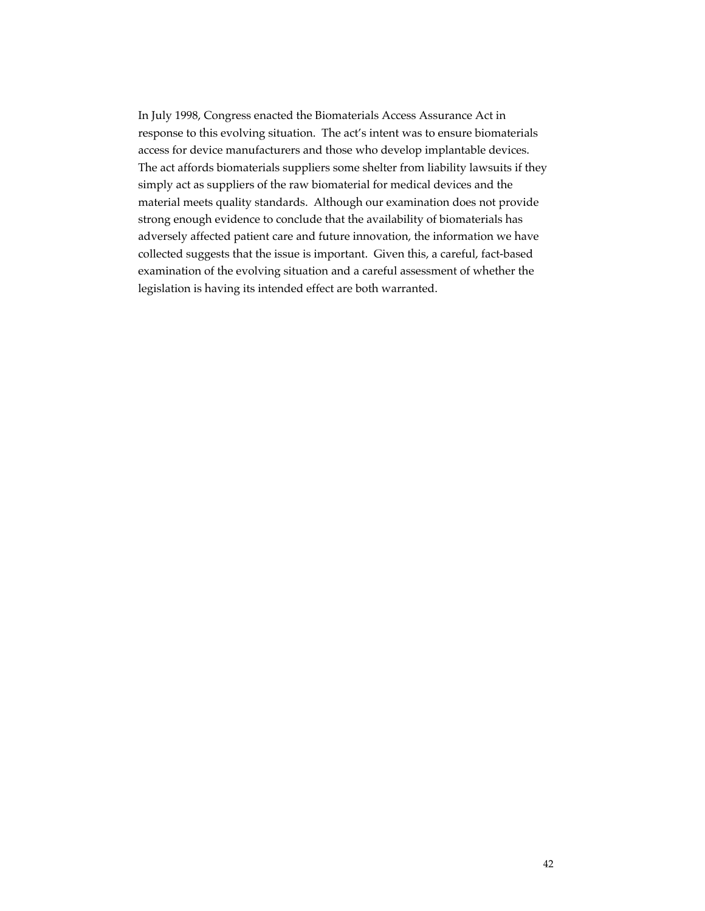In July 1998, Congress enacted the Biomaterials Access Assurance Act in response to this evolving situation. The act's intent was to ensure biomaterials access for device manufacturers and those who develop implantable devices. The act affords biomaterials suppliers some shelter from liability lawsuits if they simply act as suppliers of the raw biomaterial for medical devices and the material meets quality standards. Although our examination does not provide strong enough evidence to conclude that the availability of biomaterials has adversely affected patient care and future innovation, the information we have collected suggests that the issue is important. Given this, a careful, fact-based examination of the evolving situation and a careful assessment of whether the legislation is having its intended effect are both warranted.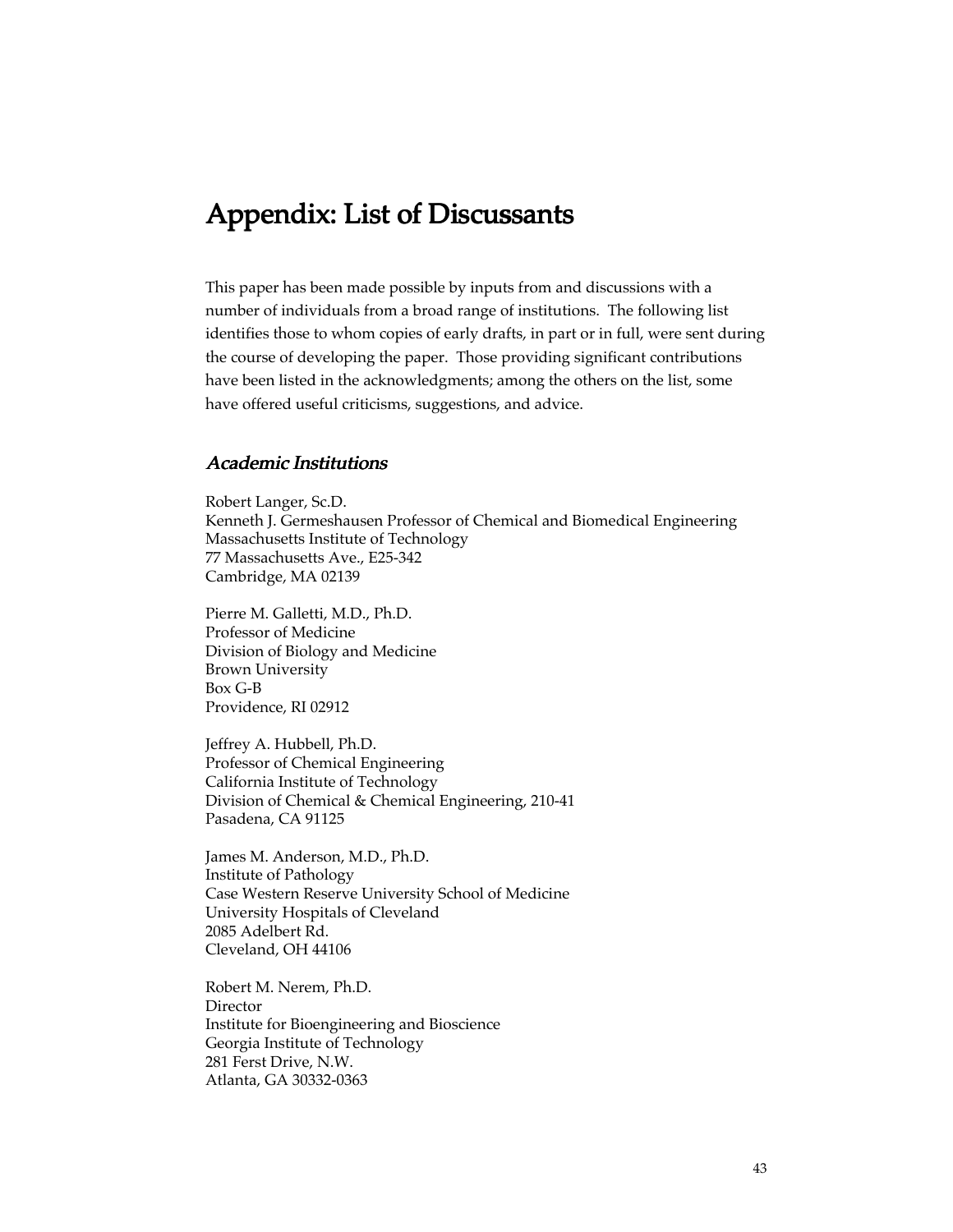# Appendix: List of Discussants

This paper has been made possible by inputs from and discussions with a number of individuals from a broad range of institutions. The following list identifies those to whom copies of early drafts, in part or in full, were sent during the course of developing the paper. Those providing significant contributions have been listed in the acknowledgments; among the others on the list, some have offered useful criticisms, suggestions, and advice.

### *Academic Institutions*

Robert Langer, Sc.D.
Kenneth J. Germeshausen Professor of Chemical and Biomedical Engineering
Massachusetts Institute of Technology
77 Massachusetts Ave., E25-342
Cambridge, MA 02139

Pierre M. Galletti, M.D., Ph.D.
Professor of Medicine
Division of Biology and Medicine
Brown University
Box G-B
Providence, RI 02912

Jeffrey A. Hubbell, Ph.D.
Professor of Chemical Engineering
California Institute of Technology
Division of Chemical & Chemical Engineering, 210-41
Pasadena, CA 91125

James M. Anderson, M.D., Ph.D.
Institute of Pathology
Case Western Reserve University School of Medicine
University Hospitals of Cleveland
2085 Adelbert Rd.
Cleveland, OH 44106

Robert M. Nerem, Ph.D.
Director
Institute for Bioengineering and Bioscience
Georgia Institute of Technology
281 Ferst Drive, N.W.
Atlanta, GA 30332-0363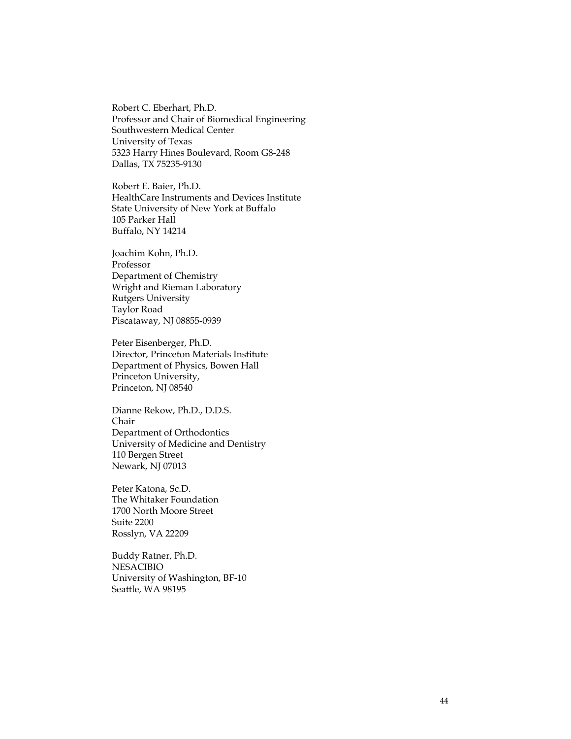Robert C. Eberhart, Ph.D.
Professor and Chair of Biomedical Engineering
Southwestern Medical Center
University of Texas
5323 Harry Hines Boulevard, Room G8-248
Dallas, TX 75235-9130

Robert E. Baier, Ph.D.
HealthCare Instruments and Devices Institute
State University of New York at Buffalo
105 Parker Hall
Buffalo, NY 14214

Joachim Kohn, Ph.D.
Professor
Department of Chemistry
Wright and Rieman Laboratory
Rutgers University
Taylor Road
Piscataway, NJ 08855-0939

Peter Eisenberger, Ph.D.
Director, Princeton Materials Institute
Department of Physics, Bowen Hall
Princeton University,
Princeton, NJ 08540

Dianne Rekow, Ph.D., D.D.S.
Chair
Department of Orthodontics
University of Medicine and Dentistry
110 Bergen Street
Newark, NJ 07013

Peter Katona, Sc.D.
The Whitaker Foundation
1700 North Moore Street
Suite 2200
Rosslyn, VA 22209

Buddy Ratner, Ph.D.
NESACIBIO
University of Washington, BF-10
Seattle, WA 98195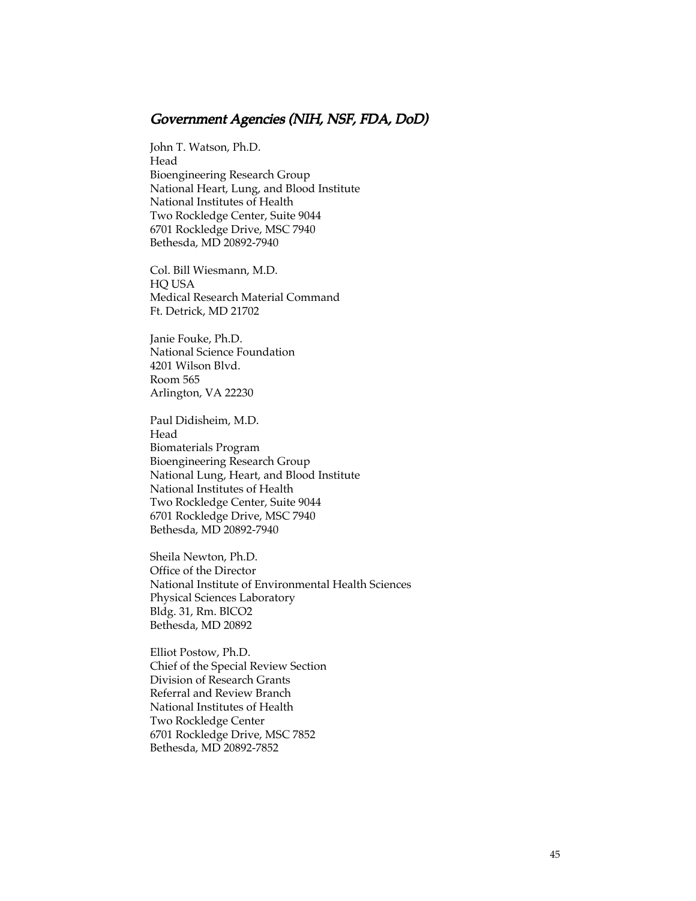## *Government Agencies (NIH, NSF, FDA, DoD)*

John T. Watson, Ph.D.
Head
Bioengineering Research Group
National Heart, Lung, and Blood Institute
National Institutes of Health
Two Rockledge Center, Suite 9044
6701 Rockledge Drive, MSC 7940
Bethesda, MD 20892-7940

Col. Bill Wiesmann, M.D.
HQ USA
Medical Research Material Command
Ft. Detrick, MD 21702

Janie Fouke, Ph.D.
National Science Foundation
4201 Wilson Blvd.
Room 565
Arlington, VA 22230

Paul Didisheim, M.D.
Head
Biomaterials Program
Bioengineering Research Group
National Lung, Heart, and Blood Institute
National Institutes of Health
Two Rockledge Center, Suite 9044
6701 Rockledge Drive, MSC 7940
Bethesda, MD 20892-7940

Sheila Newton, Ph.D.
Office of the Director
National Institute of Environmental Health Sciences
Physical Sciences Laboratory
Bldg. 31, Rm. BlCO2
Bethesda, MD 20892

Elliot Postow, Ph.D.
Chief of the Special Review Section
Division of Research Grants
Referral and Review Branch
National Institutes of Health
Two Rockledge Center
6701 Rockledge Drive, MSC 7852
Bethesda, MD 20892-7852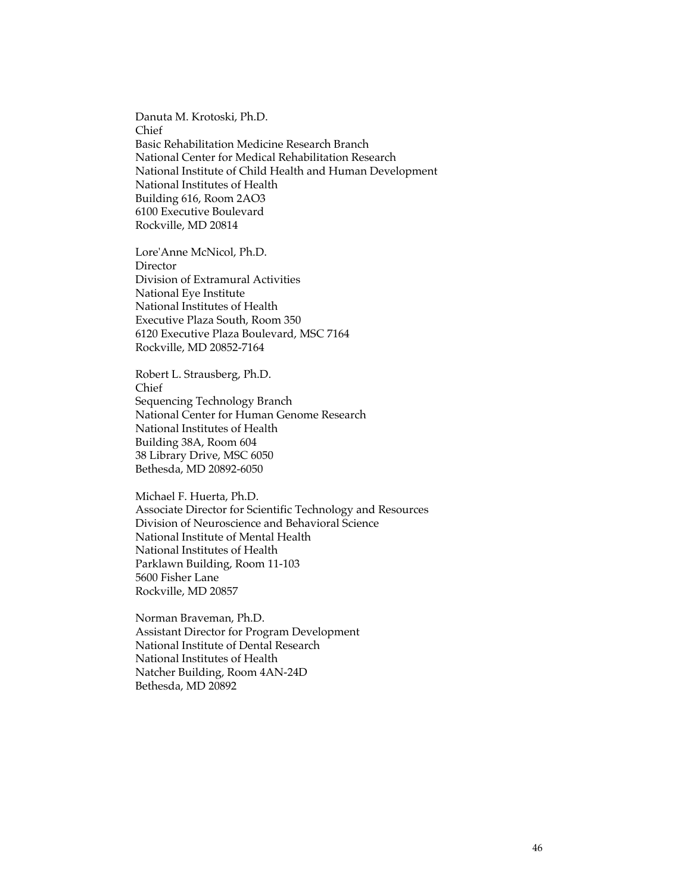Danuta M. Krotoski, Ph.D.
Chief
Basic Rehabilitation Medicine Research Branch
National Center for Medical Rehabilitation Research
National Institute of Child Health and Human Development
National Institutes of Health
Building 616, Room 2AO3
6100 Executive Boulevard
Rockville, MD 20814

Lore'Anne McNicol, Ph.D.
Director
Division of Extramural Activities
National Eye Institute
National Institutes of Health
Executive Plaza South, Room 350
6120 Executive Plaza Boulevard, MSC 7164
Rockville, MD 20852-7164

Robert L. Strausberg, Ph.D.
Chief
Sequencing Technology Branch
National Center for Human Genome Research
National Institutes of Health
Building 38A, Room 604
38 Library Drive, MSC 6050
Bethesda, MD 20892-6050

Michael F. Huerta, Ph.D.
Associate Director for Scientific Technology and Resources
Division of Neuroscience and Behavioral Science
National Institute of Mental Health
National Institutes of Health
Parklawn Building, Room 11-103
5600 Fisher Lane
Rockville, MD 20857

Norman Braveman, Ph.D.
Assistant Director for Program Development
National Institute of Dental Research
National Institutes of Health
Natcher Building, Room 4AN-24D
Bethesda, MD 20892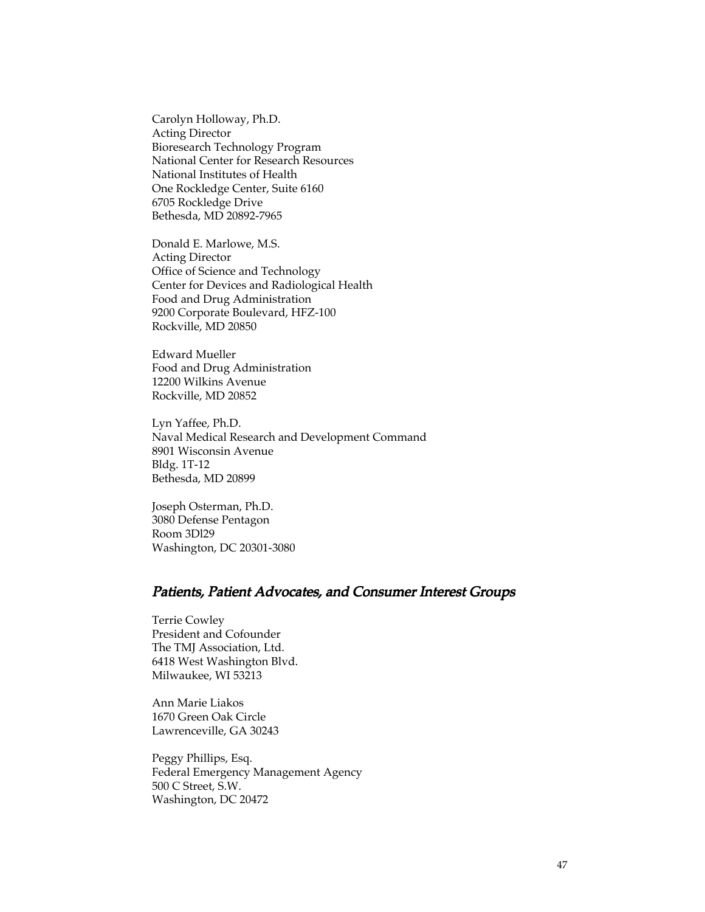Carolyn Holloway, Ph.D.
Acting Director
Bioresearch Technology Program
National Center for Research Resources
National Institutes of Health
One Rockledge Center, Suite 6160
6705 Rockledge Drive
Bethesda, MD 20892-7965

Donald E. Marlowe, M.S.
Acting Director
Office of Science and Technology
Center for Devices and Radiological Health
Food and Drug Administration
9200 Corporate Boulevard, HFZ-100
Rockville, MD 20850

Edward Mueller
Food and Drug Administration
12200 Wilkins Avenue
Rockville, MD 20852

Lyn Yaffee, Ph.D.
Naval Medical Research and Development Command
8901 Wisconsin Avenue
Bldg. 1T-12
Bethesda, MD 20899

Joseph Osterman, Ph.D.
3080 Defense Pentagon
Room 3Dl29
Washington, DC 20301-3080

## *Patients, Patient Advocates, and Consumer Interest Groups*

Terrie Cowley
President and Cofounder
The TMJ Association, Ltd.
6418 West Washington Blvd.
Milwaukee, WI 53213

Ann Marie Liakos
1670 Green Oak Circle
Lawrenceville, GA 30243

Peggy Phillips, Esq.
Federal Emergency Management Agency
500 C Street, S.W.
Washington, DC 20472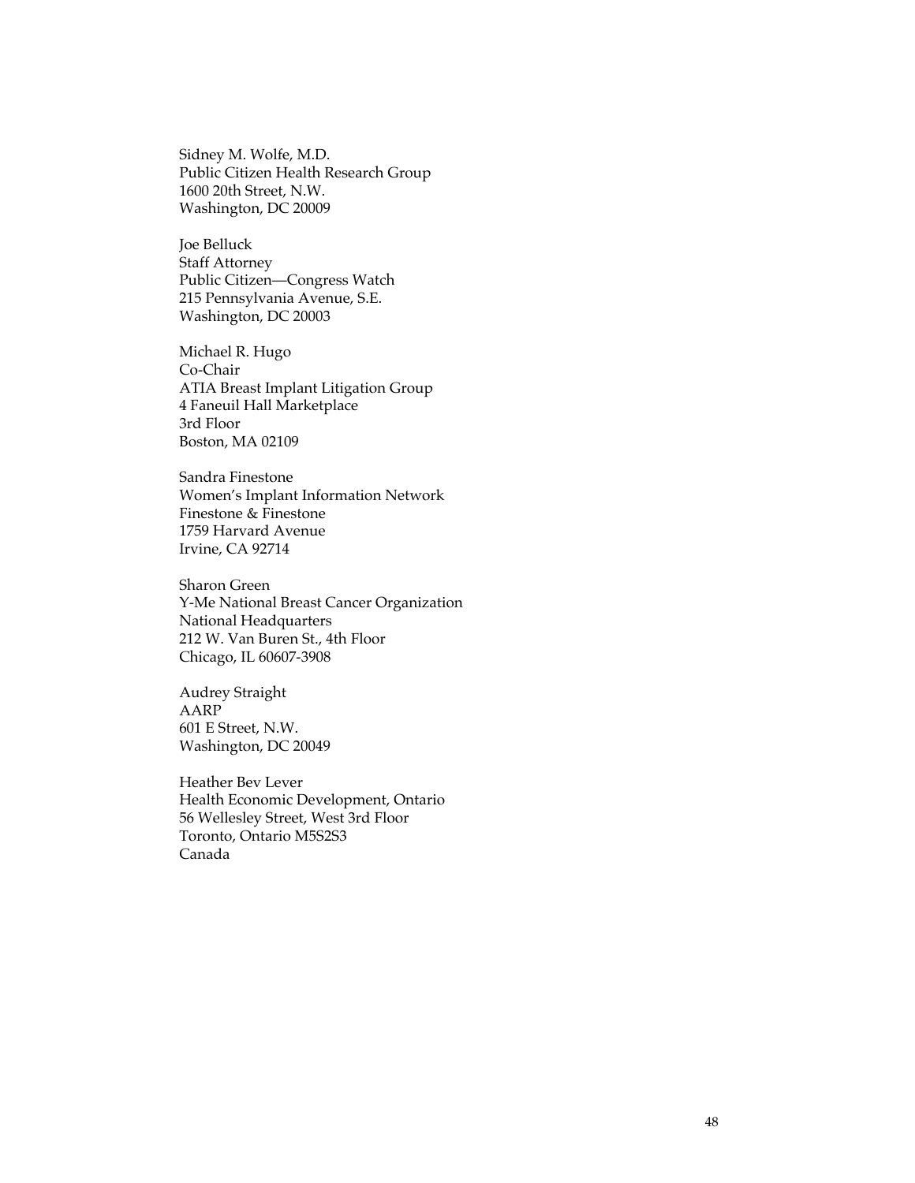Sidney M. Wolfe, M.D.
Public Citizen Health Research Group
1600 20th Street, N.W.
Washington, DC 20009

Joe Belluck
Staff Attorney
Public Citizen—Congress Watch
215 Pennsylvania Avenue, S.E.
Washington, DC 20003

Michael R. Hugo
Co-Chair
ATIA Breast Implant Litigation Group
4 Faneuil Hall Marketplace
3rd Floor
Boston, MA 02109

Sandra Finestone
Women's Implant Information Network
Finestone & Finestone
1759 Harvard Avenue
Irvine, CA 92714

Sharon Green
Y-Me National Breast Cancer Organization
National Headquarters
212 W. Van Buren St., 4th Floor
Chicago, IL 60607-3908

Audrey Straight
AARP
601 E Street, N.W.
Washington, DC 20049

Heather Bev Lever
Health Economic Development, Ontario
56 Wellesley Street, West 3rd Floor
Toronto, Ontario M5S2S3
Canada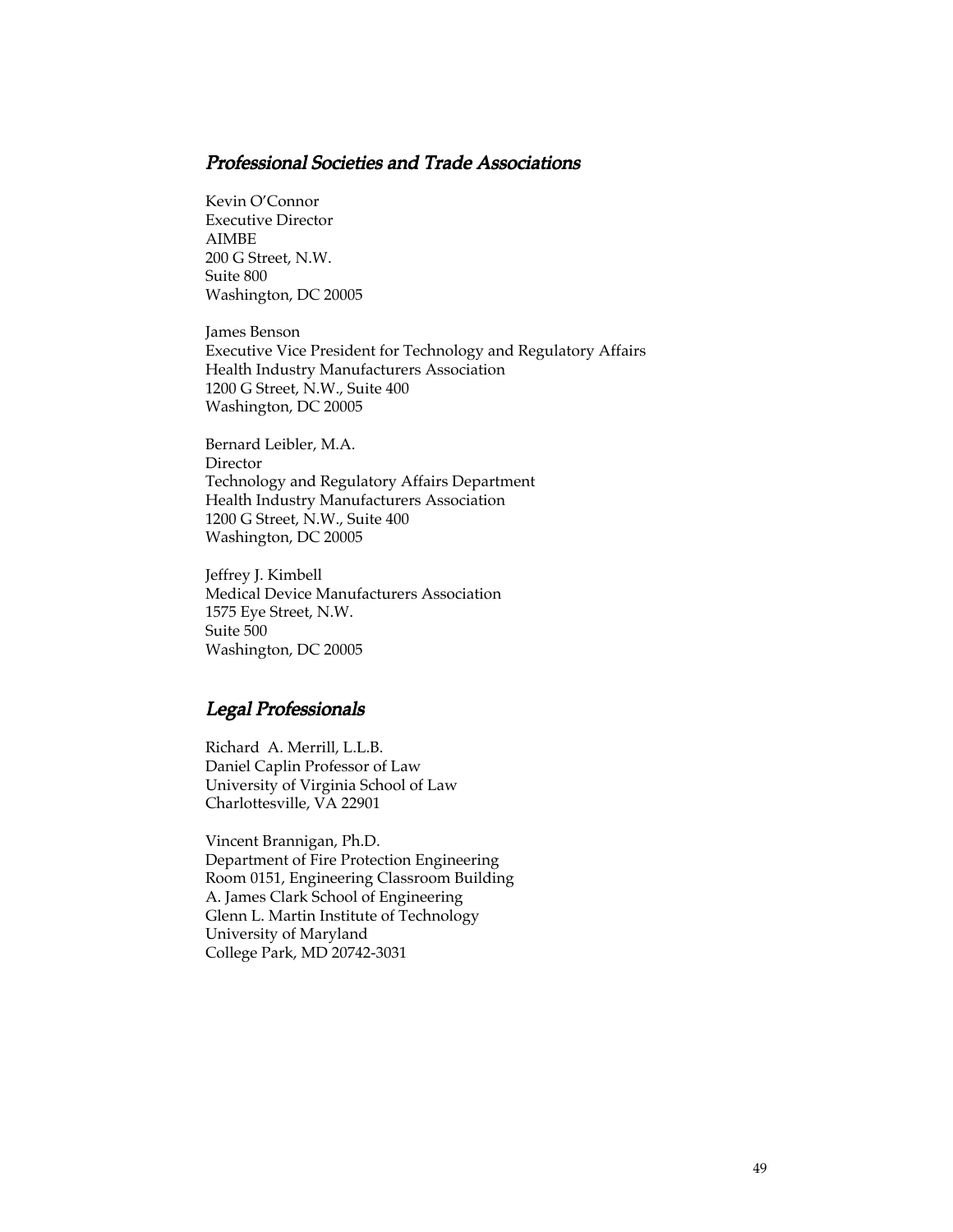## *Professional Societies and Trade Associations*

Kevin O'Connor
Executive Director
AIMBE
200 G Street, N.W.
Suite 800
Washington, DC 20005

James Benson
Executive Vice President for Technology and Regulatory Affairs
Health Industry Manufacturers Association
1200 G Street, N.W., Suite 400
Washington, DC 20005

Bernard Leibler, M.A.
Director
Technology and Regulatory Affairs Department
Health Industry Manufacturers Association
1200 G Street, N.W., Suite 400
Washington, DC 20005

Jeffrey J. Kimbell
Medical Device Manufacturers Association
1575 Eye Street, N.W.
Suite 500
Washington, DC 20005

## *Legal Professionals*

Richard A. Merrill, L.L.B.
Daniel Caplin Professor of Law
University of Virginia School of Law
Charlottesville, VA 22901

Vincent Brannigan, Ph.D.
Department of Fire Protection Engineering
Room 0151, Engineering Classroom Building
A. James Clark School of Engineering
Glenn L. Martin Institute of Technology
University of Maryland
College Park, MD 20742-3031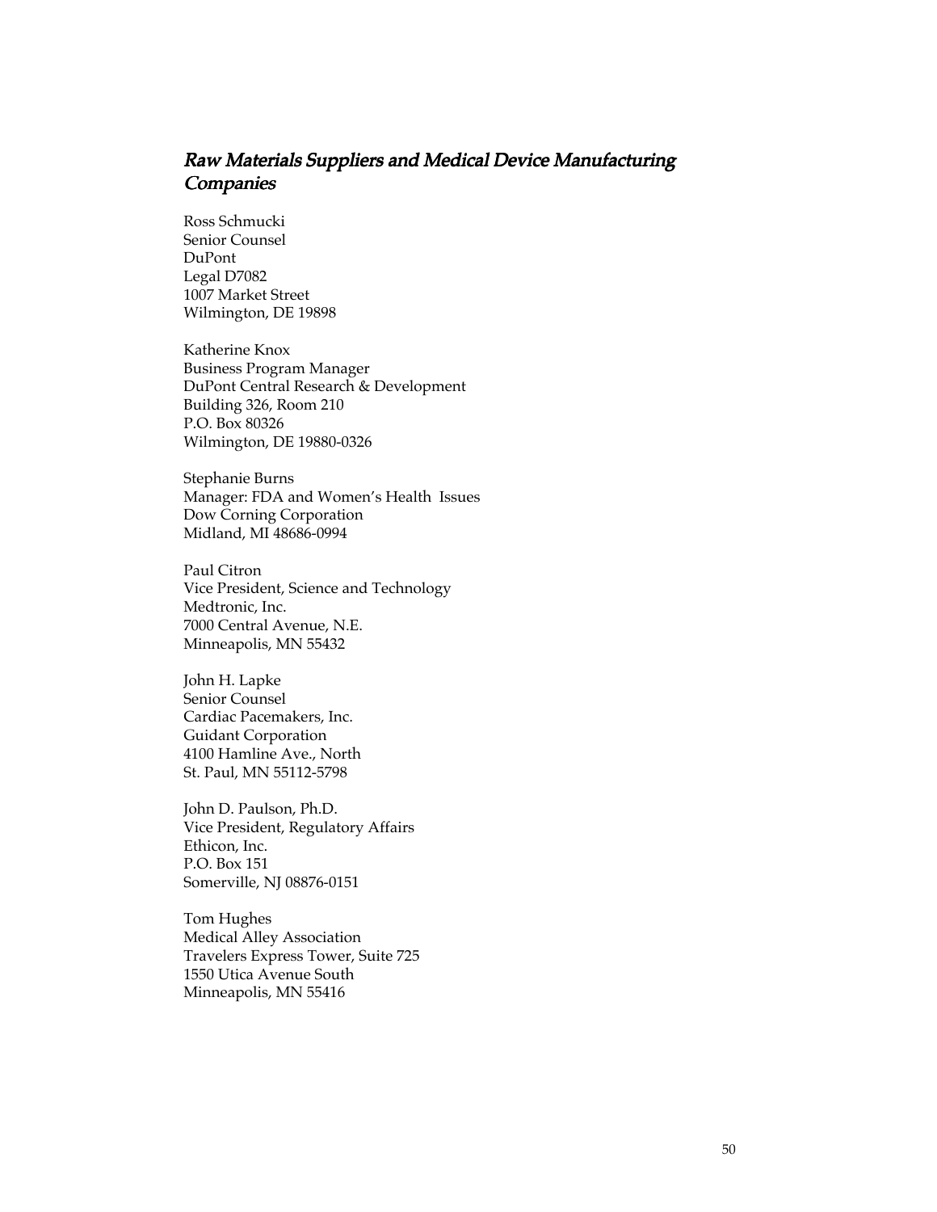## *Raw Materials Suppliers and Medical Device Manufacturing Companies*

Ross Schmucki
Senior Counsel
DuPont
Legal D7082
1007 Market Street
Wilmington, DE 19898

Katherine Knox
Business Program Manager
DuPont Central Research & Development
Building 326, Room 210
P.O. Box 80326
Wilmington, DE 19880-0326

Stephanie Burns
Manager: FDA and Women's Health Issues
Dow Corning Corporation
Midland, MI 48686-0994

Paul Citron
Vice President, Science and Technology
Medtronic, Inc.
7000 Central Avenue, N.E.
Minneapolis, MN 55432

John H. Lapke
Senior Counsel
Cardiac Pacemakers, Inc.
Guidant Corporation
4100 Hamline Ave., North
St. Paul, MN 55112-5798

John D. Paulson, Ph.D.
Vice President, Regulatory Affairs
Ethicon, Inc.
P.O. Box 151
Somerville, NJ 08876-0151

Tom Hughes
Medical Alley Association
Travelers Express Tower, Suite 725
1550 Utica Avenue South
Minneapolis, MN 55416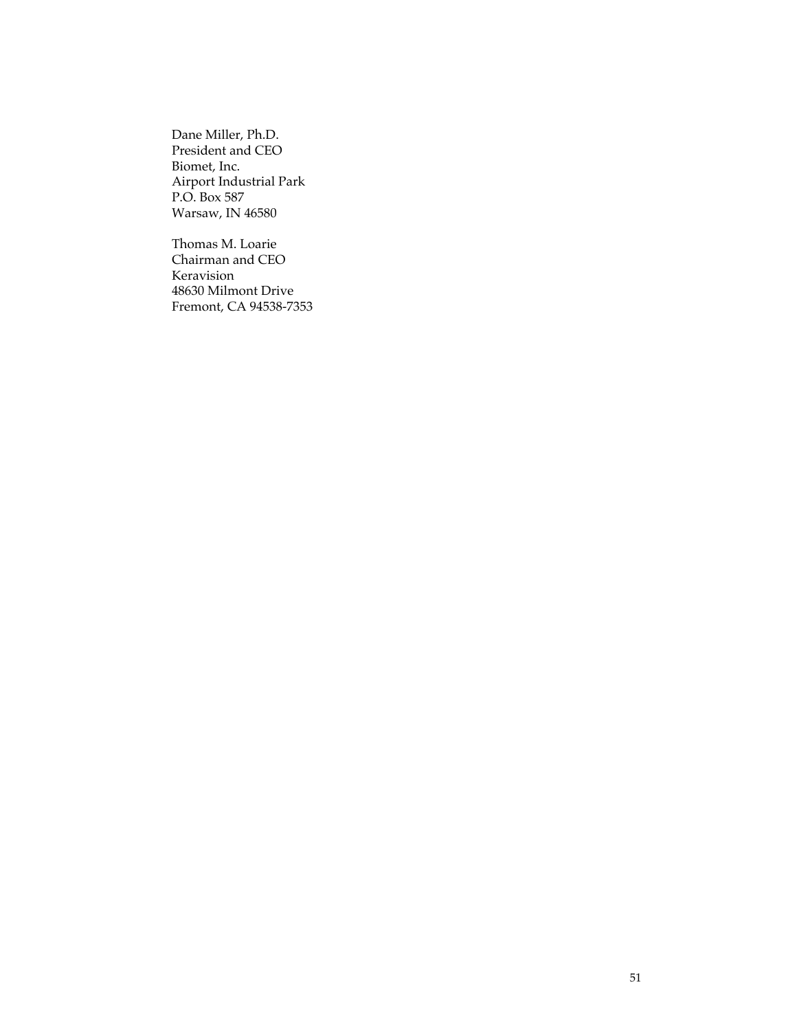Dane Miller, Ph.D.
President and CEO
Biomet, Inc.
Airport Industrial Park
P.O. Box 587
Warsaw, IN 46580

Thomas M. Loarie
Chairman and CEO
Keravision
48630 Milmont Drive
Fremont, CA 94538-7353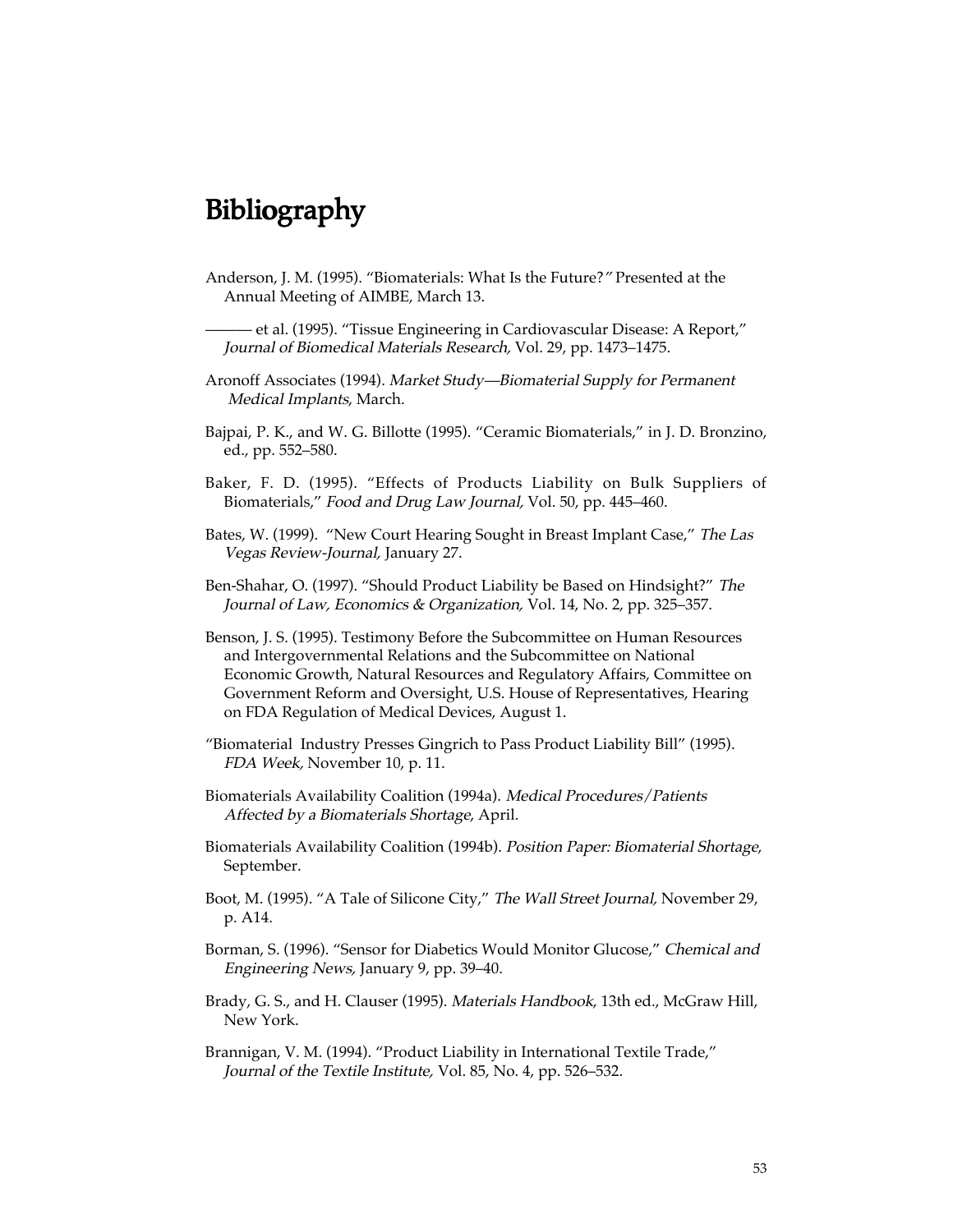# Bibliography

Anderson, J. M. (1995). "Biomaterials: What Is the Future?" Presented at the Annual Meeting of AIMBE, March 13.

——— et al. (1995). "Tissue Engineering in Cardiovascular Disease: A Report," *Journal of Biomedical Materials Research,* Vol. 29, pp. 1473–1475.

Aronoff Associates (1994). *Market Study—Biomaterial Supply for Permanent Medical Implants*, March.

Bajpai, P. K., and W. G. Billotte (1995). "Ceramic Biomaterials," in J. D. Bronzino, ed., pp. 552–580.

Baker, F. D. (1995). "Effects of Products Liability on Bulk Suppliers of Biomaterials," *Food and Drug Law Journal,* Vol. 50, pp. 445–460.

Bates, W. (1999). "New Court Hearing Sought in Breast Implant Case," *The Las Vegas Review-Journal,* January 27.

Ben-Shahar, O. (1997). "Should Product Liability be Based on Hindsight?" *The Journal of Law, Economics & Organization,* Vol. 14, No. 2, pp. 325–357.

Benson, J. S. (1995). Testimony Before the Subcommittee on Human Resources and Intergovernmental Relations and the Subcommittee on National Economic Growth, Natural Resources and Regulatory Affairs, Committee on Government Reform and Oversight, U.S. House of Representatives, Hearing on FDA Regulation of Medical Devices, August 1.

"Biomaterial Industry Presses Gingrich to Pass Product Liability Bill" (1995). *FDA Week,* November 10, p. 11.

Biomaterials Availability Coalition (1994a). *Medical Procedures/Patients Affected by a Biomaterials Shortage*, April.

Biomaterials Availability Coalition (1994b). *Position Paper: Biomaterial Shortage*, September.

Boot, M. (1995). "A Tale of Silicone City," *The Wall Street Journal,* November 29, p. A14.

Borman, S. (1996). "Sensor for Diabetics Would Monitor Glucose," *Chemical and Engineering News,* January 9, pp. 39–40.

Brady, G. S., and H. Clauser (1995). *Materials Handbook*, 13th ed., McGraw Hill, New York.

Brannigan, V. M. (1994). "Product Liability in International Textile Trade," *Journal of the Textile Institute,* Vol. 85, No. 4, pp. 526–532.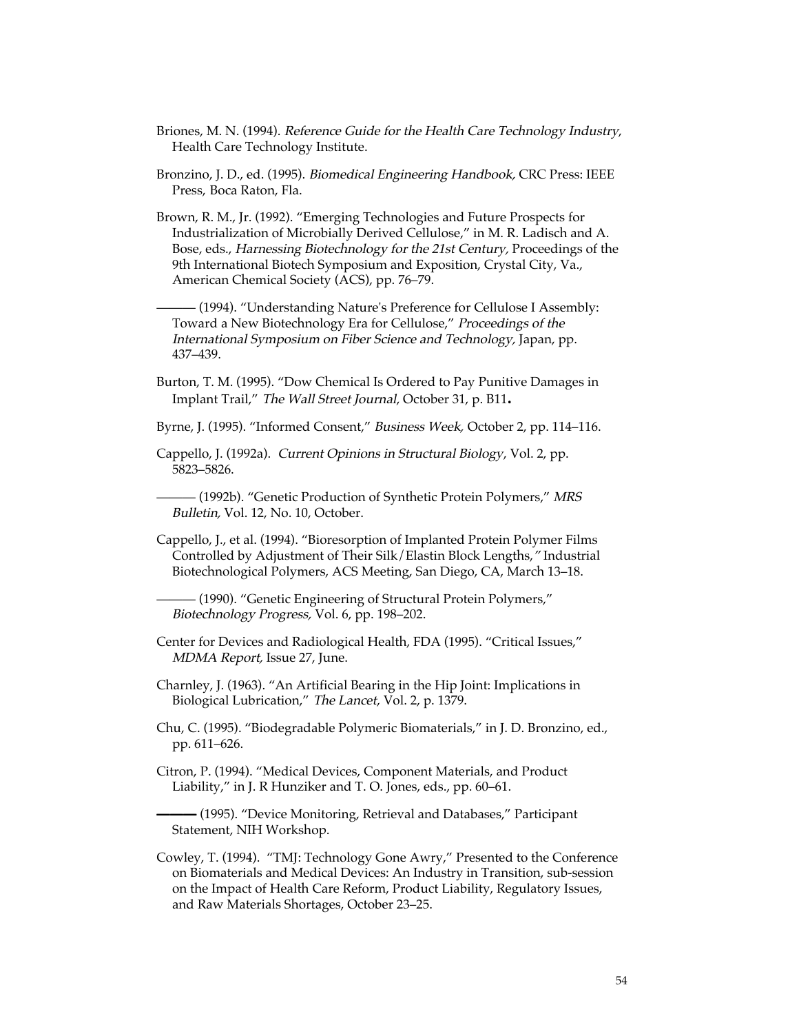Briones, M. N. (1994). *Reference Guide for the Health Care Technology Industry*, Health Care Technology Institute.

Bronzino, J. D., ed. (1995). *Biomedical Engineering Handbook,* CRC Press: IEEE Press, Boca Raton, Fla.

Brown, R. M., Jr. (1992). "Emerging Technologies and Future Prospects for Industrialization of Microbially Derived Cellulose," in M. R. Ladisch and A. Bose, eds., *Harnessing Biotechnology for the 21st Century,* Proceedings of the 9th International Biotech Symposium and Exposition, Crystal City, Va., American Chemical Society (ACS), pp. 76–79.

——— (1994). "Understanding Nature's Preference for Cellulose I Assembly: Toward a New Biotechnology Era for Cellulose," *Proceedings of the International Symposium on Fiber Science and Technology,* Japan, pp. 437–439.

Burton, T. M. (1995). "Dow Chemical Is Ordered to Pay Punitive Damages in Implant Trail," *The Wall Street Journal*, October 31, p. B11**.**

Byrne, J. (1995). "Informed Consent," *Business Week,* October 2, pp. 114–116.

Cappello, J. (1992a). *Current Opinions in Structural Biology*, Vol. 2, pp. 5823–5826.

——— (1992b). "Genetic Production of Synthetic Protein Polymers," *MRS Bulletin,* Vol. 12, No. 10, October.

Cappello, J., et al. (1994). "Bioresorption of Implanted Protein Polymer Films Controlled by Adjustment of Their Silk/Elastin Block Lengths,*"* Industrial Biotechnological Polymers, ACS Meeting, San Diego, CA, March 13–18.

——— (1990). "Genetic Engineering of Structural Protein Polymers," *Biotechnology Progress,* Vol. 6, pp. 198–202.

Center for Devices and Radiological Health, FDA (1995). "Critical Issues," *MDMA Report,* Issue 27, June.

Charnley, J. (1963). "An Artificial Bearing in the Hip Joint: Implications in Biological Lubrication," *The Lancet*, Vol. 2, p. 1379.

Chu, C. (1995). "Biodegradable Polymeric Biomaterials," in J. D. Bronzino, ed., pp. 611–626.

Citron, P. (1994). "Medical Devices, Component Materials, and Product Liability," in J. R Hunziker and T. O. Jones, eds., pp. 60–61.

——— (1995). "Device Monitoring, Retrieval and Databases," Participant Statement, NIH Workshop.

Cowley, T. (1994). "TMJ: Technology Gone Awry," Presented to the Conference on Biomaterials and Medical Devices: An Industry in Transition, sub-session on the Impact of Health Care Reform, Product Liability, Regulatory Issues, and Raw Materials Shortages, October 23–25.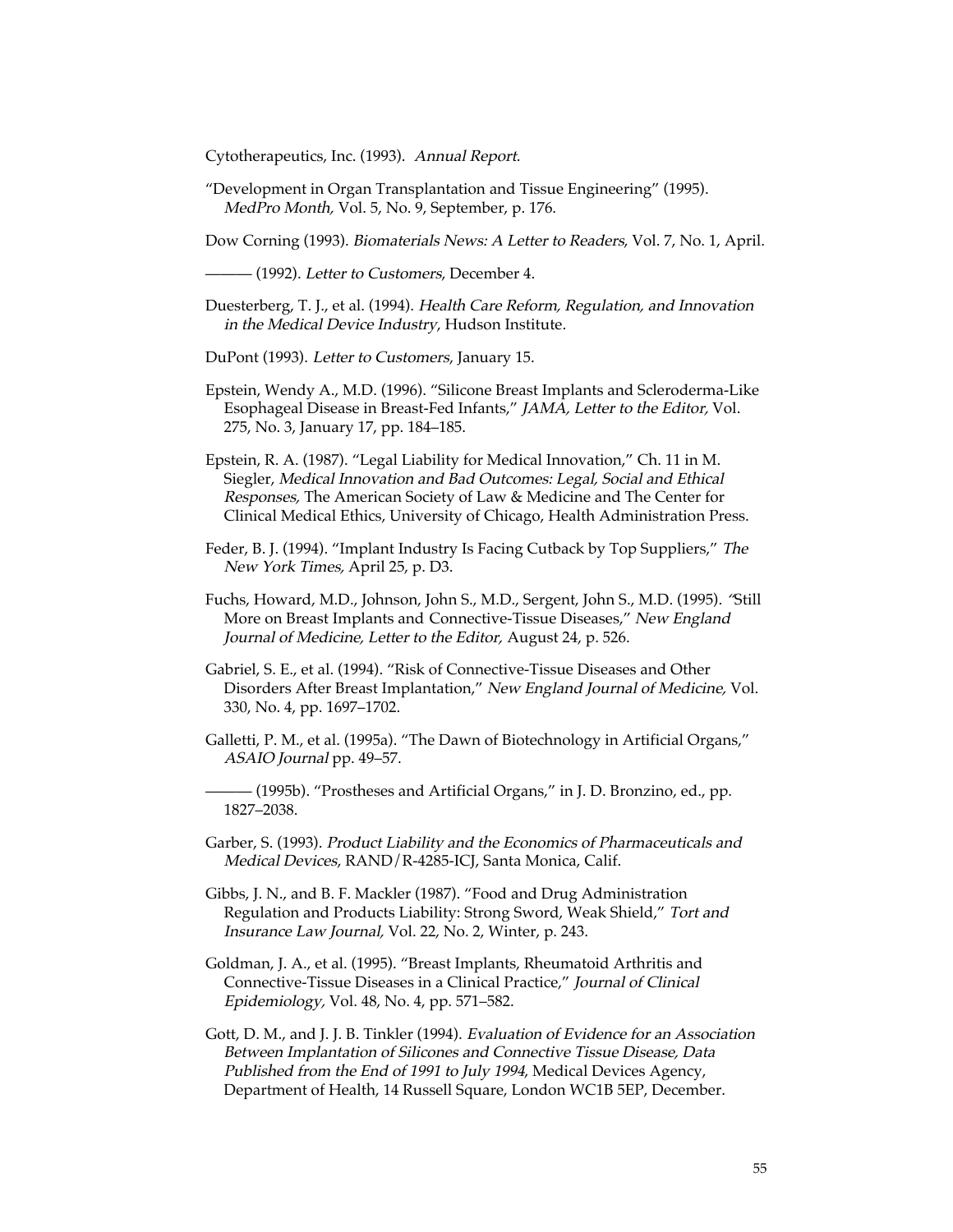Cytotherapeutics, Inc. (1993). *Annual Report*.

"Development in Organ Transplantation and Tissue Engineering" (1995). *MedPro Month,* Vol. 5, No. 9, September, p. 176.

Dow Corning (1993). *Biomaterials News: A Letter to Readers*, Vol. 7, No. 1, April.

——— (1992). *Letter to Customers*, December 4.

Duesterberg, T. J., et al. (1994). *Health Care Reform, Regulation, and Innovation in the Medical Device Industry*, Hudson Institute.

DuPont (1993). *Letter to Customers*, January 15.

Epstein, Wendy A., M.D. (1996). "Silicone Breast Implants and Scleroderma-Like Esophageal Disease in Breast-Fed Infants," *JAMA, Letter to the Editor,* Vol. 275, No. 3, January 17, pp. 184–185.

Epstein, R. A. (1987). "Legal Liability for Medical Innovation," Ch. 11 in M. Siegler, *Medical Innovation and Bad Outcomes: Legal, Social and Ethical Responses,* The American Society of Law & Medicine and The Center for Clinical Medical Ethics, University of Chicago, Health Administration Press.

Feder, B. J. (1994). "Implant Industry Is Facing Cutback by Top Suppliers," *The New York Times,* April 25, p. D3.

Fuchs, Howard, M.D., Johnson, John S., M.D., Sergent, John S., M.D. (1995). "Still More on Breast Implants and Connective-Tissue Diseases," *New England Journal of Medicine, Letter to the Editor,* August 24, p. 526.

Gabriel, S. E., et al. (1994). "Risk of Connective-Tissue Diseases and Other Disorders After Breast Implantation," *New England Journal of Medicine,* Vol. 330, No. 4, pp. 1697–1702.

Galletti, P. M., et al. (1995a). "The Dawn of Biotechnology in Artificial Organs," *ASAIO Journal* pp. 49–57.

——— (1995b). "Prostheses and Artificial Organs," in J. D. Bronzino, ed., pp. 1827–2038.

Garber, S. (1993). *Product Liability and the Economics of Pharmaceuticals and Medical Devices*, RAND/R-4285-ICJ, Santa Monica, Calif.

Gibbs, J. N., and B. F. Mackler (1987). "Food and Drug Administration Regulation and Products Liability: Strong Sword, Weak Shield," *Tort and Insurance Law Journal,* Vol. 22, No. 2, Winter, p. 243.

Goldman, J. A., et al. (1995). "Breast Implants, Rheumatoid Arthritis and Connective-Tissue Diseases in a Clinical Practice," *Journal of Clinical Epidemiology,* Vol. 48, No. 4, pp. 571–582.

Gott, D. M., and J. J. B. Tinkler (1994). *Evaluation of Evidence for an Association Between Implantation of Silicones and Connective Tissue Disease, Data Published from the End of 1991 to July 1994*, Medical Devices Agency, Department of Health, 14 Russell Square, London WC1B 5EP, December.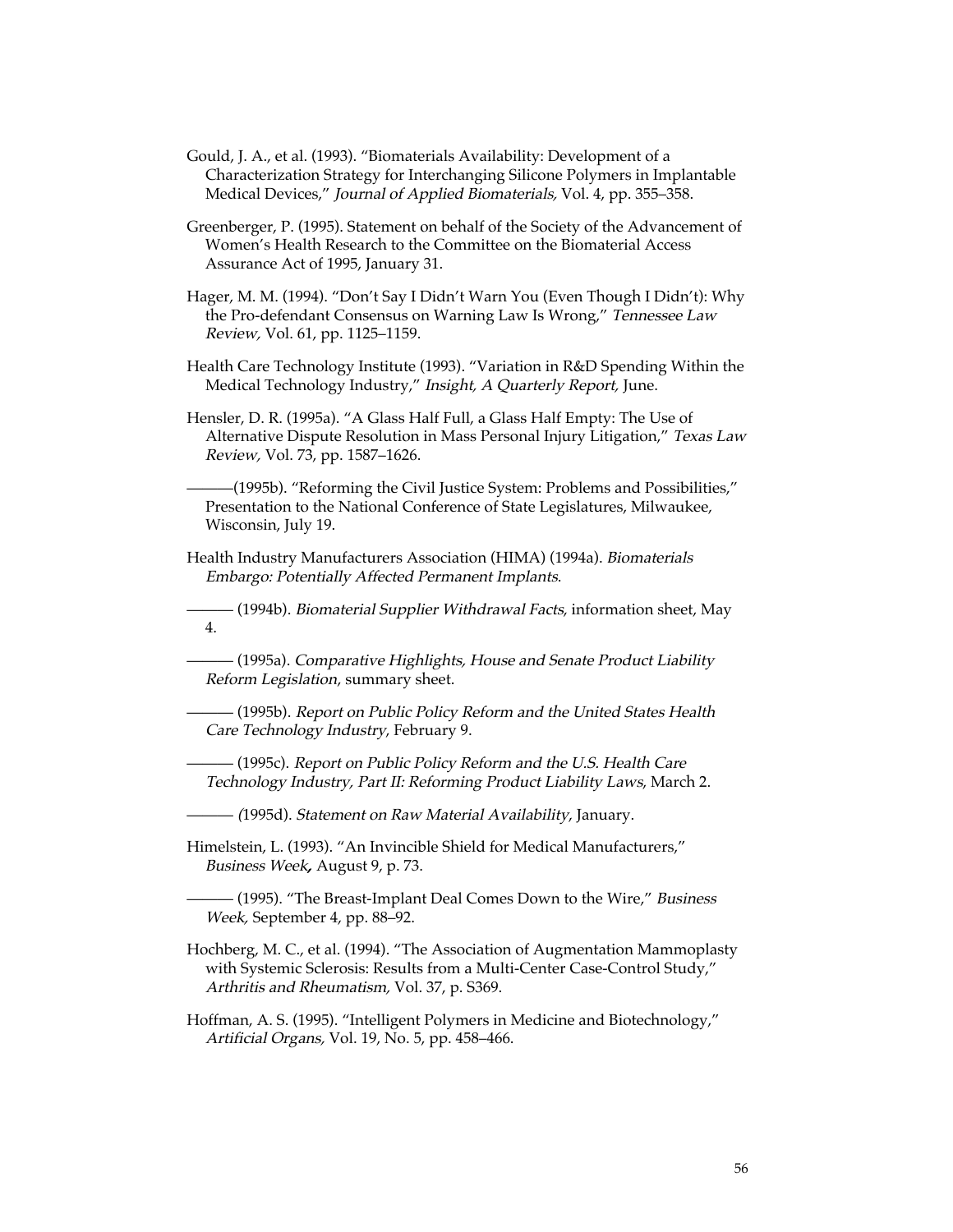Gould, J. A., et al. (1993). "Biomaterials Availability: Development of a Characterization Strategy for Interchanging Silicone Polymers in Implantable Medical Devices," *Journal of Applied Biomaterials,* Vol. 4, pp. 355–358.

Greenberger, P. (1995). Statement on behalf of the Society of the Advancement of Women's Health Research to the Committee on the Biomaterial Access Assurance Act of 1995, January 31.

Hager, M. M. (1994). "Don't Say I Didn't Warn You (Even Though I Didn't): Why the Pro-defendant Consensus on Warning Law Is Wrong," *Tennessee Law Review,* Vol. 61, pp. 1125–1159.

Health Care Technology Institute (1993). "Variation in R&D Spending Within the Medical Technology Industry," *Insight, A Quarterly Report,* June.

Hensler, D. R. (1995a). "A Glass Half Full, a Glass Half Empty: The Use of Alternative Dispute Resolution in Mass Personal Injury Litigation," *Texas Law Review,* Vol. 73, pp. 1587–1626.

———(1995b). "Reforming the Civil Justice System: Problems and Possibilities," Presentation to the National Conference of State Legislatures, Milwaukee, Wisconsin, July 19.

Health Industry Manufacturers Association (HIMA) (1994a). *Biomaterials Embargo: Potentially Affected Permanent Implants*.

——— (1994b). *Biomaterial Supplier Withdrawal Facts*, information sheet, May 4.

——— (1995a). *Comparative Highlights, House and Senate Product Liability Reform Legislation*, summary sheet.

——— (1995b). *Report on Public Policy Reform and the United States Health Care Technology Industry*, February 9.

——— (1995c). *Report on Public Policy Reform and the U.S. Health Care Technology Industry, Part II: Reforming Product Liability Laws*, March 2.

——— (1995d). *Statement on Raw Material Availability*, January.

Himelstein, L. (1993). "An Invincible Shield for Medical Manufacturers," *Business Week***,** August 9, p. 73.

——— (1995). "The Breast-Implant Deal Comes Down to the Wire," *Business Week,* September 4, pp. 88–92.

Hochberg, M. C., et al. (1994). "The Association of Augmentation Mammoplasty with Systemic Sclerosis: Results from a Multi-Center Case-Control Study," *Arthritis and Rheumatism,* Vol. 37, p. S369.

Hoffman, A. S. (1995). "Intelligent Polymers in Medicine and Biotechnology," *Artificial Organs,* Vol. 19, No. 5, pp. 458–466.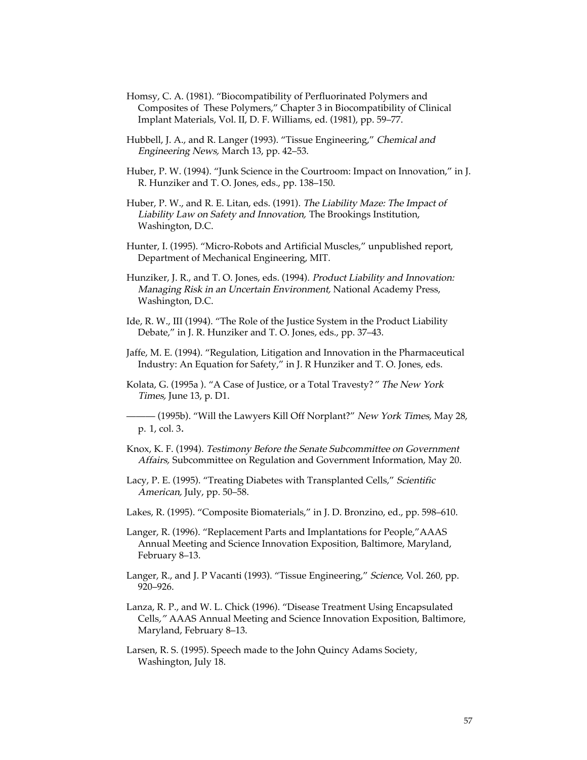Homsy, C. A. (1981). "Biocompatibility of Perfluorinated Polymers and Composites of These Polymers," Chapter 3 in Biocompatibility of Clinical Implant Materials, Vol. II, D. F. Williams, ed. (1981), pp. 59–77.

Hubbell, J. A., and R. Langer (1993). "Tissue Engineering," *Chemical and Engineering News,* March 13, pp. 42–53.

Huber, P. W. (1994). "Junk Science in the Courtroom: Impact on Innovation," in J. R. Hunziker and T. O. Jones, eds., pp. 138–150.

Huber, P. W., and R. E. Litan, eds. (1991). *The Liability Maze: The Impact of Liability Law on Safety and Innovation,* The Brookings Institution, Washington, D.C.

Hunter, I. (1995). "Micro-Robots and Artificial Muscles," unpublished report, Department of Mechanical Engineering, MIT.

Hunziker, J. R., and T. O. Jones, eds. (1994). *Product Liability and Innovation: Managing Risk in an Uncertain Environment,* National Academy Press, Washington, D.C.

Ide, R. W., III (1994). "The Role of the Justice System in the Product Liability Debate," in J. R. Hunziker and T. O. Jones, eds., pp. 37–43.

Jaffe, M. E. (1994). "Regulation, Litigation and Innovation in the Pharmaceutical Industry: An Equation for Safety," in J. R Hunziker and T. O. Jones, eds.

Kolata, G. (1995a ). "A Case of Justice, or a Total Travesty?*" The New York Times,* June 13, p. D1.

——— (1995b). "Will the Lawyers Kill Off Norplant?" *New York Times,* May 28, p. 1, col. 3**.**

Knox, K. F. (1994). *Testimony Before the Senate Subcommittee on Government Affairs,* Subcommittee on Regulation and Government Information, May 20.

Lacy, P. E. (1995). "Treating Diabetes with Transplanted Cells," *Scientific American,* July, pp. 50–58.

Lakes, R. (1995). "Composite Biomaterials," in J. D. Bronzino, ed., pp. 598–610.

Langer, R. (1996). "Replacement Parts and Implantations for People,"AAAS Annual Meeting and Science Innovation Exposition, Baltimore, Maryland, February 8–13.

Langer, R., and J. P Vacanti (1993). "Tissue Engineering," *Science,* Vol. 260, pp. 920–926.

Lanza, R. P., and W. L. Chick (1996). "Disease Treatment Using Encapsulated Cells*,"* AAAS Annual Meeting and Science Innovation Exposition, Baltimore, Maryland, February 8–13.

Larsen, R. S. (1995). Speech made to the John Quincy Adams Society, Washington, July 18.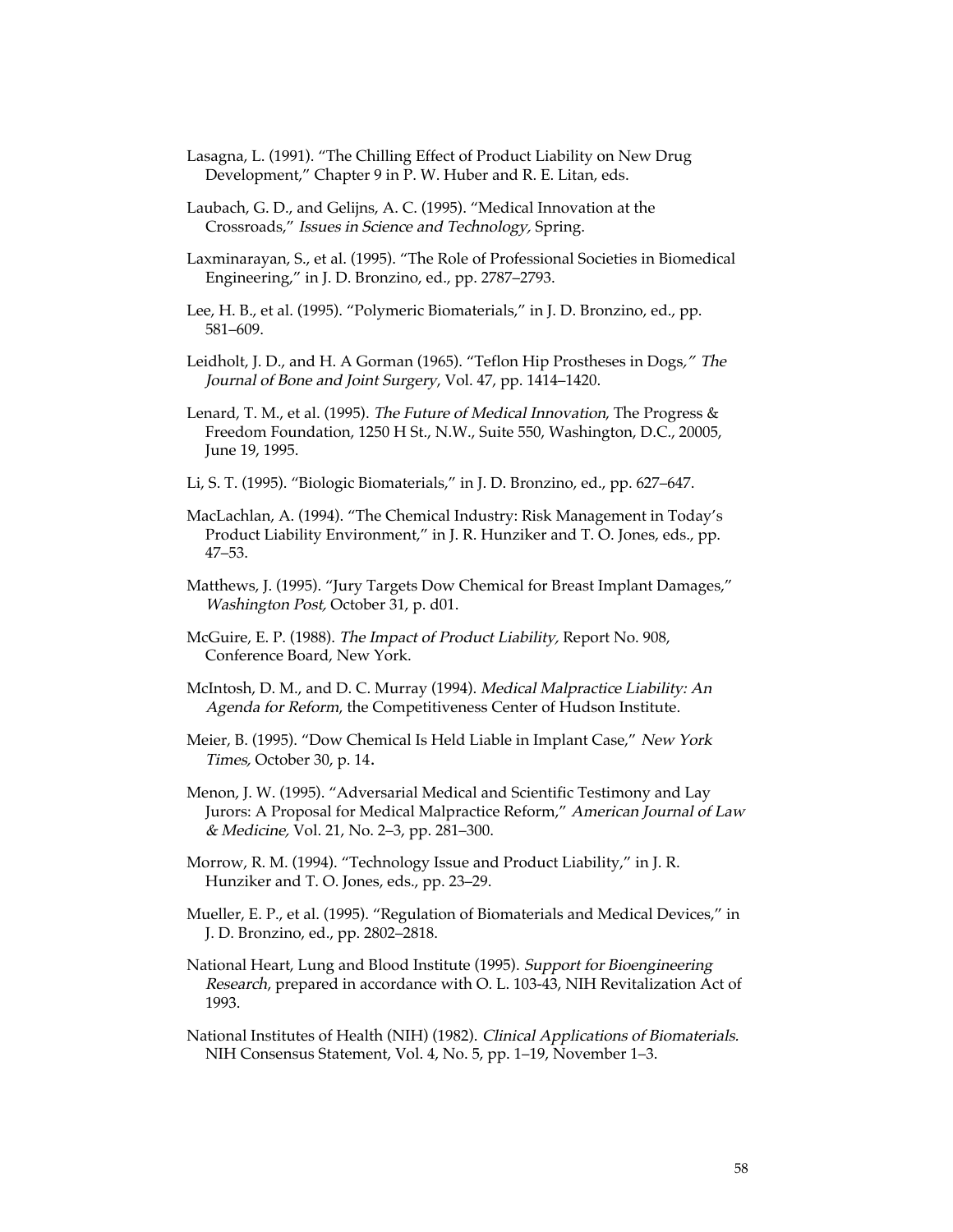Lasagna, L. (1991). "The Chilling Effect of Product Liability on New Drug Development," Chapter 9 in P. W. Huber and R. E. Litan, eds.

Laubach, G. D., and Gelijns, A. C. (1995). "Medical Innovation at the Crossroads," *Issues in Science and Technology,* Spring.

Laxminarayan, S., et al. (1995). "The Role of Professional Societies in Biomedical Engineering," in J. D. Bronzino, ed., pp. 2787–2793.

Lee, H. B., et al. (1995). "Polymeric Biomaterials," in J. D. Bronzino, ed., pp. 581–609.

Leidholt, J. D., and H. A Gorman (1965). "Teflon Hip Prostheses in Dogs*," The Journal of Bone and Joint Surgery,* Vol. 47, pp. 1414–1420.

Lenard, T. M., et al. (1995). *The Future of Medical Innovation*, The Progress & Freedom Foundation, 1250 H St., N.W., Suite 550, Washington, D.C., 20005, June 19, 1995.

Li, S. T. (1995). "Biologic Biomaterials," in J. D. Bronzino, ed., pp. 627–647.

MacLachlan, A. (1994). "The Chemical Industry: Risk Management in Today's Product Liability Environment," in J. R. Hunziker and T. O. Jones, eds., pp. 47–53.

Matthews, J. (1995). "Jury Targets Dow Chemical for Breast Implant Damages," *Washington Post,* October 31, p. d01.

McGuire, E. P. (1988). *The Impact of Product Liability,* Report No. 908, Conference Board, New York.

McIntosh, D. M., and D. C. Murray (1994). *Medical Malpractice Liability: An Agenda for Reform*, the Competitiveness Center of Hudson Institute.

Meier, B. (1995). "Dow Chemical Is Held Liable in Implant Case," *New York Times,* October 30, p. 14**.**

Menon, J. W. (1995). "Adversarial Medical and Scientific Testimony and Lay Jurors: A Proposal for Medical Malpractice Reform," *American Journal of Law & Medicine,* Vol. 21, No. 2–3, pp. 281–300.

Morrow, R. M. (1994). "Technology Issue and Product Liability," in J. R. Hunziker and T. O. Jones, eds., pp. 23–29.

Mueller, E. P., et al. (1995). "Regulation of Biomaterials and Medical Devices," in J. D. Bronzino, ed., pp. 2802–2818.

National Heart, Lung and Blood Institute (1995). *Support for Bioengineering Research*, prepared in accordance with O. L. 103-43, NIH Revitalization Act of 1993.

National Institutes of Health (NIH) (1982). *Clinical Applications of Biomaterials.* NIH Consensus Statement, Vol. 4, No. 5, pp. 1–19, November 1–3.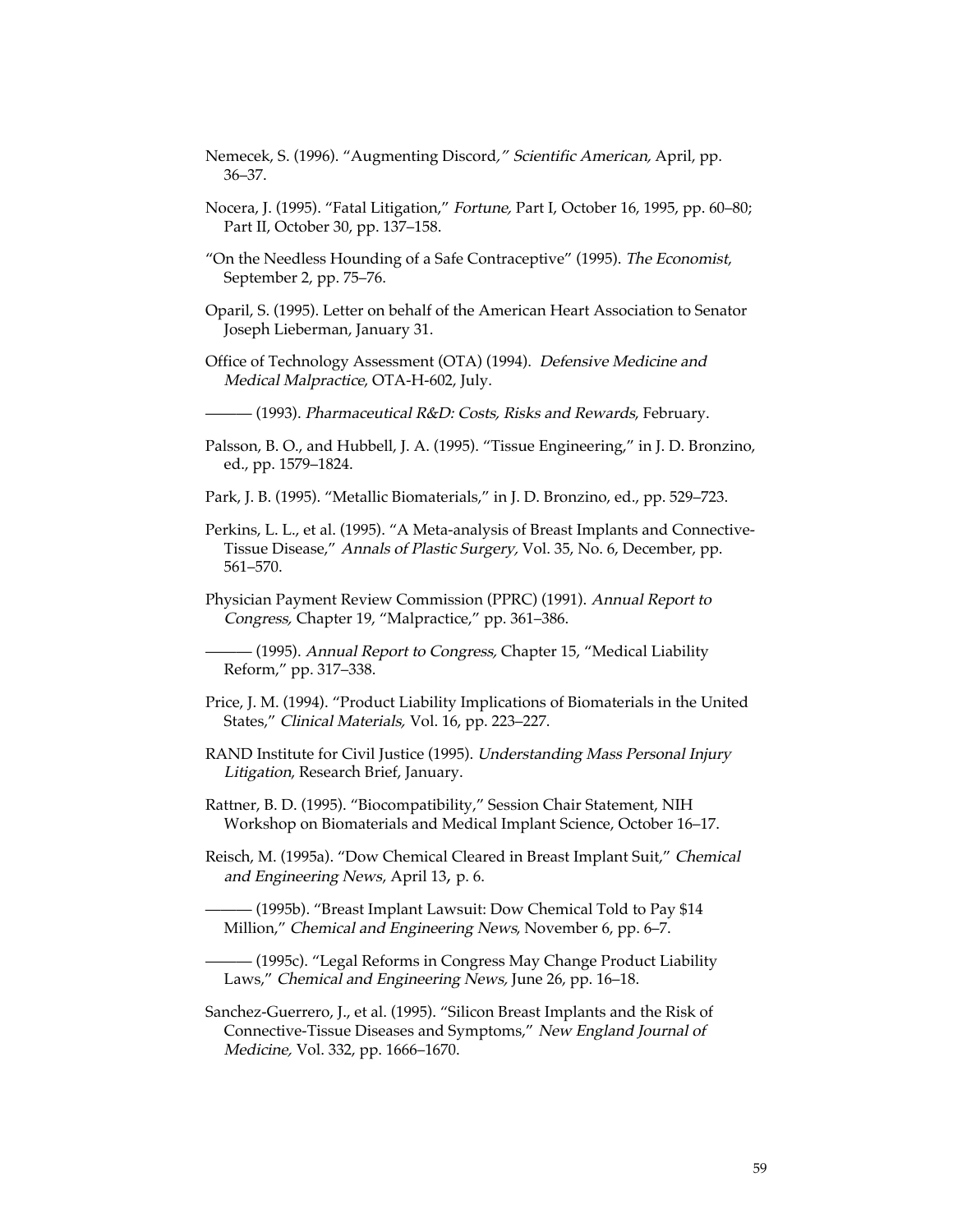Nemecek, S. (1996). "Augmenting Discord," *Scientific American,* April, pp. 36–37.

Nocera, J. (1995). "Fatal Litigation," *Fortune,* Part I, October 16, 1995, pp. 60–80; Part II, October 30, pp. 137–158.

"On the Needless Hounding of a Safe Contraceptive" (1995). *The Economist*, September 2, pp. 75–76.

Oparil, S. (1995). Letter on behalf of the American Heart Association to Senator Joseph Lieberman, January 31.

Office of Technology Assessment (OTA) (1994). *Defensive Medicine and Medical Malpractice*, OTA-H-602, July.

——— (1993). *Pharmaceutical R&D: Costs, Risks and Rewards*, February.

Palsson, B. O., and Hubbell, J. A. (1995). "Tissue Engineering," in J. D. Bronzino, ed., pp. 1579–1824.

Park, J. B. (1995). "Metallic Biomaterials," in J. D. Bronzino, ed., pp. 529–723.

Perkins, L. L., et al. (1995). "A Meta-analysis of Breast Implants and Connective-Tissue Disease," *Annals of Plastic Surgery,* Vol. 35, No. 6, December, pp. 561–570.

Physician Payment Review Commission (PPRC) (1991). *Annual Report to Congress,* Chapter 19, "Malpractice," pp. 361–386.

——— (1995). *Annual Report to Congress*, Chapter 15, "Medical Liability Reform," pp. 317–338.

Price, J. M. (1994). "Product Liability Implications of Biomaterials in the United States," *Clinical Materials,* Vol. 16, pp. 223–227.

RAND Institute for Civil Justice (1995). *Understanding Mass Personal Injury Litigation*, Research Brief, January.

Rattner, B. D. (1995). "Biocompatibility," Session Chair Statement, NIH Workshop on Biomaterials and Medical Implant Science, October 16–17.

Reisch, M. (1995a). "Dow Chemical Cleared in Breast Implant Suit," *Chemical and Engineering News*, April 13, p. 6.

——— (1995b). "Breast Implant Lawsuit: Dow Chemical Told to Pay $14 Million," *Chemical and Engineering News*, November 6, pp. 6–7.

——— (1995c). "Legal Reforms in Congress May Change Product Liability Laws," *Chemical and Engineering News,* June 26, pp. 16–18.

Sanchez-Guerrero, J., et al. (1995). "Silicon Breast Implants and the Risk of Connective-Tissue Diseases and Symptoms," *New England Journal of Medicine,* Vol. 332, pp. 1666–1670.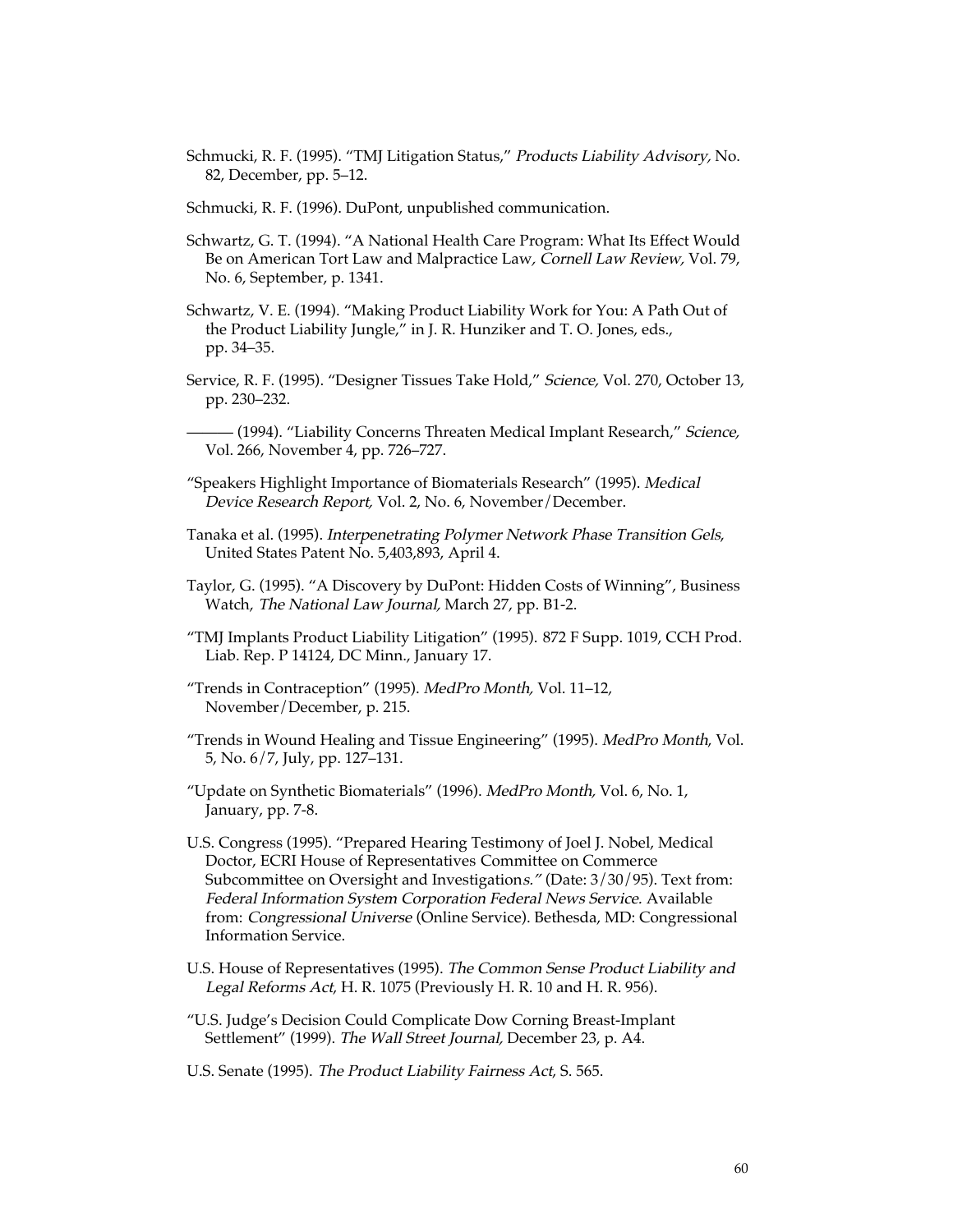Schmucki, R. F. (1995). "TMJ Litigation Status," *Products Liability Advisory,* No. 82, December, pp. 5–12.

Schmucki, R. F. (1996). DuPont, unpublished communication.

Schwartz, G. T. (1994). "A National Health Care Program: What Its Effect Would Be on American Tort Law and Malpractice Law*, Cornell Law Review,* Vol. 79, No. 6, September, p. 1341.

Schwartz, V. E. (1994). "Making Product Liability Work for You: A Path Out of the Product Liability Jungle," in J. R. Hunziker and T. O. Jones, eds., pp. 34–35.

Service, R. F. (1995). "Designer Tissues Take Hold," *Science,* Vol. 270, October 13, pp. 230–232.

——— (1994). "Liability Concerns Threaten Medical Implant Research," *Science,* Vol. 266, November 4, pp. 726–727.

"Speakers Highlight Importance of Biomaterials Research" (1995). *Medical Device Research Report,* Vol. 2, No. 6, November/December.

Tanaka et al. (1995). *Interpenetrating Polymer Network Phase Transition Gels*, United States Patent No. 5,403,893, April 4.

Taylor, G. (1995). "A Discovery by DuPont: Hidden Costs of Winning", Business Watch, *The National Law Journal,* March 27, pp. B1-2.

"TMJ Implants Product Liability Litigation" (1995). 872 F Supp. 1019, CCH Prod. Liab. Rep. P 14124, DC Minn., January 17.

"Trends in Contraception" (1995). *MedPro Month,* Vol. 11–12, November/December, p. 215.

"Trends in Wound Healing and Tissue Engineering" (1995). *MedPro Month*, Vol. 5, No. 6/7, July, pp. 127–131.

"Update on Synthetic Biomaterials" (1996). *MedPro Month,* Vol. 6, No. 1, January, pp. 7-8.

U.S. Congress (1995). "Prepared Hearing Testimony of Joel J. Nobel, Medical Doctor, ECRI House of Representatives Committee on Commerce Subcommittee on Oversight and Investigation*s."* (Date: 3/30/95). Text from: *Federal Information System Corporation Federal News Service.* Available from: *Congressional Universe* (Online Service). Bethesda, MD: Congressional Information Service.

U.S. House of Representatives (1995). *The Common Sense Product Liability and Legal Reforms Act*, H. R. 1075 (Previously H. R. 10 and H. R. 956).

"U.S. Judge's Decision Could Complicate Dow Corning Breast-Implant Settlement" (1999). *The Wall Street Journal,* December 23, p. A4.

U.S. Senate (1995). *The Product Liability Fairness Act*, S. 565.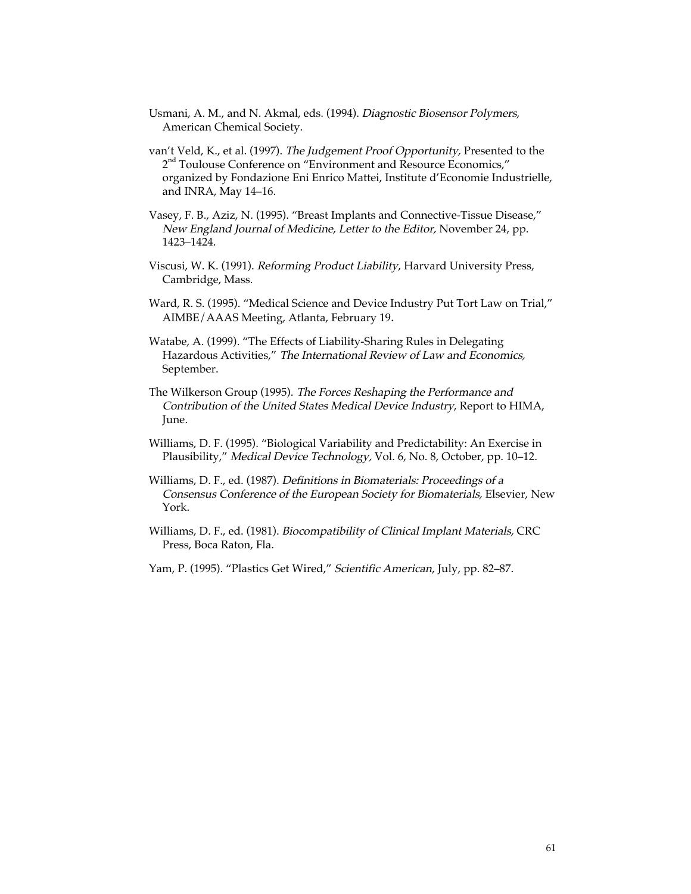Usmani, A. M., and N. Akmal, eds. (1994). *Diagnostic Biosensor Polymers*, American Chemical Society.

van't Veld, K., et al. (1997). *The Judgement Proof Opportunity,* Presented to the 2nd Toulouse Conference on "Environment and Resource Economics," organized by Fondazione Eni Enrico Mattei, Institute d'Economie Industrielle, and INRA, May 14–16.

Vasey, F. B., Aziz, N. (1995). "Breast Implants and Connective-Tissue Disease," *New England Journal of Medicine, Letter to the Editor,* November 24, pp. 1423–1424.

Viscusi, W. K. (1991). *Reforming Product Liability*, Harvard University Press, Cambridge, Mass.

Ward, R. S. (1995). "Medical Science and Device Industry Put Tort Law on Trial," AIMBE/AAAS Meeting, Atlanta, February 19**.**

Watabe, A. (1999). "The Effects of Liability-Sharing Rules in Delegating Hazardous Activities," *The International Review of Law and Economics,* September.

The Wilkerson Group (1995). *The Forces Reshaping the Performance and Contribution of the United States Medical Device Industry*, Report to HIMA, June.

Williams, D. F. (1995). "Biological Variability and Predictability: An Exercise in Plausibility," *Medical Device Technology,* Vol. 6, No. 8, October, pp. 10–12.

Williams, D. F., ed. (1987). *Definitions in Biomaterials: Proceedings of a Consensus Conference of the European Society for Biomaterials,* Elsevier, New York.

Williams, D. F., ed. (1981). *Biocompatibility of Clinical Implant Materials,* CRC Press, Boca Raton, Fla.

Yam, P. (1995). "Plastics Get Wired," *Scientific American*, July, pp. 82–87.